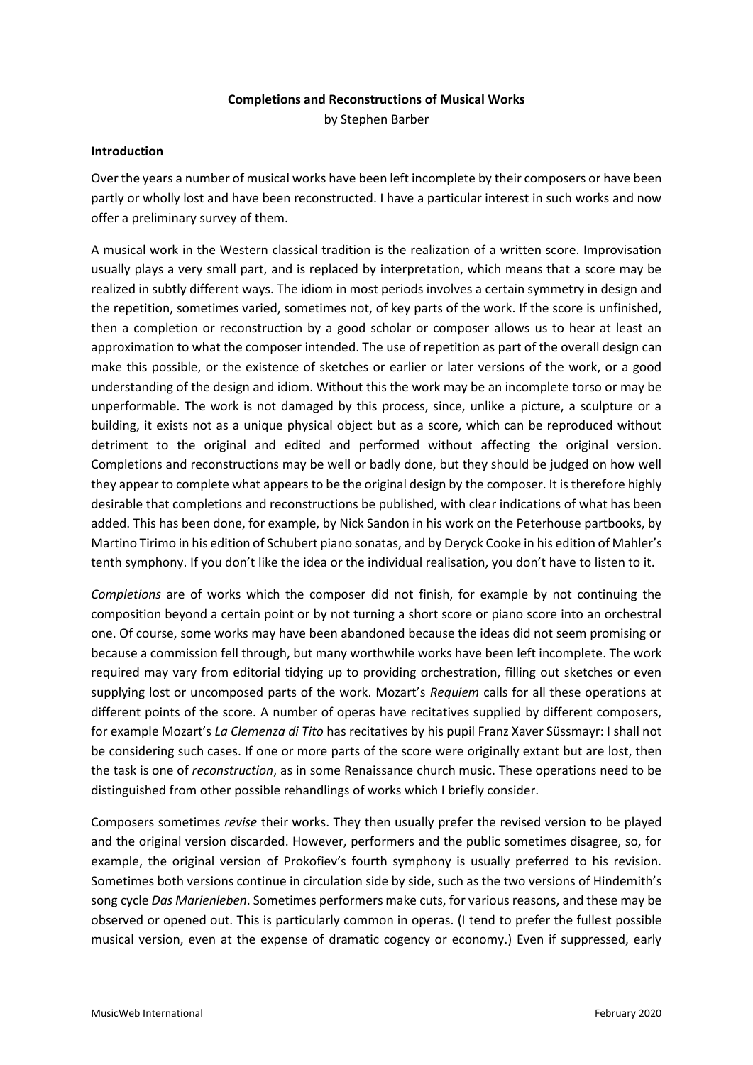**Completions and Reconstructions of Musical Works**

by Stephen Barber

**Introduction**

Over the years a number of musical works have been left incomplete by their composers or have been partly or wholly lost and have been reconstructed. I have a particular interest in such works and now offer a preliminary survey of them.

A musical work in the Western classical tradition is the realization of a written score. Improvisation usually plays a very small part, and is replaced by interpretation, which means that a score may be realized in subtly different ways. The idiom in most periods involves a certain symmetry in design and the repetition, sometimes varied, sometimes not, of key parts of the work. If the score is unfinished, then a completion or reconstruction by a good scholar or composer allows us to hear at least an approximation to what the composer intended. The use of repetition as part of the overall design can make this possible, or the existence of sketches or earlier or later versions of the work, or a good understanding of the design and idiom. Without this the work may be an incomplete torso or may be unperformable. The work is not damaged by this process, since, unlike a picture, a sculpture or a building, it exists not as a unique physical object but as a score, which can be reproduced without detriment to the original and edited and performed without affecting the original version. Completions and reconstructions may be well or badly done, but they should be judged on how well they appear to complete what appears to be the original design by the composer. It is therefore highly desirable that completions and reconstructions be published, with clear indications of what has been added. This has been done, for example, by Nick Sandon in his work on the Peterhouse partbooks, by Martino Tirimo in his edition of Schubert piano sonatas, and by Deryck Cooke in his edition of Mahler's tenth symphony. If you don't like the idea or the individual realisation, you don't have to listen to it.

*Completions* are of works which the composer did not finish, for example by not continuing the composition beyond a certain point or by not turning a short score or piano score into an orchestral one. Of course, some works may have been abandoned because the ideas did not seem promising or because a commission fell through, but many worthwhile works have been left incomplete. The work required may vary from editorial tidying up to providing orchestration, filling out sketches or even supplying lost or uncomposed parts of the work. Mozart's *Requiem* calls for all these operations at different points of the score. A number of operas have recitatives supplied by different composers, for example Mozart's *La Clemenza di Tito* has recitatives by his pupil Franz Xaver Süssmayr: I shall not be considering such cases. If one or more parts of the score were originally extant but are lost, then the task is one of *reconstruction*, as in some Renaissance church music. These operations need to be distinguished from other possible rehandlings of works which I briefly consider.

Composers sometimes *revise* their works. They then usually prefer the revised version to be played and the original version discarded. However, performers and the public sometimes disagree, so, for example, the original version of Prokofiev's fourth symphony is usually preferred to his revision. Sometimes both versions continue in circulation side by side, such as the two versions of Hindemith's song cycle *Das Marienleben*. Sometimes performers make cuts, for various reasons, and these may be observed or opened out. This is particularly common in operas. (I tend to prefer the fullest possible musical version, even at the expense of dramatic cogency or economy.) Even if suppressed, early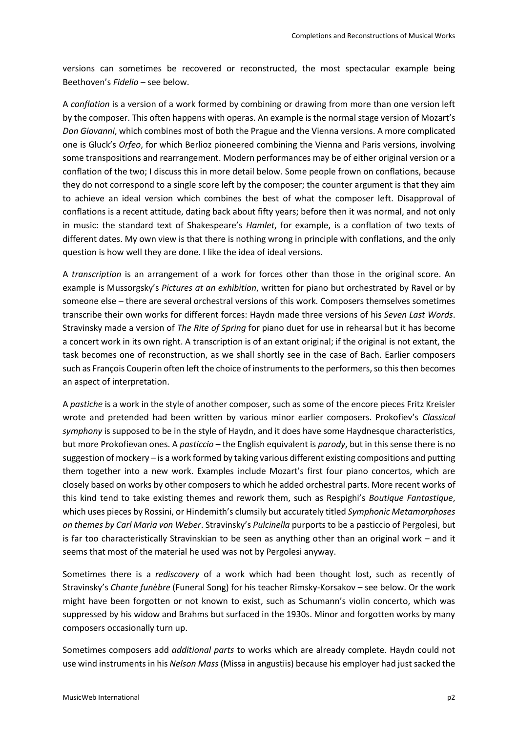versions can sometimes be recovered or reconstructed, the most spectacular example being Beethoven's *Fidelio* – see below.

A *conflation* is a version of a work formed by combining or drawing from more than one version left by the composer. This often happens with operas. An example is the normal stage version of Mozart's *Don Giovanni*, which combines most of both the Prague and the Vienna versions. A more complicated one is Gluck's *Orfeo*, for which Berlioz pioneered combining the Vienna and Paris versions, involving some transpositions and rearrangement. Modern performances may be of either original version or a conflation of the two; I discuss this in more detail below. Some people frown on conflations, because they do not correspond to a single score left by the composer; the counter argument is that they aim to achieve an ideal version which combines the best of what the composer left. Disapproval of conflations is a recent attitude, dating back about fifty years; before then it was normal, and not only in music: the standard text of Shakespeare's *Hamlet*, for example, is a conflation of two texts of different dates. My own view is that there is nothing wrong in principle with conflations, and the only question is how well they are done. I like the idea of ideal versions.

A *transcription* is an arrangement of a work for forces other than those in the original score. An example is Mussorgsky's *Pictures at an exhibition*, written for piano but orchestrated by Ravel or by someone else – there are several orchestral versions of this work. Composers themselves sometimes transcribe their own works for different forces: Haydn made three versions of his *Seven Last Words*. Stravinsky made a version of *The Rite of Spring* for piano duet for use in rehearsal but it has become a concert work in its own right. A transcription is of an extant original; if the original is not extant, the task becomes one of reconstruction, as we shall shortly see in the case of Bach. Earlier composers such as François Couperin often left the choice of instruments to the performers, so this then becomes an aspect of interpretation.

A *pastiche* is a work in the style of another composer, such as some of the encore pieces Fritz Kreisler wrote and pretended had been written by various minor earlier composers. Prokofiev's *Classical symphony* is supposed to be in the style of Haydn, and it does have some Haydnesque characteristics, but more Prokofievan ones. A *pasticcio* – the English equivalent is *parody*, but in this sense there is no suggestion of mockery – is a work formed by taking various different existing compositions and putting them together into a new work. Examples include Mozart's first four piano concertos, which are closely based on works by other composers to which he added orchestral parts. More recent works of this kind tend to take existing themes and rework them, such as Respighi's *Boutique Fantastique*, which uses pieces by Rossini, or Hindemith's clumsily but accurately titled *Symphonic Metamorphoses on themes by Carl Maria von Weber*. Stravinsky's *Pulcinella* purports to be a pasticcio of Pergolesi, but is far too characteristically Stravinskian to be seen as anything other than an original work – and it seems that most of the material he used was not by Pergolesi anyway.

Sometimes there is a *rediscovery* of a work which had been thought lost, such as recently of Stravinsky's *Chante funèbre* (Funeral Song) for his teacher Rimsky-Korsakov – see below. Or the work might have been forgotten or not known to exist, such as Schumann's violin concerto, which was suppressed by his widow and Brahms but surfaced in the 1930s. Minor and forgotten works by many composers occasionally turn up.

Sometimes composers add *additional parts* to works which are already complete. Haydn could not use wind instruments in his *Nelson Mass* (Missa in angustiis) because his employer had just sacked the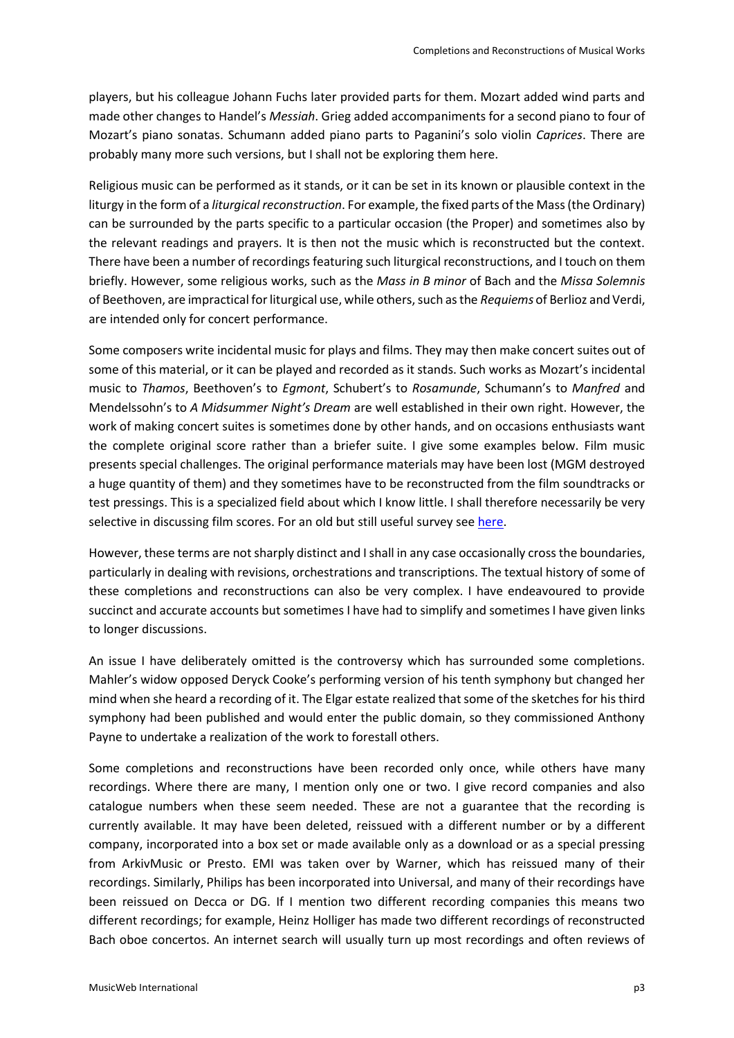players, but his colleague Johann Fuchs later provided parts for them. Mozart added wind parts and made other changes to Handel's *Messiah*. Grieg added accompaniments for a second piano to four of Mozart's piano sonatas. Schumann added piano parts to Paganini's solo violin *Caprices*. There are probably many more such versions, but I shall not be exploring them here.

Religious music can be performed as it stands, or it can be set in its known or plausible context in the liturgy in the form of a *liturgical reconstruction*. For example, the fixed parts of the Mass (the Ordinary) can be surrounded by the parts specific to a particular occasion (the Proper) and sometimes also by the relevant readings and prayers. It is then not the music which is reconstructed but the context. There have been a number of recordings featuring such liturgical reconstructions, and I touch on them briefly. However, some religious works, such as the *Mass in B minor* of Bach and the *Missa Solemnis* of Beethoven, are impractical for liturgical use, while others, such as the *Requiems* of Berlioz and Verdi, are intended only for concert performance.

Some composers write incidental music for plays and films. They may then make concert suites out of some of this material, or it can be played and recorded as it stands. Such works as Mozart's incidental music to *Thamos*, Beethoven's to *Egmont*, Schubert's to *Rosamunde*, Schumann's to *Manfred* and Mendelssohn's to *A Midsummer Night's Dream* are well established in their own right. However, the work of making concert suites is sometimes done by other hands, and on occasions enthusiasts want the complete original score rather than a briefer suite. I give some examples below. Film music presents special challenges. The original performance materials may have been lost (MGM destroyed a huge quantity of them) and they sometimes have to be reconstructed from the film soundtracks or test pressings. This is a specialized field about which I know little. I shall therefore necessarily be very selective in discussing film scores. For an old but still useful survey see here.

However, these terms are not sharply distinct and I shall in any case occasionally cross the boundaries, particularly in dealing with revisions, orchestrations and transcriptions. The textual history of some of these completions and reconstructions can also be very complex. I have endeavoured to provide succinct and accurate accounts but sometimes I have had to simplify and sometimes I have given links to longer discussions.

An issue I have deliberately omitted is the controversy which has surrounded some completions. Mahler's widow opposed Deryck Cooke's performing version of his tenth symphony but changed her mind when she heard a recording of it. The Elgar estate realized that some of the sketches for his third symphony had been published and would enter the public domain, so they commissioned Anthony Payne to undertake a realization of the work to forestall others.

Some completions and reconstructions have been recorded only once, while others have many recordings. Where there are many, I mention only one or two. I give record companies and also catalogue numbers when these seem needed. These are not a guarantee that the recording is currently available. It may have been deleted, reissued with a different number or by a different company, incorporated into a box set or made available only as a download or as a special pressing from ArkivMusic or Presto. EMI was taken over by Warner, which has reissued many of their recordings. Similarly, Philips has been incorporated into Universal, and many of their recordings have been reissued on Decca or DG. If I mention two different recording companies this means two different recordings; for example, Heinz Holliger has made two different recordings of reconstructed Bach oboe concertos. An internet search will usually turn up most recordings and often reviews of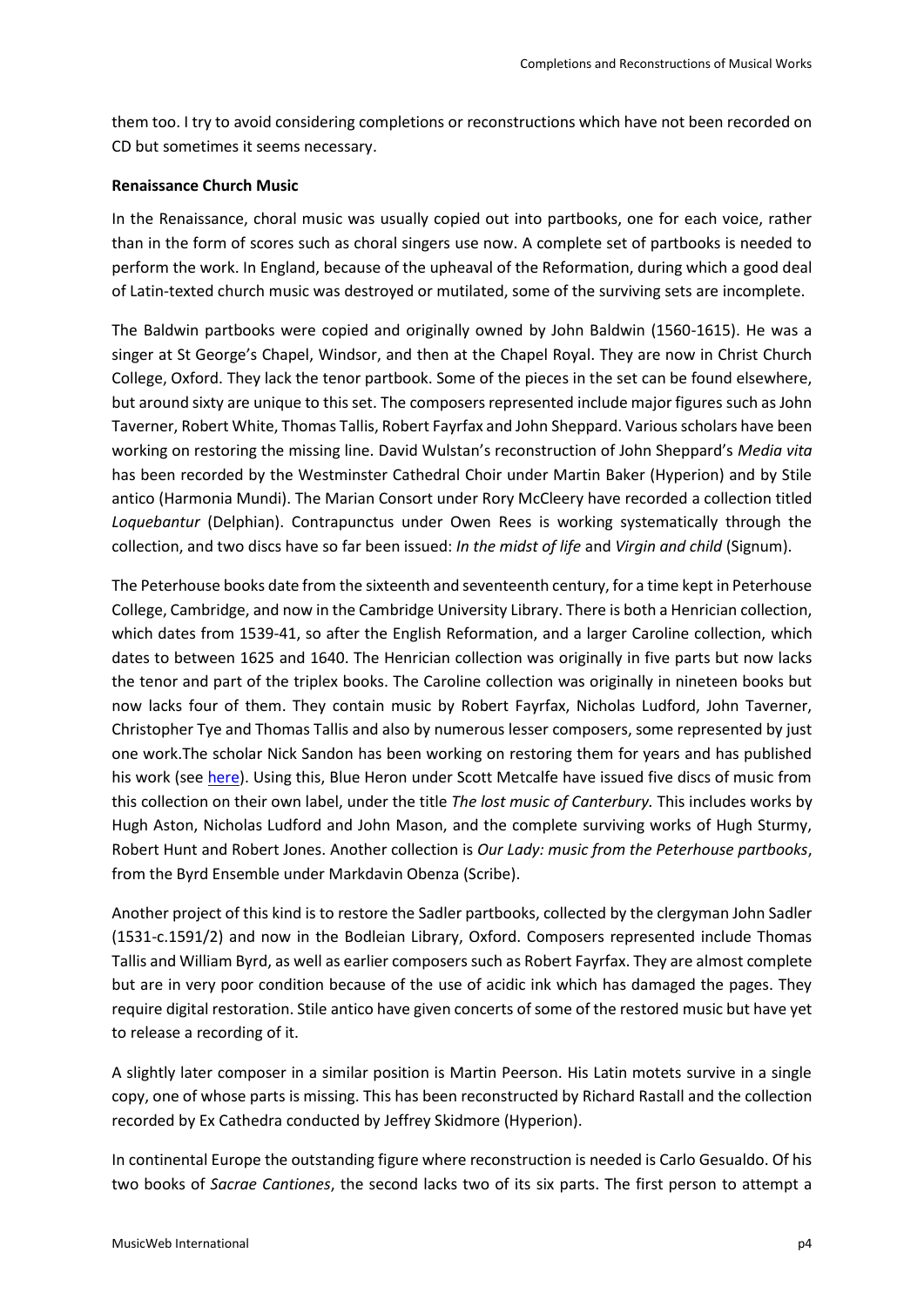them too. I try to avoid considering completions or reconstructions which have not been recorded on CD but sometimes it seems necessary.

**Renaissance Church Music**

In the Renaissance, choral music was usually copied out into partbooks, one for each voice, rather than in the form of scores such as choral singers use now. A complete set of partbooks is needed to perform the work. In England, because of the upheaval of the Reformation, during which a good deal of Latin-texted church music was destroyed or mutilated, some of the surviving sets are incomplete.

The Baldwin partbooks were copied and originally owned by John Baldwin (1560-1615). He was a singer at St George's Chapel, Windsor, and then at the Chapel Royal. They are now in Christ Church College, Oxford. They lack the tenor partbook. Some of the pieces in the set can be found elsewhere, but around sixty are unique to this set. The composers represented include major figures such as John Taverner, Robert White, Thomas Tallis, Robert Fayrfax and John Sheppard. Various scholars have been working on restoring the missing line. David Wulstan's reconstruction of John Sheppard's *Media vita* has been recorded by the Westminster Cathedral Choir under Martin Baker (Hyperion) and by Stile antico (Harmonia Mundi). The Marian Consort under Rory McCleery have recorded a collection titled *Loquebantur* (Delphian). Contrapunctus under Owen Rees is working systematically through the collection, and two discs have so far been issued: *In the midst of life* and *Virgin and child* (Signum).

The Peterhouse books date from the sixteenth and seventeenth century, for a time kept in Peterhouse College, Cambridge, and now in the Cambridge University Library. There is both a Henrician collection, which dates from 1539-41, so after the English Reformation, and a larger Caroline collection, which dates to between 1625 and 1640. The Henrician collection was originally in five parts but now lacks the tenor and part of the triplex books. The Caroline collection was originally in nineteen books but now lacks four of them. They contain music by Robert Fayrfax, Nicholas Ludford, John Taverner, Christopher Tye and Thomas Tallis and also by numerous lesser composers, some represented by just one work.The scholar Nick Sandon has been working on restoring them for years and has published his work (see here). Using this, Blue Heron under Scott Metcalfe have issued five discs of music from this collection on their own label, under the title *The lost music of Canterbury.* This includes works by Hugh Aston, Nicholas Ludford and John Mason, and the complete surviving works of Hugh Sturmy, Robert Hunt and Robert Jones. Another collection is *Our Lady: music from the Peterhouse partbooks*, from the Byrd Ensemble under Markdavin Obenza (Scribe).

Another project of this kind is to restore the Sadler partbooks, collected by the clergyman John Sadler (1531-c.1591/2) and now in the Bodleian Library, Oxford. Composers represented include Thomas Tallis and William Byrd, as well as earlier composers such as Robert Fayrfax. They are almost complete but are in very poor condition because of the use of acidic ink which has damaged the pages. They require digital restoration. Stile antico have given concerts of some of the restored music but have yet to release a recording of it.

A slightly later composer in a similar position is Martin Peerson. His Latin motets survive in a single copy, one of whose parts is missing. This has been reconstructed by Richard Rastall and the collection recorded by Ex Cathedra conducted by Jeffrey Skidmore (Hyperion).

In continental Europe the outstanding figure where reconstruction is needed is Carlo Gesualdo. Of his two books of *Sacrae Cantiones*, the second lacks two of its six parts. The first person to attempt a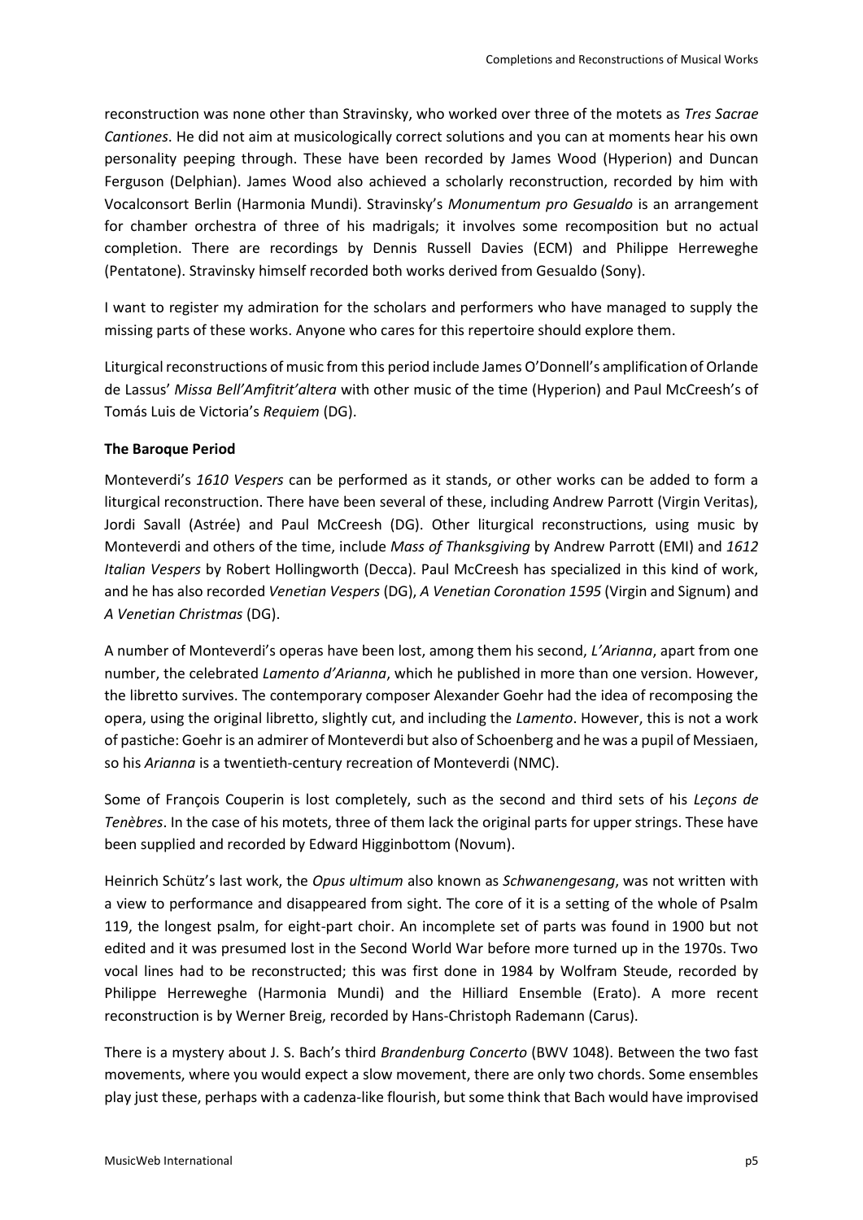reconstruction was none other than Stravinsky, who worked over three of the motets as *Tres Sacrae Cantiones*. He did not aim at musicologically correct solutions and you can at moments hear his own personality peeping through. These have been recorded by James Wood (Hyperion) and Duncan Ferguson (Delphian). James Wood also achieved a scholarly reconstruction, recorded by him with Vocalconsort Berlin (Harmonia Mundi). Stravinsky's *Monumentum pro Gesualdo* is an arrangement for chamber orchestra of three of his madrigals; it involves some recomposition but no actual completion. There are recordings by Dennis Russell Davies (ECM) and Philippe Herreweghe (Pentatone). Stravinsky himself recorded both works derived from Gesualdo (Sony).

I want to register my admiration for the scholars and performers who have managed to supply the missing parts of these works. Anyone who cares for this repertoire should explore them.

Liturgical reconstructions of music from this period include James O'Donnell's amplification of Orlande de Lassus' *Missa Bell'Amfitrit'altera* with other music of the time (Hyperion) and Paul McCreesh's of Tomás Luis de Victoria's *Requiem* (DG).

**The Baroque Period**

Monteverdi's *1610 Vespers* can be performed as it stands, or other works can be added to form a liturgical reconstruction. There have been several of these, including Andrew Parrott (Virgin Veritas), Jordi Savall (Astrée) and Paul McCreesh (DG). Other liturgical reconstructions, using music by Monteverdi and others of the time, include *Mass of Thanksgiving* by Andrew Parrott (EMI) and *1612 Italian Vespers* by Robert Hollingworth (Decca). Paul McCreesh has specialized in this kind of work, and he has also recorded *Venetian Vespers* (DG), *A Venetian Coronation 1595* (Virgin and Signum) and *A Venetian Christmas* (DG).

A number of Monteverdi's operas have been lost, among them his second, *L'Arianna*, apart from one number, the celebrated *Lamento d'Arianna*, which he published in more than one version. However, the libretto survives. The contemporary composer Alexander Goehr had the idea of recomposing the opera, using the original libretto, slightly cut, and including the *Lamento*. However, this is not a work of pastiche: Goehr is an admirer of Monteverdi but also of Schoenberg and he was a pupil of Messiaen, so his *Arianna* is a twentieth-century recreation of Monteverdi (NMC).

Some of François Couperin is lost completely, such as the second and third sets of his *Leçons de Tenèbres*. In the case of his motets, three of them lack the original parts for upper strings. These have been supplied and recorded by Edward Higginbottom (Novum).

Heinrich Schütz's last work, the *Opus ultimum* also known as *Schwanengesang*, was not written with a view to performance and disappeared from sight. The core of it is a setting of the whole of Psalm 119, the longest psalm, for eight-part choir. An incomplete set of parts was found in 1900 but not edited and it was presumed lost in the Second World War before more turned up in the 1970s. Two vocal lines had to be reconstructed; this was first done in 1984 by Wolfram Steude, recorded by Philippe Herreweghe (Harmonia Mundi) and the Hilliard Ensemble (Erato). A more recent reconstruction is by Werner Breig, recorded by Hans-Christoph Rademann (Carus).

There is a mystery about J. S. Bach's third *Brandenburg Concerto* (BWV 1048). Between the two fast movements, where you would expect a slow movement, there are only two chords. Some ensembles play just these, perhaps with a cadenza-like flourish, but some think that Bach would have improvised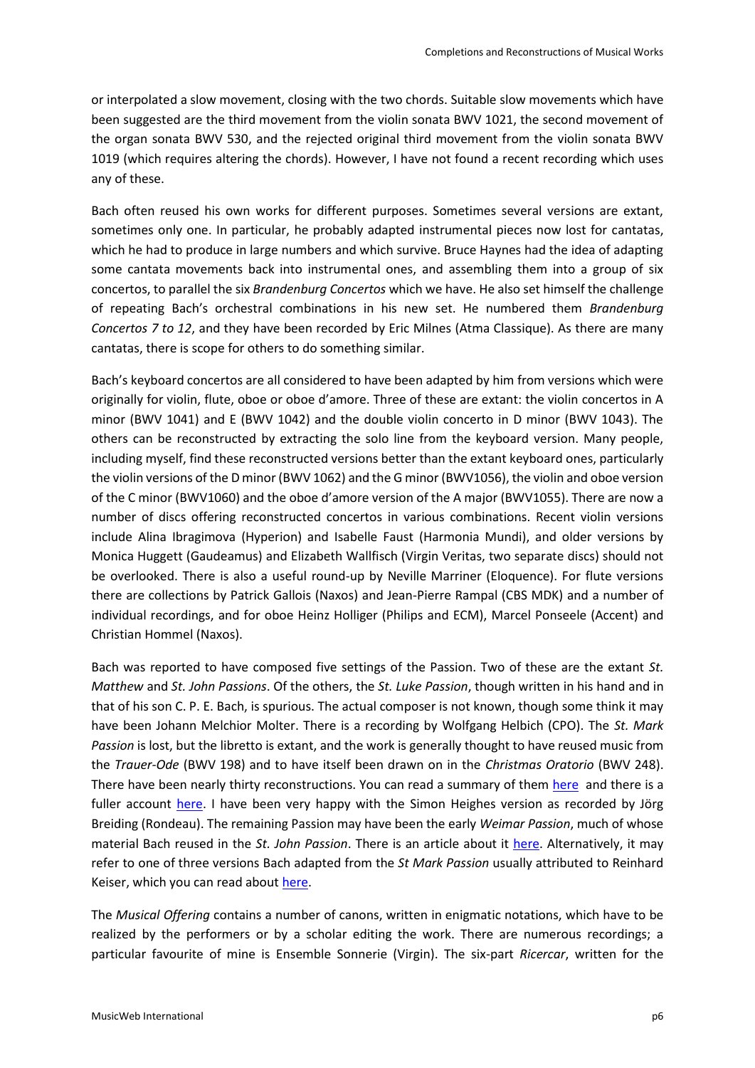or interpolated a slow movement, closing with the two chords. Suitable slow movements which have been suggested are the third movement from the violin sonata BWV 1021, the second movement of the organ sonata BWV 530, and the rejected original third movement from the violin sonata BWV 1019 (which requires altering the chords). However, I have not found a recent recording which uses any of these.

Bach often reused his own works for different purposes. Sometimes several versions are extant, sometimes only one. In particular, he probably adapted instrumental pieces now lost for cantatas, which he had to produce in large numbers and which survive. Bruce Haynes had the idea of adapting some cantata movements back into instrumental ones, and assembling them into a group of six concertos, to parallel the six *Brandenburg Concertos* which we have. He also set himself the challenge of repeating Bach's orchestral combinations in his new set. He numbered them *Brandenburg Concertos 7 to 12*, and they have been recorded by Eric Milnes (Atma Classique). As there are many cantatas, there is scope for others to do something similar.

Bach's keyboard concertos are all considered to have been adapted by him from versions which were originally for violin, flute, oboe or oboe d'amore. Three of these are extant: the violin concertos in A minor (BWV 1041) and E (BWV 1042) and the double violin concerto in D minor (BWV 1043). The others can be reconstructed by extracting the solo line from the keyboard version. Many people, including myself, find these reconstructed versions better than the extant keyboard ones, particularly the violin versions of the D minor (BWV 1062) and the G minor (BWV1056), the violin and oboe version of the C minor (BWV1060) and the oboe d'amore version of the A major (BWV1055). There are now a number of discs offering reconstructed concertos in various combinations. Recent violin versions include Alina Ibragimova (Hyperion) and Isabelle Faust (Harmonia Mundi), and older versions by Monica Huggett (Gaudeamus) and Elizabeth Wallfisch (Virgin Veritas, two separate discs) should not be overlooked. There is also a useful round-up by Neville Marriner (Eloquence). For flute versions there are collections by Patrick Gallois (Naxos) and Jean-Pierre Rampal (CBS MDK) and a number of individual recordings, and for oboe Heinz Holliger (Philips and ECM), Marcel Ponseele (Accent) and Christian Hommel (Naxos).

Bach was reported to have composed five settings of the Passion. Two of these are the extant *St. Matthew* and *St. John Passions*. Of the others, the *St. Luke Passion*, though written in his hand and in that of his son C. P. E. Bach, is spurious. The actual composer is not known, though some think it may have been Johann Melchior Molter. There is a recording by Wolfgang Helbich (CPO). The *St. Mark Passion* is lost, but the libretto is extant, and the work is generally thought to have reused music from the *Trauer-Ode* (BWV 198) and to have itself been drawn on in the *Christmas Oratorio* (BWV 248). There have been nearly thirty reconstructions. You can read a summary of them here and there is a fuller account here. I have been very happy with the Simon Heighes version as recorded by Jörg Breiding (Rondeau). The remaining Passion may have been the early *Weimar Passion*, much of whose material Bach reused in the *St. John Passion*. There is an article about it here. Alternatively, it may refer to one of three versions Bach adapted from the *St Mark Passion* usually attributed to Reinhard Keiser, which you can read about here.

The *Musical Offering* contains a number of canons, written in enigmatic notations, which have to be realized by the performers or by a scholar editing the work. There are numerous recordings; a particular favourite of mine is Ensemble Sonnerie (Virgin). The six-part *Ricercar*, written for the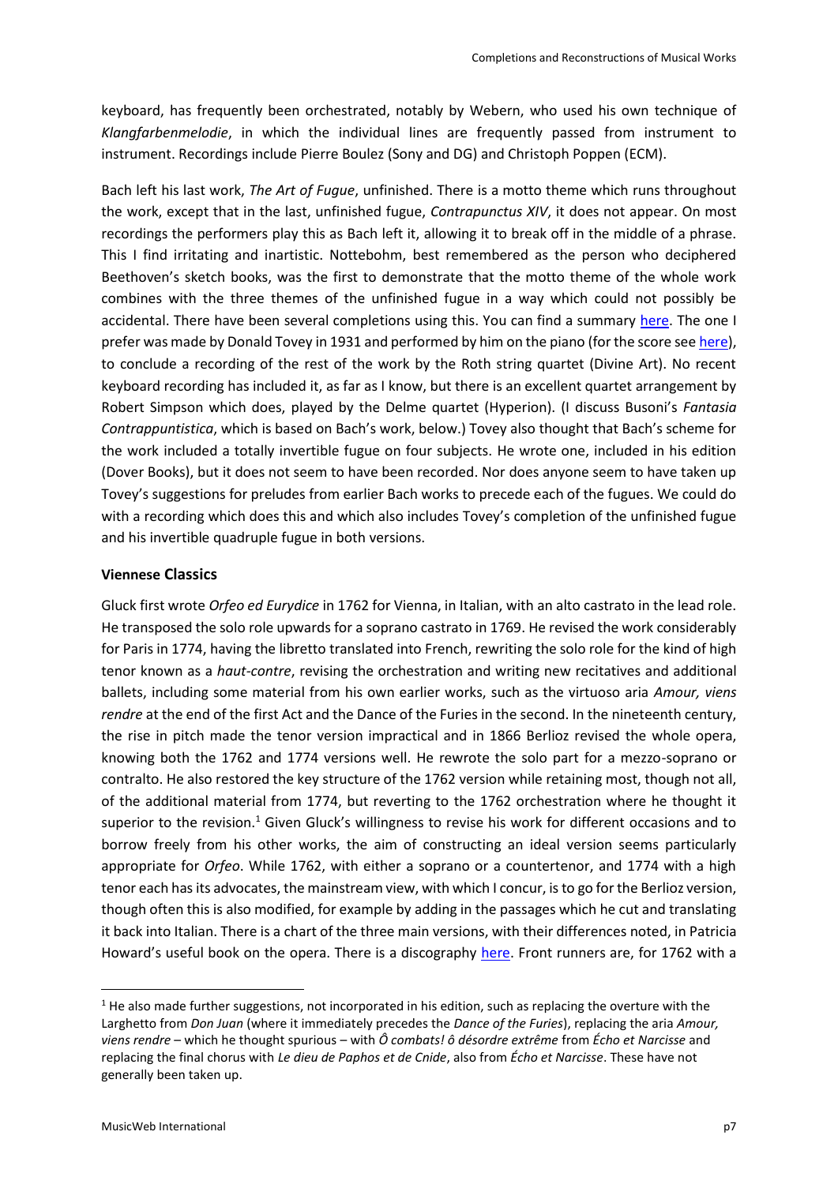keyboard, has frequently been orchestrated, notably by Webern, who used his own technique of *Klangfarbenmelodie*, in which the individual lines are frequently passed from instrument to instrument. Recordings include Pierre Boulez (Sony and DG) and Christoph Poppen (ECM).

Bach left his last work, *The Art of Fugue*, unfinished. There is a motto theme which runs throughout the work, except that in the last, unfinished fugue, *Contrapunctus XIV*, it does not appear. On most recordings the performers play this as Bach left it, allowing it to break off in the middle of a phrase. This I find irritating and inartistic. Nottebohm, best remembered as the person who deciphered Beethoven's sketch books, was the first to demonstrate that the motto theme of the whole work combines with the three themes of the unfinished fugue in a way which could not possibly be accidental. There have been several completions using this. You can find a summary here. The one I prefer was made by Donald Tovey in 1931 and performed by him on the piano (for the score see here), to conclude a recording of the rest of the work by the Roth string quartet (Divine Art). No recent keyboard recording has included it, as far as I know, but there is an excellent quartet arrangement by Robert Simpson which does, played by the Delme quartet (Hyperion). (I discuss Busoni's *Fantasia Contrappuntistica*, which is based on Bach's work, below.) Tovey also thought that Bach's scheme for the work included a totally invertible fugue on four subjects. He wrote one, included in his edition (Dover Books), but it does not seem to have been recorded. Nor does anyone seem to have taken up Tovey's suggestions for preludes from earlier Bach works to precede each of the fugues. We could do with a recording which does this and which also includes Tovey's completion of the unfinished fugue and his invertible quadruple fugue in both versions.

### Viennese Classics

Gluck first wrote *Orfeo ed Eurydice* in 1762 for Vienna, in Italian, with an alto castrato in the lead role. He transposed the solo role upwards for a soprano castrato in 1769. He revised the work considerably for Paris in 1774, having the libretto translated into French, rewriting the solo role for the kind of high tenor known as a *haut-contre*, revising the orchestration and writing new recitatives and additional ballets, including some material from his own earlier works, such as the virtuoso aria *Amour, viens rendre* at the end of the first Act and the Dance of the Furies in the second. In the nineteenth century, the rise in pitch made the tenor version impractical and in 1866 Berlioz revised the whole opera, knowing both the 1762 and 1774 versions well. He rewrote the solo part for a mezzo-soprano or contralto. He also restored the key structure of the 1762 version while retaining most, though not all, of the additional material from 1774, but reverting to the 1762 orchestration where he thought it superior to the revision.[1] Given Gluck's willingness to revise his work for different occasions and to borrow freely from his other works, the aim of constructing an ideal version seems particularly appropriate for *Orfeo*. While 1762, with either a soprano or a countertenor, and 1774 with a high tenor each has its advocates, the mainstream view, with which I concur, is to go for the Berlioz version, though often this is also modified, for example by adding in the passages which he cut and translating it back into Italian. There is a chart of the three main versions, with their differences noted, in Patricia Howard's useful book on the opera. There is a discography here. Front runners are, for 1762 with a

---

[1] He also made further suggestions, not incorporated in his edition, such as replacing the overture with the Larghetto from *Don Juan* (where it immediately precedes the *Dance of the Furies*), replacing the aria *Amour, viens rendre* – which he thought spurious – with *Ô combats! ô désordre extrême* from *Écho et Narcisse* and replacing the final chorus with *Le dieu de Paphos et de Cnide*, also from *Écho et Narcisse*. These have not generally been taken up.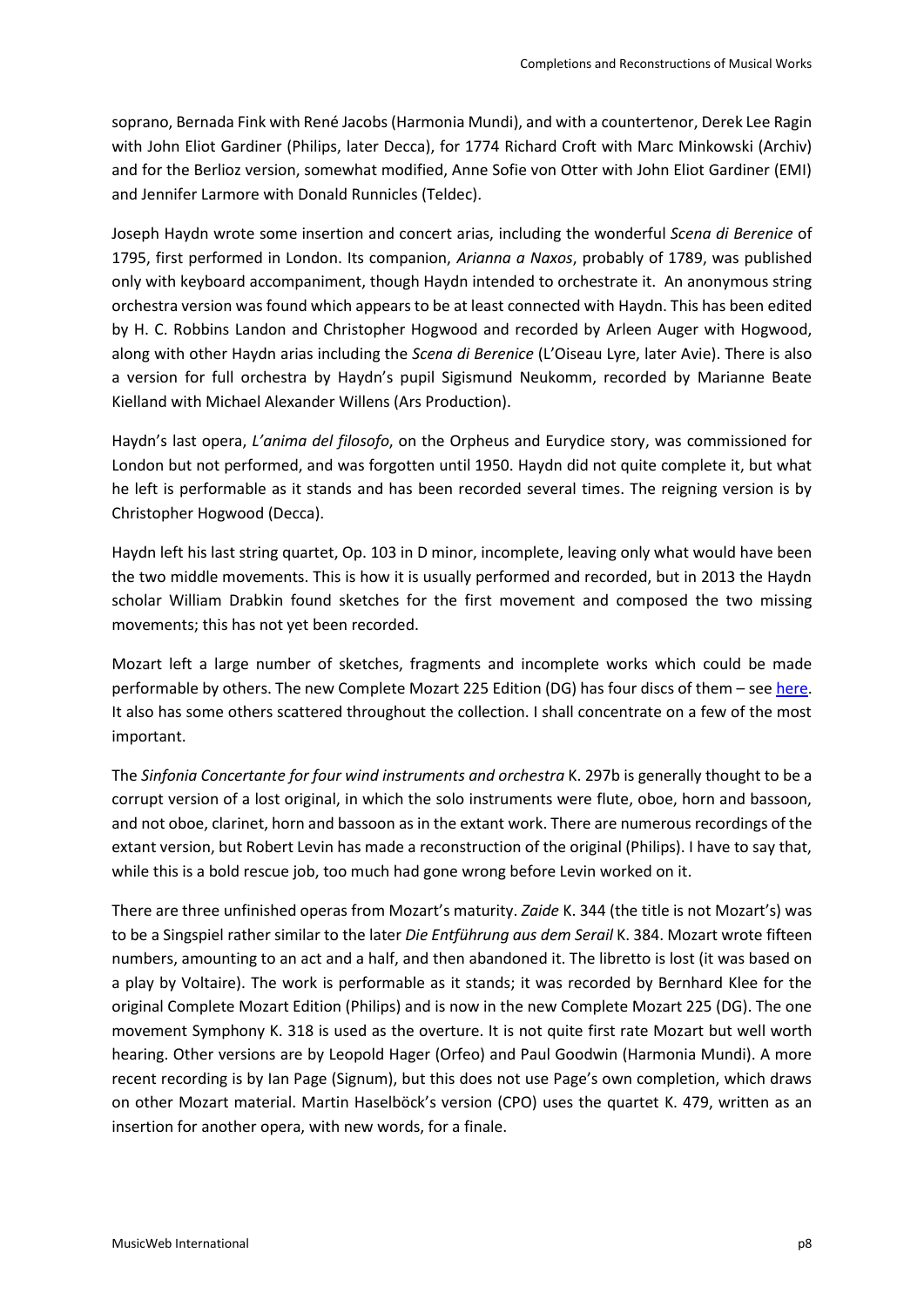soprano, Bernada Fink with René Jacobs (Harmonia Mundi), and with a countertenor, Derek Lee Ragin with John Eliot Gardiner (Philips, later Decca), for 1774 Richard Croft with Marc Minkowski (Archiv) and for the Berlioz version, somewhat modified, Anne Sofie von Otter with John Eliot Gardiner (EMI) and Jennifer Larmore with Donald Runnicles (Teldec).

Joseph Haydn wrote some insertion and concert arias, including the wonderful *Scena di Berenice* of 1795, first performed in London. Its companion, *Arianna a Naxos*, probably of 1789, was published only with keyboard accompaniment, though Haydn intended to orchestrate it. An anonymous string orchestra version was found which appears to be at least connected with Haydn. This has been edited by H. C. Robbins Landon and Christopher Hogwood and recorded by Arleen Auger with Hogwood, along with other Haydn arias including the *Scena di Berenice* (L'Oiseau Lyre, later Avie). There is also a version for full orchestra by Haydn's pupil Sigismund Neukomm, recorded by Marianne Beate Kielland with Michael Alexander Willens (Ars Production).

Haydn's last opera, *L'anima del filosofo*, on the Orpheus and Eurydice story, was commissioned for London but not performed, and was forgotten until 1950. Haydn did not quite complete it, but what he left is performable as it stands and has been recorded several times. The reigning version is by Christopher Hogwood (Decca).

Haydn left his last string quartet, Op. 103 in D minor, incomplete, leaving only what would have been the two middle movements. This is how it is usually performed and recorded, but in 2013 the Haydn scholar William Drabkin found sketches for the first movement and composed the two missing movements; this has not yet been recorded.

Mozart left a large number of sketches, fragments and incomplete works which could be made performable by others. The new Complete Mozart 225 Edition (DG) has four discs of them – see here. It also has some others scattered throughout the collection. I shall concentrate on a few of the most important.

The *Sinfonia Concertante for four wind instruments and orchestra* K. 297b is generally thought to be a corrupt version of a lost original, in which the solo instruments were flute, oboe, horn and bassoon, and not oboe, clarinet, horn and bassoon as in the extant work. There are numerous recordings of the extant version, but Robert Levin has made a reconstruction of the original (Philips). I have to say that, while this is a bold rescue job, too much had gone wrong before Levin worked on it.

There are three unfinished operas from Mozart's maturity. *Zaide* K. 344 (the title is not Mozart's) was to be a Singspiel rather similar to the later *Die Entführung aus dem Serail* K. 384. Mozart wrote fifteen numbers, amounting to an act and a half, and then abandoned it. The libretto is lost (it was based on a play by Voltaire). The work is performable as it stands; it was recorded by Bernhard Klee for the original Complete Mozart Edition (Philips) and is now in the new Complete Mozart 225 (DG). The one movement Symphony K. 318 is used as the overture. It is not quite first rate Mozart but well worth hearing. Other versions are by Leopold Hager (Orfeo) and Paul Goodwin (Harmonia Mundi). A more recent recording is by Ian Page (Signum), but this does not use Page's own completion, which draws on other Mozart material. Martin Haselböck's version (CPO) uses the quartet K. 479, written as an insertion for another opera, with new words, for a finale.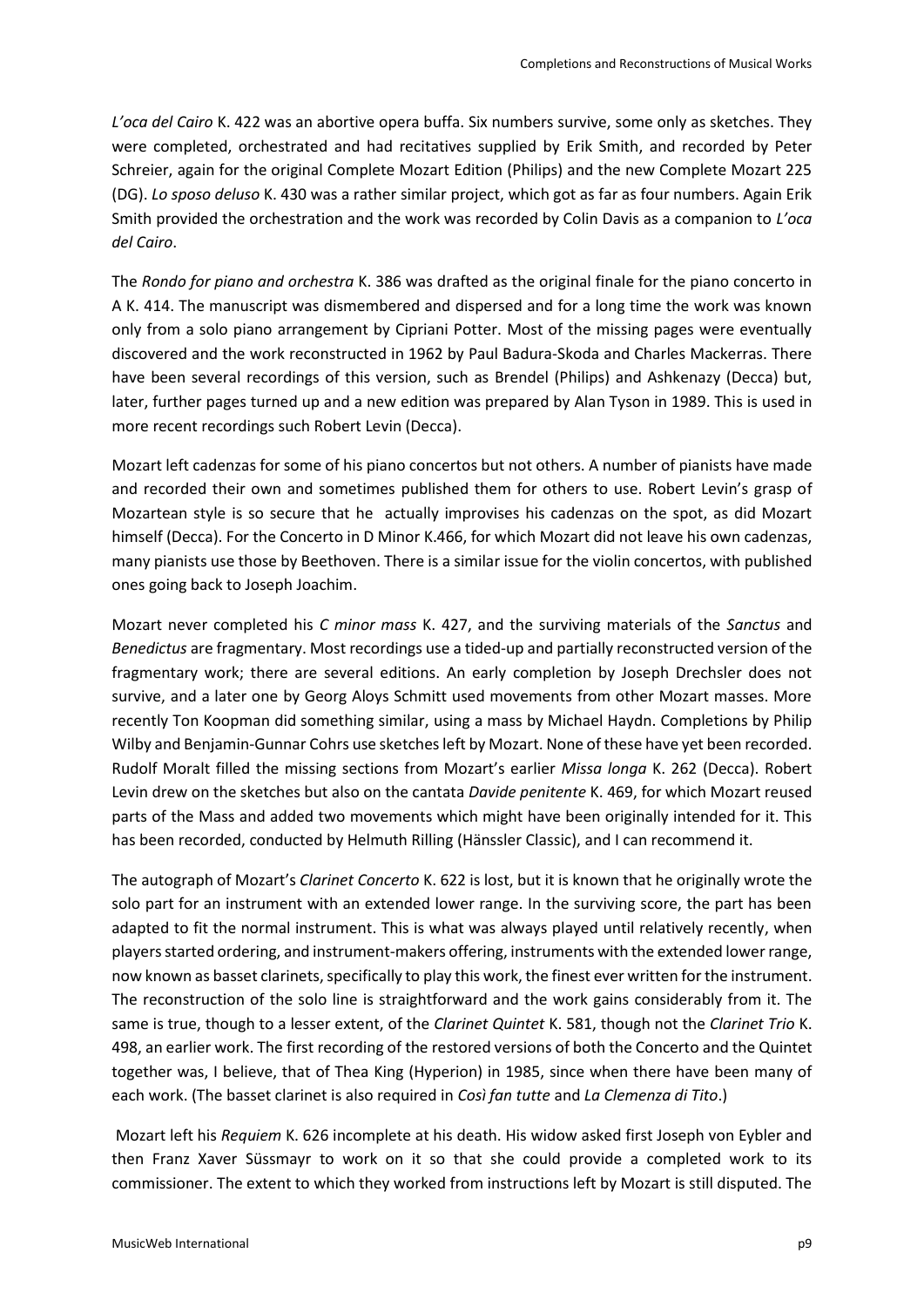*L'oca del Cairo* K. 422 was an abortive opera buffa. Six numbers survive, some only as sketches. They were completed, orchestrated and had recitatives supplied by Erik Smith, and recorded by Peter Schreier, again for the original Complete Mozart Edition (Philips) and the new Complete Mozart 225 (DG). *Lo sposo deluso* K. 430 was a rather similar project, which got as far as four numbers. Again Erik Smith provided the orchestration and the work was recorded by Colin Davis as a companion to *L'oca del Cairo*.

The *Rondo for piano and orchestra* K. 386 was drafted as the original finale for the piano concerto in A K. 414. The manuscript was dismembered and dispersed and for a long time the work was known only from a solo piano arrangement by Cipriani Potter. Most of the missing pages were eventually discovered and the work reconstructed in 1962 by Paul Badura-Skoda and Charles Mackerras. There have been several recordings of this version, such as Brendel (Philips) and Ashkenazy (Decca) but, later, further pages turned up and a new edition was prepared by Alan Tyson in 1989. This is used in more recent recordings such Robert Levin (Decca).

Mozart left cadenzas for some of his piano concertos but not others. A number of pianists have made and recorded their own and sometimes published them for others to use. Robert Levin's grasp of Mozartean style is so secure that he actually improvises his cadenzas on the spot, as did Mozart himself (Decca). For the Concerto in D Minor K.466, for which Mozart did not leave his own cadenzas, many pianists use those by Beethoven. There is a similar issue for the violin concertos, with published ones going back to Joseph Joachim.

Mozart never completed his *C minor mass* K. 427, and the surviving materials of the *Sanctus* and *Benedictus* are fragmentary. Most recordings use a tided-up and partially reconstructed version of the fragmentary work; there are several editions. An early completion by Joseph Drechsler does not survive, and a later one by Georg Aloys Schmitt used movements from other Mozart masses. More recently Ton Koopman did something similar, using a mass by Michael Haydn. Completions by Philip Wilby and Benjamin-Gunnar Cohrs use sketches left by Mozart. None of these have yet been recorded. Rudolf Moralt filled the missing sections from Mozart's earlier *Missa longa* K. 262 (Decca). Robert Levin drew on the sketches but also on the cantata *Davide penitente* K. 469, for which Mozart reused parts of the Mass and added two movements which might have been originally intended for it. This has been recorded, conducted by Helmuth Rilling (Hänssler Classic), and I can recommend it.

The autograph of Mozart's *Clarinet Concerto* K. 622 is lost, but it is known that he originally wrote the solo part for an instrument with an extended lower range. In the surviving score, the part has been adapted to fit the normal instrument. This is what was always played until relatively recently, when players started ordering, and instrument-makers offering, instruments with the extended lower range, now known as basset clarinets, specifically to play this work, the finest ever written for the instrument. The reconstruction of the solo line is straightforward and the work gains considerably from it. The same is true, though to a lesser extent, of the *Clarinet Quintet* K. 581, though not the *Clarinet Trio* K. 498, an earlier work. The first recording of the restored versions of both the Concerto and the Quintet together was, I believe, that of Thea King (Hyperion) in 1985, since when there have been many of each work. (The basset clarinet is also required in *Così fan tutte* and *La Clemenza di Tito*.)

Mozart left his *Requiem* K. 626 incomplete at his death. His widow asked first Joseph von Eybler and then Franz Xaver Süssmayr to work on it so that she could provide a completed work to its commissioner. The extent to which they worked from instructions left by Mozart is still disputed. The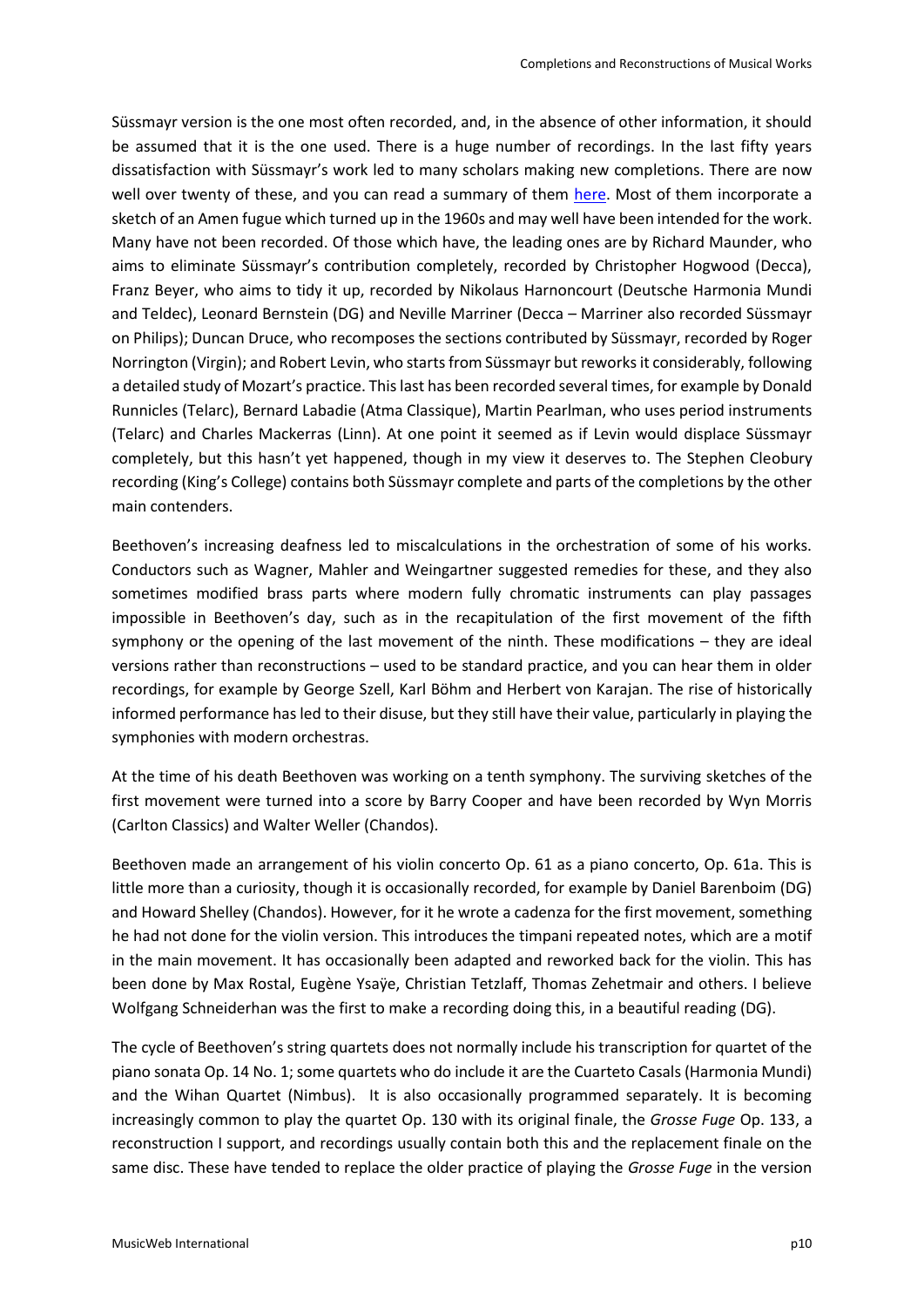Süssmayr version is the one most often recorded, and, in the absence of other information, it should be assumed that it is the one used. There is a huge number of recordings. In the last fifty years dissatisfaction with Süssmayr's work led to many scholars making new completions. There are now well over twenty of these, and you can read a summary of them [here](). Most of them incorporate a sketch of an Amen fugue which turned up in the 1960s and may well have been intended for the work. Many have not been recorded. Of those which have, the leading ones are by Richard Maunder, who aims to eliminate Süssmayr's contribution completely, recorded by Christopher Hogwood (Decca), Franz Beyer, who aims to tidy it up, recorded by Nikolaus Harnoncourt (Deutsche Harmonia Mundi and Teldec), Leonard Bernstein (DG) and Neville Marriner (Decca – Marriner also recorded Süssmayr on Philips); Duncan Druce, who recomposes the sections contributed by Süssmayr, recorded by Roger Norrington (Virgin); and Robert Levin, who starts from Süssmayr but reworks it considerably, following a detailed study of Mozart's practice. This last has been recorded several times, for example by Donald Runnicles (Telarc), Bernard Labadie (Atma Classique), Martin Pearlman, who uses period instruments (Telarc) and Charles Mackerras (Linn). At one point it seemed as if Levin would displace Süssmayr completely, but this hasn't yet happened, though in my view it deserves to. The Stephen Cleobury recording (King's College) contains both Süssmayr complete and parts of the completions by the other main contenders.

Beethoven's increasing deafness led to miscalculations in the orchestration of some of his works. Conductors such as Wagner, Mahler and Weingartner suggested remedies for these, and they also sometimes modified brass parts where modern fully chromatic instruments can play passages impossible in Beethoven's day, such as in the recapitulation of the first movement of the fifth symphony or the opening of the last movement of the ninth. These modifications – they are ideal versions rather than reconstructions – used to be standard practice, and you can hear them in older recordings, for example by George Szell, Karl Böhm and Herbert von Karajan. The rise of historically informed performance has led to their disuse, but they still have their value, particularly in playing the symphonies with modern orchestras.

At the time of his death Beethoven was working on a tenth symphony. The surviving sketches of the first movement were turned into a score by Barry Cooper and have been recorded by Wyn Morris (Carlton Classics) and Walter Weller (Chandos).

Beethoven made an arrangement of his violin concerto Op. 61 as a piano concerto, Op. 61a. This is little more than a curiosity, though it is occasionally recorded, for example by Daniel Barenboim (DG) and Howard Shelley (Chandos). However, for it he wrote a cadenza for the first movement, something he had not done for the violin version. This introduces the timpani repeated notes, which are a motif in the main movement. It has occasionally been adapted and reworked back for the violin. This has been done by Max Rostal, Eugène Ysaÿe, Christian Tetzlaff, Thomas Zehetmair and others. I believe Wolfgang Schneiderhan was the first to make a recording doing this, in a beautiful reading (DG).

The cycle of Beethoven's string quartets does not normally include his transcription for quartet of the piano sonata Op. 14 No. 1; some quartets who do include it are the Cuarteto Casals (Harmonia Mundi) and the Wihan Quartet (Nimbus). It is also occasionally programmed separately. It is becoming increasingly common to play the quartet Op. 130 with its original finale, the *Grosse Fuge* Op. 133, a reconstruction I support, and recordings usually contain both this and the replacement finale on the same disc. These have tended to replace the older practice of playing the *Grosse Fuge* in the version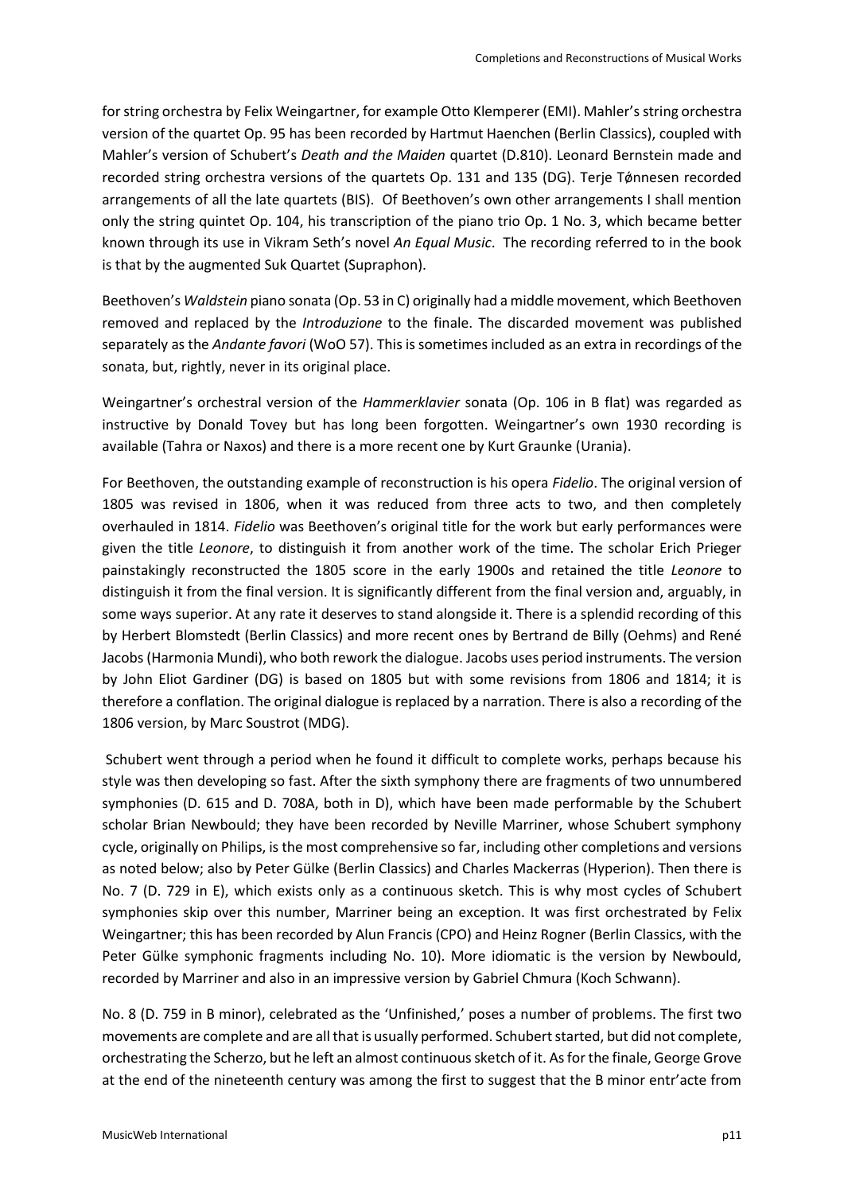for string orchestra by Felix Weingartner, for example Otto Klemperer (EMI). Mahler's string orchestra version of the quartet Op. 95 has been recorded by Hartmut Haenchen (Berlin Classics), coupled with Mahler's version of Schubert's *Death and the Maiden* quartet (D.810). Leonard Bernstein made and recorded string orchestra versions of the quartets Op. 131 and 135 (DG). Terje Tǿnnesen recorded arrangements of all the late quartets (BIS). Of Beethoven's own other arrangements I shall mention only the string quintet Op. 104, his transcription of the piano trio Op. 1 No. 3, which became better known through its use in Vikram Seth's novel *An Equal Music*. The recording referred to in the book is that by the augmented Suk Quartet (Supraphon).

Beethoven's *Waldstein* piano sonata (Op. 53 in C) originally had a middle movement, which Beethoven removed and replaced by the *Introduzione* to the finale. The discarded movement was published separately as the *Andante favori* (WoO 57). This is sometimes included as an extra in recordings of the sonata, but, rightly, never in its original place.

Weingartner's orchestral version of the *Hammerklavier* sonata (Op. 106 in B flat) was regarded as instructive by Donald Tovey but has long been forgotten. Weingartner's own 1930 recording is available (Tahra or Naxos) and there is a more recent one by Kurt Graunke (Urania).

For Beethoven, the outstanding example of reconstruction is his opera *Fidelio*. The original version of 1805 was revised in 1806, when it was reduced from three acts to two, and then completely overhauled in 1814. *Fidelio* was Beethoven's original title for the work but early performances were given the title *Leonore*, to distinguish it from another work of the time. The scholar Erich Prieger painstakingly reconstructed the 1805 score in the early 1900s and retained the title *Leonore* to distinguish it from the final version. It is significantly different from the final version and, arguably, in some ways superior. At any rate it deserves to stand alongside it. There is a splendid recording of this by Herbert Blomstedt (Berlin Classics) and more recent ones by Bertrand de Billy (Oehms) and René Jacobs (Harmonia Mundi), who both rework the dialogue. Jacobs uses period instruments. The version by John Eliot Gardiner (DG) is based on 1805 but with some revisions from 1806 and 1814; it is therefore a conflation. The original dialogue is replaced by a narration. There is also a recording of the 1806 version, by Marc Soustrot (MDG).

Schubert went through a period when he found it difficult to complete works, perhaps because his style was then developing so fast. After the sixth symphony there are fragments of two unnumbered symphonies (D. 615 and D. 708A, both in D), which have been made performable by the Schubert scholar Brian Newbould; they have been recorded by Neville Marriner, whose Schubert symphony cycle, originally on Philips, is the most comprehensive so far, including other completions and versions as noted below; also by Peter Gülke (Berlin Classics) and Charles Mackerras (Hyperion). Then there is No. 7 (D. 729 in E), which exists only as a continuous sketch. This is why most cycles of Schubert symphonies skip over this number, Marriner being an exception. It was first orchestrated by Felix Weingartner; this has been recorded by Alun Francis (CPO) and Heinz Rogner (Berlin Classics, with the Peter Gülke symphonic fragments including No. 10). More idiomatic is the version by Newbould, recorded by Marriner and also in an impressive version by Gabriel Chmura (Koch Schwann).

No. 8 (D. 759 in B minor), celebrated as the 'Unfinished,' poses a number of problems. The first two movements are complete and are all that is usually performed. Schubert started, but did not complete, orchestrating the Scherzo, but he left an almost continuous sketch of it. As for the finale, George Grove at the end of the nineteenth century was among the first to suggest that the B minor entr'acte from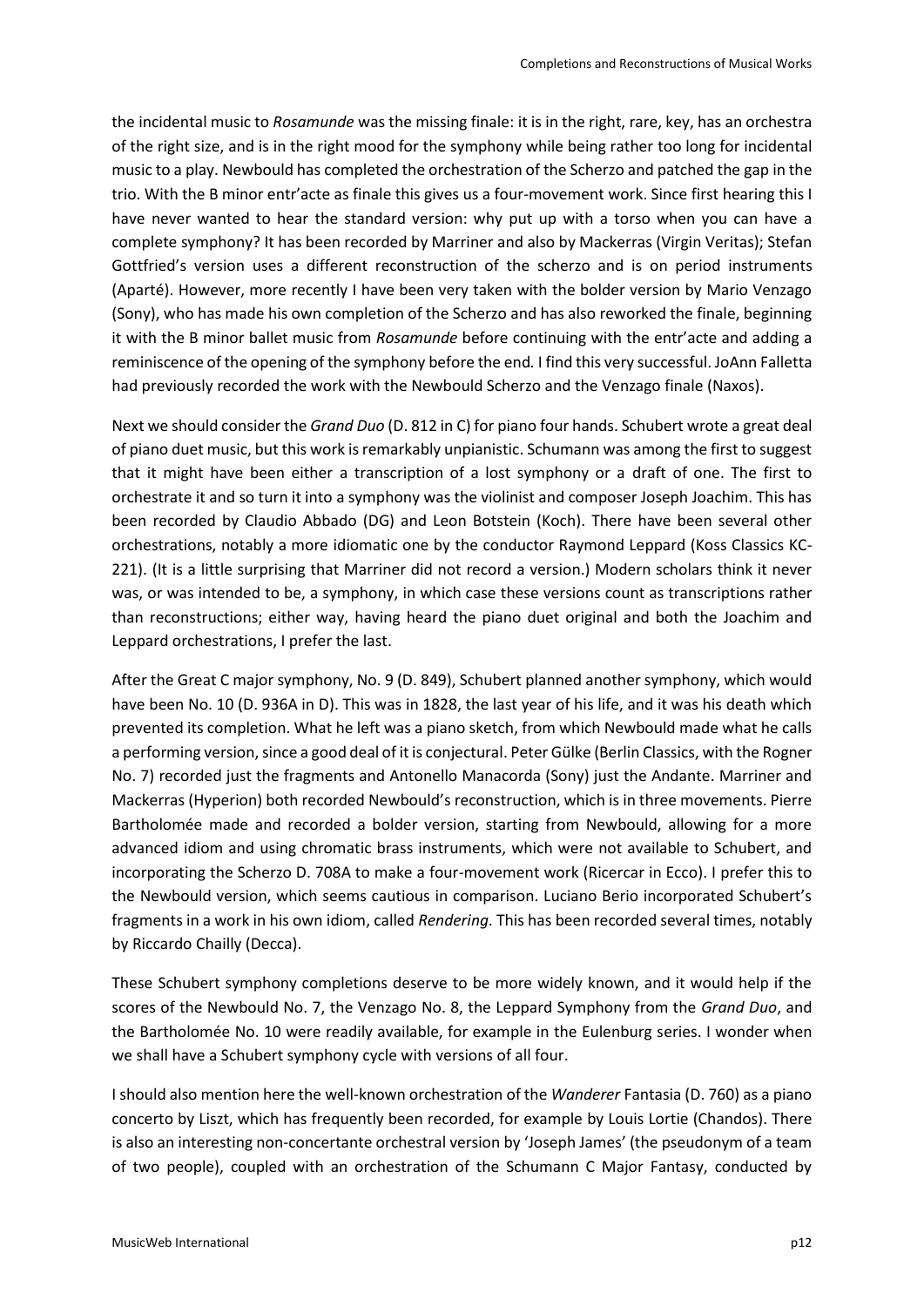the incidental music to *Rosamunde* was the missing finale: it is in the right, rare, key, has an orchestra of the right size, and is in the right mood for the symphony while being rather too long for incidental music to a play. Newbould has completed the orchestration of the Scherzo and patched the gap in the trio. With the B minor entr'acte as finale this gives us a four-movement work. Since first hearing this I have never wanted to hear the standard version: why put up with a torso when you can have a complete symphony? It has been recorded by Marriner and also by Mackerras (Virgin Veritas); Stefan Gottfried's version uses a different reconstruction of the scherzo and is on period instruments (Aparté). However, more recently I have been very taken with the bolder version by Mario Venzago (Sony), who has made his own completion of the Scherzo and has also reworked the finale, beginning it with the B minor ballet music from *Rosamunde* before continuing with the entr'acte and adding a reminiscence of the opening of the symphony before the end. I find this very successful. JoAnn Falletta had previously recorded the work with the Newbould Scherzo and the Venzago finale (Naxos).

Next we should consider the *Grand Duo* (D. 812 in C) for piano four hands. Schubert wrote a great deal of piano duet music, but this work is remarkably unpianistic. Schumann was among the first to suggest that it might have been either a transcription of a lost symphony or a draft of one. The first to orchestrate it and so turn it into a symphony was the violinist and composer Joseph Joachim. This has been recorded by Claudio Abbado (DG) and Leon Botstein (Koch). There have been several other orchestrations, notably a more idiomatic one by the conductor Raymond Leppard (Koss Classics KC-221). (It is a little surprising that Marriner did not record a version.) Modern scholars think it never was, or was intended to be, a symphony, in which case these versions count as transcriptions rather than reconstructions; either way, having heard the piano duet original and both the Joachim and Leppard orchestrations, I prefer the last.

After the Great C major symphony, No. 9 (D. 849), Schubert planned another symphony, which would have been No. 10 (D. 936A in D). This was in 1828, the last year of his life, and it was his death which prevented its completion. What he left was a piano sketch, from which Newbould made what he calls a performing version, since a good deal of it is conjectural. Peter Gülke (Berlin Classics, with the Rogner No. 7) recorded just the fragments and Antonello Manacorda (Sony) just the Andante. Marriner and Mackerras (Hyperion) both recorded Newbould's reconstruction, which is in three movements. Pierre Bartholomée made and recorded a bolder version, starting from Newbould, allowing for a more advanced idiom and using chromatic brass instruments, which were not available to Schubert, and incorporating the Scherzo D. 708A to make a four-movement work (Ricercar in Ecco). I prefer this to the Newbould version, which seems cautious in comparison. Luciano Berio incorporated Schubert's fragments in a work in his own idiom, called *Rendering*. This has been recorded several times, notably by Riccardo Chailly (Decca).

These Schubert symphony completions deserve to be more widely known, and it would help if the scores of the Newbould No. 7, the Venzago No. 8, the Leppard Symphony from the *Grand Duo*, and the Bartholomée No. 10 were readily available, for example in the Eulenburg series. I wonder when we shall have a Schubert symphony cycle with versions of all four.

I should also mention here the well-known orchestration of the *Wanderer* Fantasia (D. 760) as a piano concerto by Liszt, which has frequently been recorded, for example by Louis Lortie (Chandos). There is also an interesting non-concertante orchestral version by 'Joseph James' (the pseudonym of a team of two people), coupled with an orchestration of the Schumann C Major Fantasy, conducted by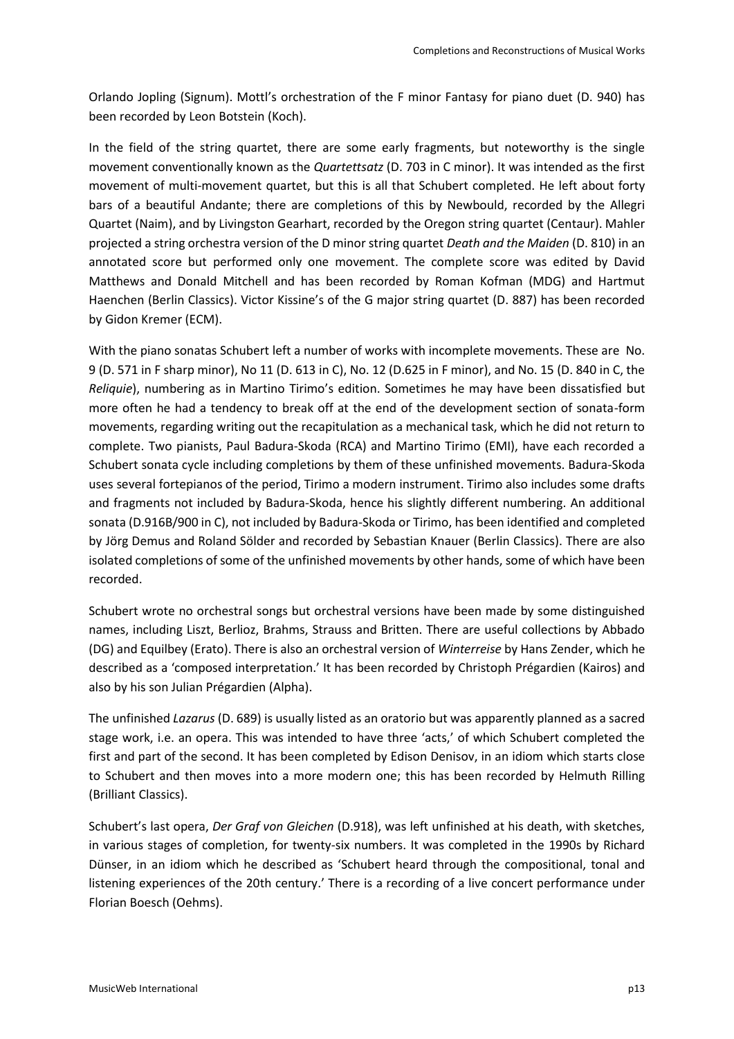Orlando Jopling (Signum). Mottl's orchestration of the F minor Fantasy for piano duet (D. 940) has been recorded by Leon Botstein (Koch).

In the field of the string quartet, there are some early fragments, but noteworthy is the single movement conventionally known as the *Quartettsatz* (D. 703 in C minor). It was intended as the first movement of multi-movement quartet, but this is all that Schubert completed. He left about forty bars of a beautiful Andante; there are completions of this by Newbould, recorded by the Allegri Quartet (Naim), and by Livingston Gearhart, recorded by the Oregon string quartet (Centaur). Mahler projected a string orchestra version of the D minor string quartet *Death and the Maiden* (D. 810) in an annotated score but performed only one movement. The complete score was edited by David Matthews and Donald Mitchell and has been recorded by Roman Kofman (MDG) and Hartmut Haenchen (Berlin Classics). Victor Kissine's of the G major string quartet (D. 887) has been recorded by Gidon Kremer (ECM).

With the piano sonatas Schubert left a number of works with incomplete movements. These are No. 9 (D. 571 in F sharp minor), No 11 (D. 613 in C), No. 12 (D.625 in F minor), and No. 15 (D. 840 in C, the *Reliquie*), numbering as in Martino Tirimo's edition. Sometimes he may have been dissatisfied but more often he had a tendency to break off at the end of the development section of sonata-form movements, regarding writing out the recapitulation as a mechanical task, which he did not return to complete. Two pianists, Paul Badura-Skoda (RCA) and Martino Tirimo (EMI), have each recorded a Schubert sonata cycle including completions by them of these unfinished movements. Badura-Skoda uses several fortepianos of the period, Tirimo a modern instrument. Tirimo also includes some drafts and fragments not included by Badura-Skoda, hence his slightly different numbering. An additional sonata (D.916B/900 in C), not included by Badura-Skoda or Tirimo, has been identified and completed by Jörg Demus and Roland Sölder and recorded by Sebastian Knauer (Berlin Classics). There are also isolated completions of some of the unfinished movements by other hands, some of which have been recorded.

Schubert wrote no orchestral songs but orchestral versions have been made by some distinguished names, including Liszt, Berlioz, Brahms, Strauss and Britten. There are useful collections by Abbado (DG) and Equilbey (Erato). There is also an orchestral version of *Winterreise* by Hans Zender, which he described as a 'composed interpretation.' It has been recorded by Christoph Prégardien (Kairos) and also by his son Julian Prégardien (Alpha).

The unfinished *Lazarus* (D. 689) is usually listed as an oratorio but was apparently planned as a sacred stage work, i.e. an opera. This was intended to have three 'acts,' of which Schubert completed the first and part of the second. It has been completed by Edison Denisov, in an idiom which starts close to Schubert and then moves into a more modern one; this has been recorded by Helmuth Rilling (Brilliant Classics).

Schubert's last opera, *Der Graf von Gleichen* (D.918), was left unfinished at his death, with sketches, in various stages of completion, for twenty-six numbers. It was completed in the 1990s by Richard Dünser, in an idiom which he described as 'Schubert heard through the compositional, tonal and listening experiences of the 20th century.' There is a recording of a live concert performance under Florian Boesch (Oehms).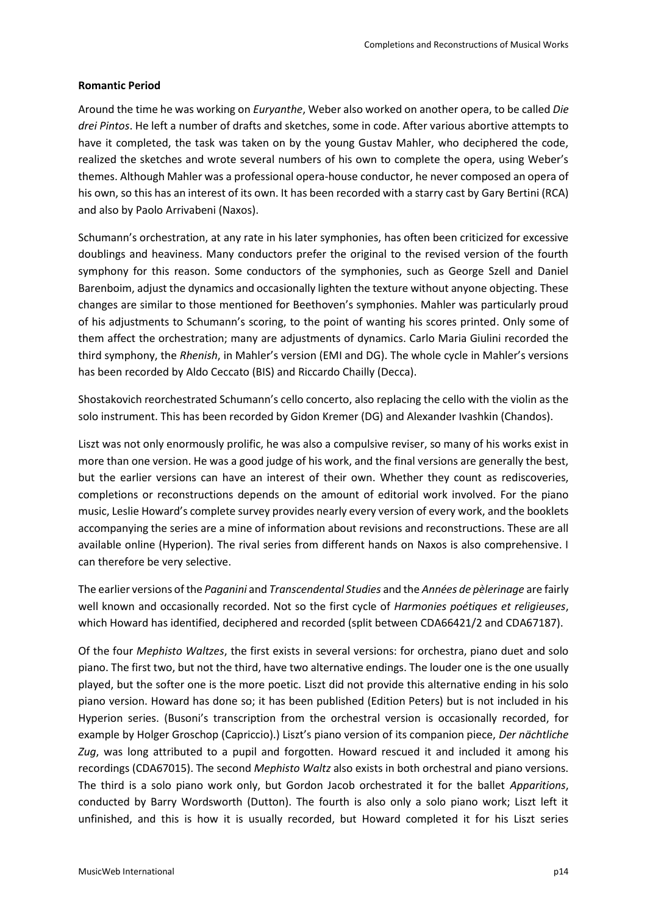**Romantic Period**

Around the time he was working on *Euryanthe*, Weber also worked on another opera, to be called *Die drei Pintos*. He left a number of drafts and sketches, some in code. After various abortive attempts to have it completed, the task was taken on by the young Gustav Mahler, who deciphered the code, realized the sketches and wrote several numbers of his own to complete the opera, using Weber's themes. Although Mahler was a professional opera-house conductor, he never composed an opera of his own, so this has an interest of its own. It has been recorded with a starry cast by Gary Bertini (RCA) and also by Paolo Arrivabeni (Naxos).

Schumann's orchestration, at any rate in his later symphonies, has often been criticized for excessive doublings and heaviness. Many conductors prefer the original to the revised version of the fourth symphony for this reason. Some conductors of the symphonies, such as George Szell and Daniel Barenboim, adjust the dynamics and occasionally lighten the texture without anyone objecting. These changes are similar to those mentioned for Beethoven's symphonies. Mahler was particularly proud of his adjustments to Schumann's scoring, to the point of wanting his scores printed. Only some of them affect the orchestration; many are adjustments of dynamics. Carlo Maria Giulini recorded the third symphony, the *Rhenish*, in Mahler's version (EMI and DG). The whole cycle in Mahler's versions has been recorded by Aldo Ceccato (BIS) and Riccardo Chailly (Decca).

Shostakovich reorchestrated Schumann's cello concerto, also replacing the cello with the violin as the solo instrument. This has been recorded by Gidon Kremer (DG) and Alexander Ivashkin (Chandos).

Liszt was not only enormously prolific, he was also a compulsive reviser, so many of his works exist in more than one version. He was a good judge of his work, and the final versions are generally the best, but the earlier versions can have an interest of their own. Whether they count as rediscoveries, completions or reconstructions depends on the amount of editorial work involved. For the piano music, Leslie Howard's complete survey provides nearly every version of every work, and the booklets accompanying the series are a mine of information about revisions and reconstructions. These are all available online (Hyperion). The rival series from different hands on Naxos is also comprehensive. I can therefore be very selective.

The earlier versions of the *Paganini* and *Transcendental Studies* and the *Années de pèlerinage* are fairly well known and occasionally recorded. Not so the first cycle of *Harmonies poétiques et religieuses*, which Howard has identified, deciphered and recorded (split between CDA66421/2 and CDA67187).

Of the four *Mephisto Waltzes*, the first exists in several versions: for orchestra, piano duet and solo piano. The first two, but not the third, have two alternative endings. The louder one is the one usually played, but the softer one is the more poetic. Liszt did not provide this alternative ending in his solo piano version. Howard has done so; it has been published (Edition Peters) but is not included in his Hyperion series. (Busoni's transcription from the orchestral version is occasionally recorded, for example by Holger Groschop (Capriccio).) Liszt's piano version of its companion piece, *Der nächtliche Zug*, was long attributed to a pupil and forgotten. Howard rescued it and included it among his recordings (CDA67015). The second *Mephisto Waltz* also exists in both orchestral and piano versions. The third is a solo piano work only, but Gordon Jacob orchestrated it for the ballet *Apparitions*, conducted by Barry Wordsworth (Dutton). The fourth is also only a solo piano work; Liszt left it unfinished, and this is how it is usually recorded, but Howard completed it for his Liszt series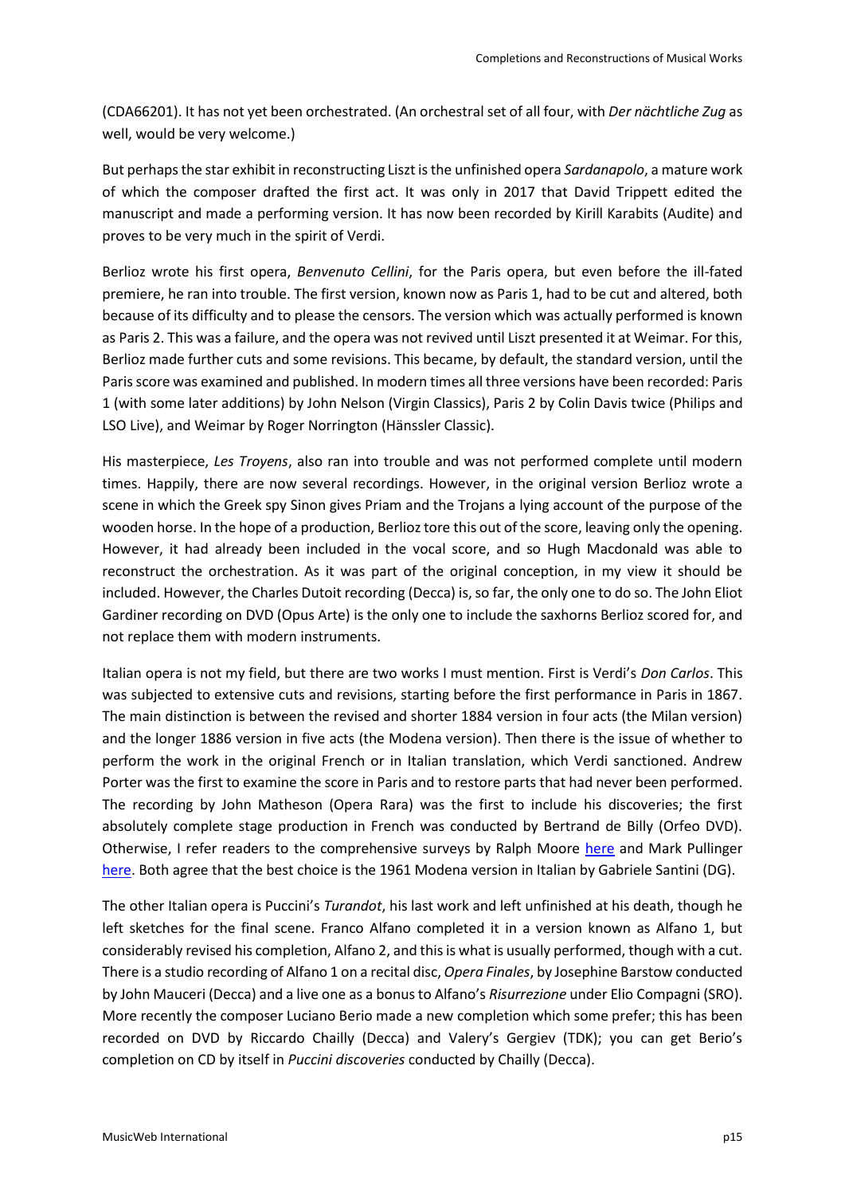(CDA66201). It has not yet been orchestrated. (An orchestral set of all four, with *Der nächtliche Zug* as well, would be very welcome.)

But perhaps the star exhibit in reconstructing Liszt is the unfinished opera *Sardanapolo*, a mature work of which the composer drafted the first act. It was only in 2017 that David Trippett edited the manuscript and made a performing version. It has now been recorded by Kirill Karabits (Audite) and proves to be very much in the spirit of Verdi.

Berlioz wrote his first opera, *Benvenuto Cellini*, for the Paris opera, but even before the ill-fated premiere, he ran into trouble. The first version, known now as Paris 1, had to be cut and altered, both because of its difficulty and to please the censors. The version which was actually performed is known as Paris 2. This was a failure, and the opera was not revived until Liszt presented it at Weimar. For this, Berlioz made further cuts and some revisions. This became, by default, the standard version, until the Paris score was examined and published. In modern times all three versions have been recorded: Paris 1 (with some later additions) by John Nelson (Virgin Classics), Paris 2 by Colin Davis twice (Philips and LSO Live), and Weimar by Roger Norrington (Hänssler Classic).

His masterpiece, *Les Troyens*, also ran into trouble and was not performed complete until modern times. Happily, there are now several recordings. However, in the original version Berlioz wrote a scene in which the Greek spy Sinon gives Priam and the Trojans a lying account of the purpose of the wooden horse. In the hope of a production, Berlioz tore this out of the score, leaving only the opening. However, it had already been included in the vocal score, and so Hugh Macdonald was able to reconstruct the orchestration. As it was part of the original conception, in my view it should be included. However, the Charles Dutoit recording (Decca) is, so far, the only one to do so. The John Eliot Gardiner recording on DVD (Opus Arte) is the only one to include the saxhorns Berlioz scored for, and not replace them with modern instruments.

Italian opera is not my field, but there are two works I must mention. First is Verdi's *Don Carlos*. This was subjected to extensive cuts and revisions, starting before the first performance in Paris in 1867. The main distinction is between the revised and shorter 1884 version in four acts (the Milan version) and the longer 1886 version in five acts (the Modena version). Then there is the issue of whether to perform the work in the original French or in Italian translation, which Verdi sanctioned. Andrew Porter was the first to examine the score in Paris and to restore parts that had never been performed. The recording by John Matheson (Opera Rara) was the first to include his discoveries; the first absolutely complete stage production in French was conducted by Bertrand de Billy (Orfeo DVD). Otherwise, I refer readers to the comprehensive surveys by Ralph Moore here and Mark Pullinger here. Both agree that the best choice is the 1961 Modena version in Italian by Gabriele Santini (DG).

The other Italian opera is Puccini's *Turandot*, his last work and left unfinished at his death, though he left sketches for the final scene. Franco Alfano completed it in a version known as Alfano 1, but considerably revised his completion, Alfano 2, and this is what is usually performed, though with a cut. There is a studio recording of Alfano 1 on a recital disc, *Opera Finales*, by Josephine Barstow conducted by John Mauceri (Decca) and a live one as a bonus to Alfano's *Risurrezione* under Elio Compagni (SRO). More recently the composer Luciano Berio made a new completion which some prefer; this has been recorded on DVD by Riccardo Chailly (Decca) and Valery's Gergiev (TDK); you can get Berio's completion on CD by itself in *Puccini discoveries* conducted by Chailly (Decca).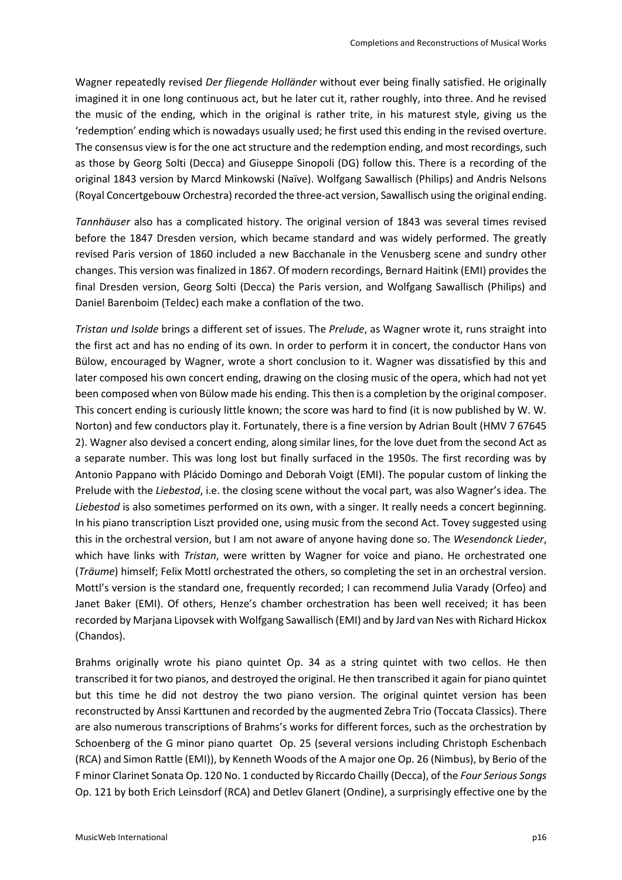Wagner repeatedly revised *Der fliegende Holländer* without ever being finally satisfied. He originally imagined it in one long continuous act, but he later cut it, rather roughly, into three. And he revised the music of the ending, which in the original is rather trite, in his maturest style, giving us the 'redemption' ending which is nowadays usually used; he first used this ending in the revised overture. The consensus view is for the one act structure and the redemption ending, and most recordings, such as those by Georg Solti (Decca) and Giuseppe Sinopoli (DG) follow this. There is a recording of the original 1843 version by Marcd Minkowski (Naïve). Wolfgang Sawallisch (Philips) and Andris Nelsons (Royal Concertgebouw Orchestra) recorded the three-act version, Sawallisch using the original ending.

*Tannhäuser* also has a complicated history. The original version of 1843 was several times revised before the 1847 Dresden version, which became standard and was widely performed. The greatly revised Paris version of 1860 included a new Bacchanale in the Venusberg scene and sundry other changes. This version was finalized in 1867. Of modern recordings, Bernard Haitink (EMI) provides the final Dresden version, Georg Solti (Decca) the Paris version, and Wolfgang Sawallisch (Philips) and Daniel Barenboim (Teldec) each make a conflation of the two.

*Tristan und Isolde* brings a different set of issues. The *Prelude*, as Wagner wrote it, runs straight into the first act and has no ending of its own. In order to perform it in concert, the conductor Hans von Bülow, encouraged by Wagner, wrote a short conclusion to it. Wagner was dissatisfied by this and later composed his own concert ending, drawing on the closing music of the opera, which had not yet been composed when von Bülow made his ending. This then is a completion by the original composer. This concert ending is curiously little known; the score was hard to find (it is now published by W. W. Norton) and few conductors play it. Fortunately, there is a fine version by Adrian Boult (HMV 7 67645 2). Wagner also devised a concert ending, along similar lines, for the love duet from the second Act as a separate number. This was long lost but finally surfaced in the 1950s. The first recording was by Antonio Pappano with Plácido Domingo and Deborah Voigt (EMI). The popular custom of linking the Prelude with the *Liebestod*, i.e. the closing scene without the vocal part, was also Wagner's idea. The *Liebestod* is also sometimes performed on its own, with a singer. It really needs a concert beginning. In his piano transcription Liszt provided one, using music from the second Act. Tovey suggested using this in the orchestral version, but I am not aware of anyone having done so. The *Wesendonck Lieder*, which have links with *Tristan*, were written by Wagner for voice and piano. He orchestrated one (*Träume*) himself; Felix Mottl orchestrated the others, so completing the set in an orchestral version. Mottl's version is the standard one, frequently recorded; I can recommend Julia Varady (Orfeo) and Janet Baker (EMI). Of others, Henze's chamber orchestration has been well received; it has been recorded by Marjana Lipovsek with Wolfgang Sawallisch (EMI) and by Jard van Nes with Richard Hickox (Chandos).

Brahms originally wrote his piano quintet Op. 34 as a string quintet with two cellos. He then transcribed it for two pianos, and destroyed the original. He then transcribed it again for piano quintet but this time he did not destroy the two piano version. The original quintet version has been reconstructed by Anssi Karttunen and recorded by the augmented Zebra Trio (Toccata Classics). There are also numerous transcriptions of Brahms's works for different forces, such as the orchestration by Schoenberg of the G minor piano quartet Op. 25 (several versions including Christoph Eschenbach (RCA) and Simon Rattle (EMI)), by Kenneth Woods of the A major one Op. 26 (Nimbus), by Berio of the F minor Clarinet Sonata Op. 120 No. 1 conducted by Riccardo Chailly (Decca), of the *Four Serious Songs* Op. 121 by both Erich Leinsdorf (RCA) and Detlev Glanert (Ondine), a surprisingly effective one by the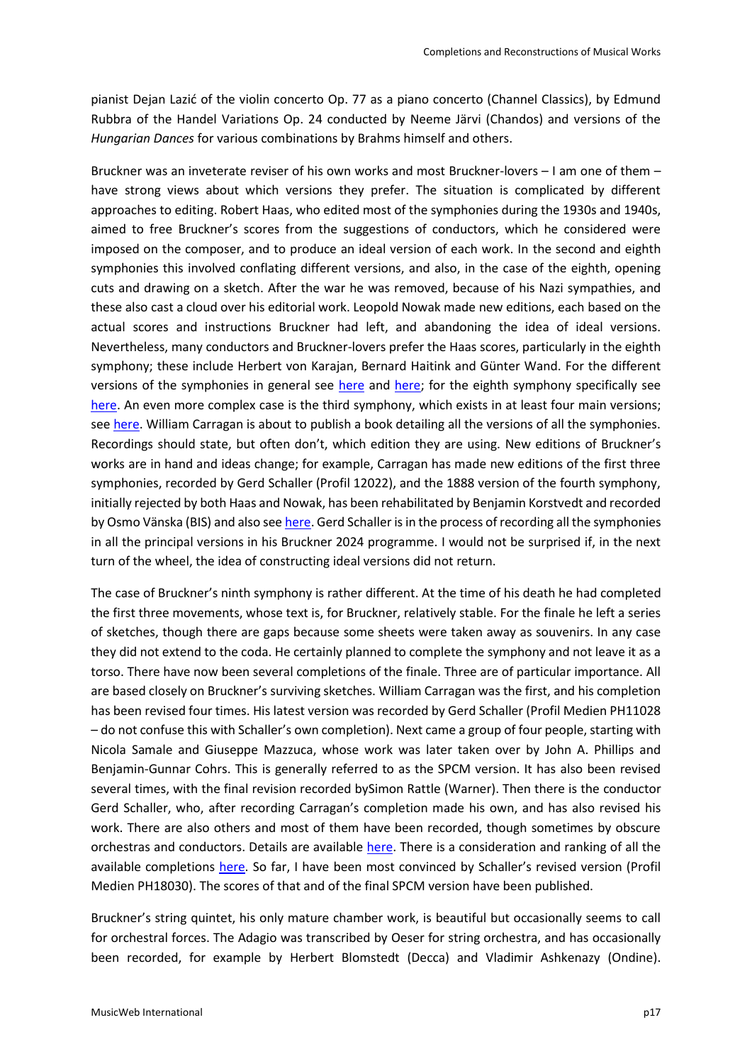pianist Dejan Lazić of the violin concerto Op. 77 as a piano concerto (Channel Classics), by Edmund Rubbra of the Handel Variations Op. 24 conducted by Neeme Järvi (Chandos) and versions of the *Hungarian Dances* for various combinations by Brahms himself and others.

Bruckner was an inveterate reviser of his own works and most Bruckner-lovers – I am one of them – have strong views about which versions they prefer. The situation is complicated by different approaches to editing. Robert Haas, who edited most of the symphonies during the 1930s and 1940s, aimed to free Bruckner's scores from the suggestions of conductors, which he considered were imposed on the composer, and to produce an ideal version of each work. In the second and eighth symphonies this involved conflating different versions, and also, in the case of the eighth, opening cuts and drawing on a sketch. After the war he was removed, because of his Nazi sympathies, and these also cast a cloud over his editorial work. Leopold Nowak made new editions, each based on the actual scores and instructions Bruckner had left, and abandoning the idea of ideal versions. Nevertheless, many conductors and Bruckner-lovers prefer the Haas scores, particularly in the eighth symphony; these include Herbert von Karajan, Bernard Haitink and Günter Wand. For the different versions of the symphonies in general see here and here; for the eighth symphony specifically see here. An even more complex case is the third symphony, which exists in at least four main versions; see here. William Carragan is about to publish a book detailing all the versions of all the symphonies. Recordings should state, but often don't, which edition they are using. New editions of Bruckner's works are in hand and ideas change; for example, Carragan has made new editions of the first three symphonies, recorded by Gerd Schaller (Profil 12022), and the 1888 version of the fourth symphony, initially rejected by both Haas and Nowak, has been rehabilitated by Benjamin Korstvedt and recorded by Osmo Vänska (BIS) and also see here. Gerd Schaller is in the process of recording all the symphonies in all the principal versions in his Bruckner 2024 programme. I would not be surprised if, in the next turn of the wheel, the idea of constructing ideal versions did not return.

The case of Bruckner's ninth symphony is rather different. At the time of his death he had completed the first three movements, whose text is, for Bruckner, relatively stable. For the finale he left a series of sketches, though there are gaps because some sheets were taken away as souvenirs. In any case they did not extend to the coda. He certainly planned to complete the symphony and not leave it as a torso. There have now been several completions of the finale. Three are of particular importance. All are based closely on Bruckner's surviving sketches. William Carragan was the first, and his completion has been revised four times. His latest version was recorded by Gerd Schaller (Profil Medien PH11028 – do not confuse this with Schaller's own completion). Next came a group of four people, starting with Nicola Samale and Giuseppe Mazzuca, whose work was later taken over by John A. Phillips and Benjamin-Gunnar Cohrs. This is generally referred to as the SPCM version. It has also been revised several times, with the final revision recorded bySimon Rattle (Warner). Then there is the conductor Gerd Schaller, who, after recording Carragan's completion made his own, and has also revised his work. There are also others and most of them have been recorded, though sometimes by obscure orchestras and conductors. Details are available here. There is a consideration and ranking of all the available completions here. So far, I have been most convinced by Schaller's revised version (Profil Medien PH18030). The scores of that and of the final SPCM version have been published.

Bruckner's string quintet, his only mature chamber work, is beautiful but occasionally seems to call for orchestral forces. The Adagio was transcribed by Oeser for string orchestra, and has occasionally been recorded, for example by Herbert Blomstedt (Decca) and Vladimir Ashkenazy (Ondine).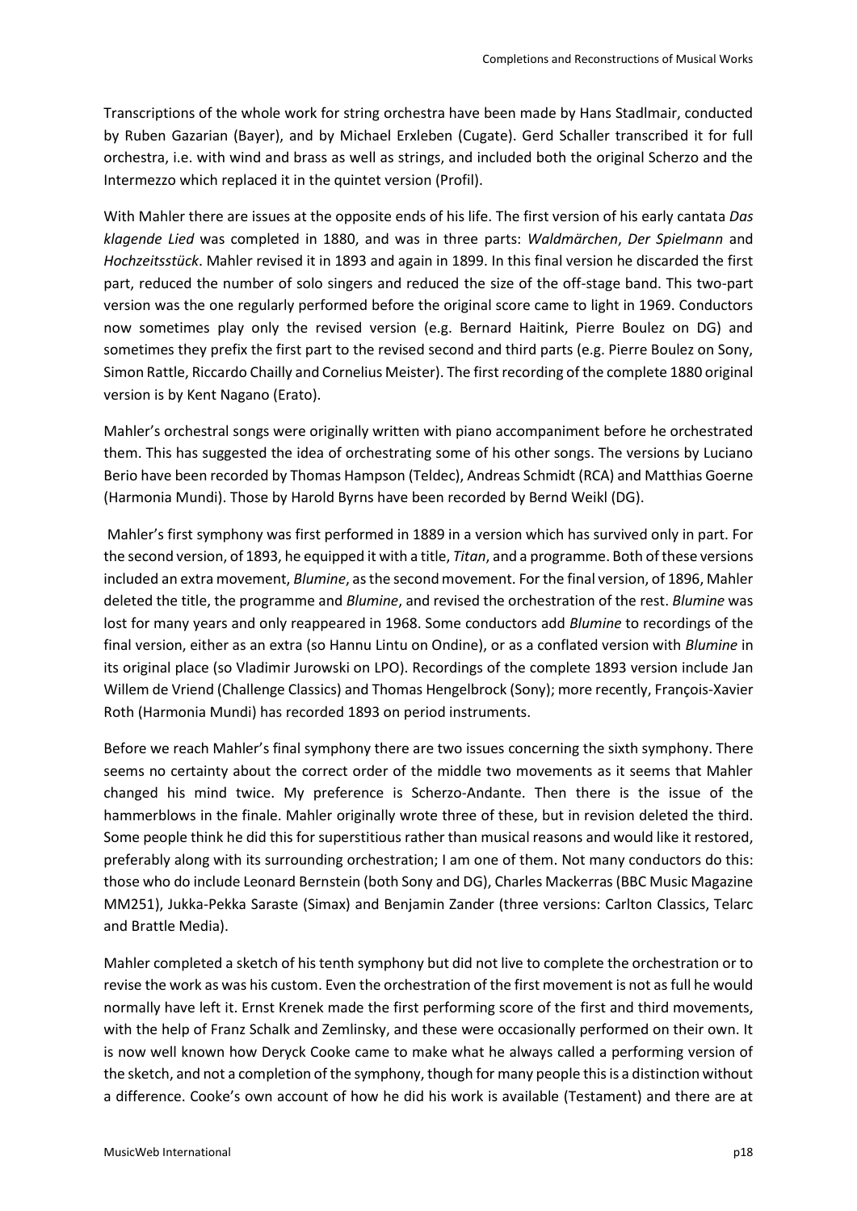Transcriptions of the whole work for string orchestra have been made by Hans Stadlmair, conducted by Ruben Gazarian (Bayer), and by Michael Erxleben (Cugate). Gerd Schaller transcribed it for full orchestra, i.e. with wind and brass as well as strings, and included both the original Scherzo and the Intermezzo which replaced it in the quintet version (Profil).

With Mahler there are issues at the opposite ends of his life. The first version of his early cantata *Das klagende Lied* was completed in 1880, and was in three parts: *Waldmärchen*, *Der Spielmann* and *Hochzeitsstück*. Mahler revised it in 1893 and again in 1899. In this final version he discarded the first part, reduced the number of solo singers and reduced the size of the off-stage band. This two-part version was the one regularly performed before the original score came to light in 1969. Conductors now sometimes play only the revised version (e.g. Bernard Haitink, Pierre Boulez on DG) and sometimes they prefix the first part to the revised second and third parts (e.g. Pierre Boulez on Sony, Simon Rattle, Riccardo Chailly and Cornelius Meister). The first recording of the complete 1880 original version is by Kent Nagano (Erato).

Mahler's orchestral songs were originally written with piano accompaniment before he orchestrated them. This has suggested the idea of orchestrating some of his other songs. The versions by Luciano Berio have been recorded by Thomas Hampson (Teldec), Andreas Schmidt (RCA) and Matthias Goerne (Harmonia Mundi). Those by Harold Byrns have been recorded by Bernd Weikl (DG).

Mahler's first symphony was first performed in 1889 in a version which has survived only in part. For the second version, of 1893, he equipped it with a title, *Titan*, and a programme. Both of these versions included an extra movement, *Blumine*, as the second movement. For the final version, of 1896, Mahler deleted the title, the programme and *Blumine*, and revised the orchestration of the rest. *Blumine* was lost for many years and only reappeared in 1968. Some conductors add *Blumine* to recordings of the final version, either as an extra (so Hannu Lintu on Ondine), or as a conflated version with *Blumine* in its original place (so Vladimir Jurowski on LPO). Recordings of the complete 1893 version include Jan Willem de Vriend (Challenge Classics) and Thomas Hengelbrock (Sony); more recently, François-Xavier Roth (Harmonia Mundi) has recorded 1893 on period instruments.

Before we reach Mahler's final symphony there are two issues concerning the sixth symphony. There seems no certainty about the correct order of the middle two movements as it seems that Mahler changed his mind twice. My preference is Scherzo-Andante. Then there is the issue of the hammerblows in the finale. Mahler originally wrote three of these, but in revision deleted the third. Some people think he did this for superstitious rather than musical reasons and would like it restored, preferably along with its surrounding orchestration; I am one of them. Not many conductors do this: those who do include Leonard Bernstein (both Sony and DG), Charles Mackerras (BBC Music Magazine MM251), Jukka-Pekka Saraste (Simax) and Benjamin Zander (three versions: Carlton Classics, Telarc and Brattle Media).

Mahler completed a sketch of his tenth symphony but did not live to complete the orchestration or to revise the work as was his custom. Even the orchestration of the first movement is not as full he would normally have left it. Ernst Krenek made the first performing score of the first and third movements, with the help of Franz Schalk and Zemlinsky, and these were occasionally performed on their own. It is now well known how Deryck Cooke came to make what he always called a performing version of the sketch, and not a completion of the symphony, though for many people this is a distinction without a difference. Cooke's own account of how he did his work is available (Testament) and there are at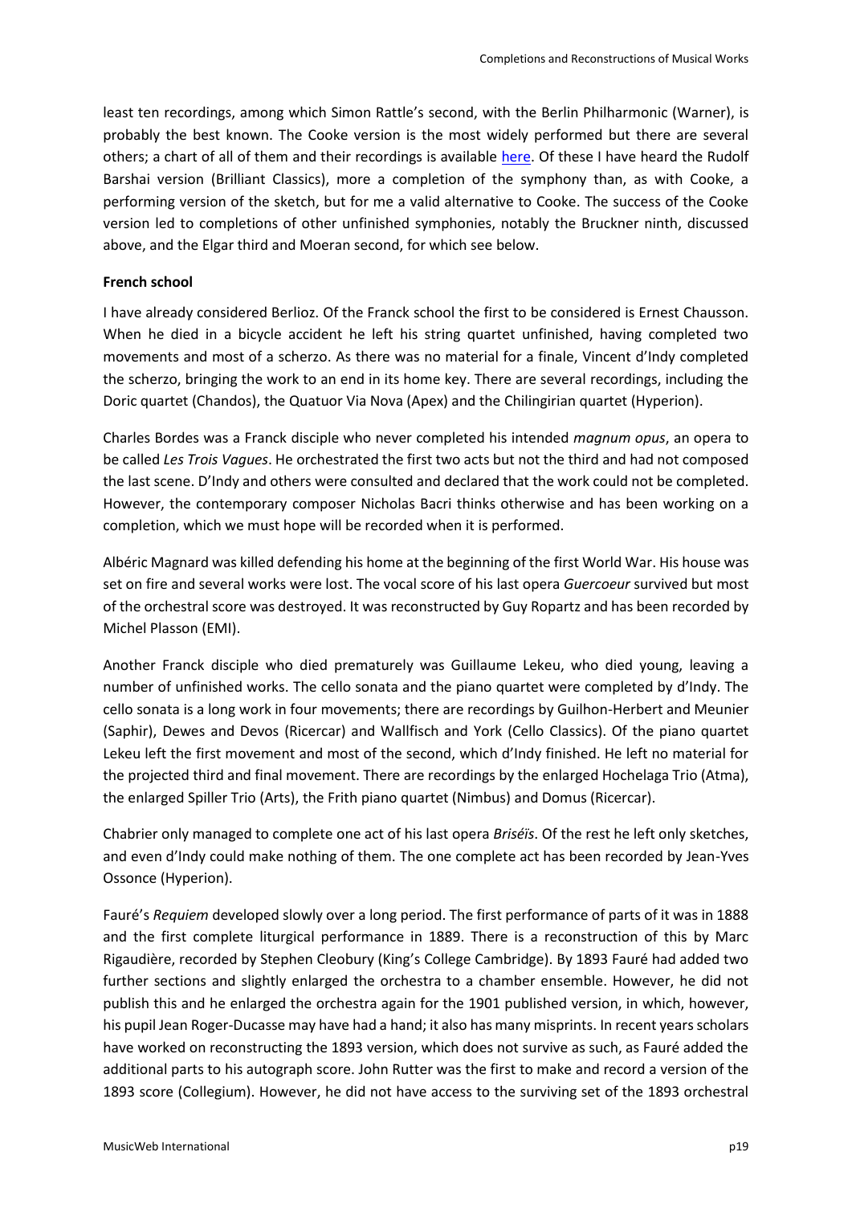least ten recordings, among which Simon Rattle's second, with the Berlin Philharmonic (Warner), is probably the best known. The Cooke version is the most widely performed but there are several others; a chart of all of them and their recordings is available here. Of these I have heard the Rudolf Barshai version (Brilliant Classics), more a completion of the symphony than, as with Cooke, a performing version of the sketch, but for me a valid alternative to Cooke. The success of the Cooke version led to completions of other unfinished symphonies, notably the Bruckner ninth, discussed above, and the Elgar third and Moeran second, for which see below.

**French school**

I have already considered Berlioz. Of the Franck school the first to be considered is Ernest Chausson. When he died in a bicycle accident he left his string quartet unfinished, having completed two movements and most of a scherzo. As there was no material for a finale, Vincent d'Indy completed the scherzo, bringing the work to an end in its home key. There are several recordings, including the Doric quartet (Chandos), the Quatuor Via Nova (Apex) and the Chilingirian quartet (Hyperion).

Charles Bordes was a Franck disciple who never completed his intended *magnum opus*, an opera to be called *Les Trois Vagues*. He orchestrated the first two acts but not the third and had not composed the last scene. D'Indy and others were consulted and declared that the work could not be completed. However, the contemporary composer Nicholas Bacri thinks otherwise and has been working on a completion, which we must hope will be recorded when it is performed.

Albéric Magnard was killed defending his home at the beginning of the first World War. His house was set on fire and several works were lost. The vocal score of his last opera *Guercoeur* survived but most of the orchestral score was destroyed. It was reconstructed by Guy Ropartz and has been recorded by Michel Plasson (EMI).

Another Franck disciple who died prematurely was Guillaume Lekeu, who died young, leaving a number of unfinished works. The cello sonata and the piano quartet were completed by d'Indy. The cello sonata is a long work in four movements; there are recordings by Guilhon-Herbert and Meunier (Saphir), Dewes and Devos (Ricercar) and Wallfisch and York (Cello Classics). Of the piano quartet Lekeu left the first movement and most of the second, which d'Indy finished. He left no material for the projected third and final movement. There are recordings by the enlarged Hochelaga Trio (Atma), the enlarged Spiller Trio (Arts), the Frith piano quartet (Nimbus) and Domus (Ricercar).

Chabrier only managed to complete one act of his last opera *Briséïs*. Of the rest he left only sketches, and even d'Indy could make nothing of them. The one complete act has been recorded by Jean-Yves Ossonce (Hyperion).

Fauré's *Requiem* developed slowly over a long period. The first performance of parts of it was in 1888 and the first complete liturgical performance in 1889. There is a reconstruction of this by Marc Rigaudière, recorded by Stephen Cleobury (King's College Cambridge). By 1893 Fauré had added two further sections and slightly enlarged the orchestra to a chamber ensemble. However, he did not publish this and he enlarged the orchestra again for the 1901 published version, in which, however, his pupil Jean Roger-Ducasse may have had a hand; it also has many misprints. In recent years scholars have worked on reconstructing the 1893 version, which does not survive as such, as Fauré added the additional parts to his autograph score. John Rutter was the first to make and record a version of the 1893 score (Collegium). However, he did not have access to the surviving set of the 1893 orchestral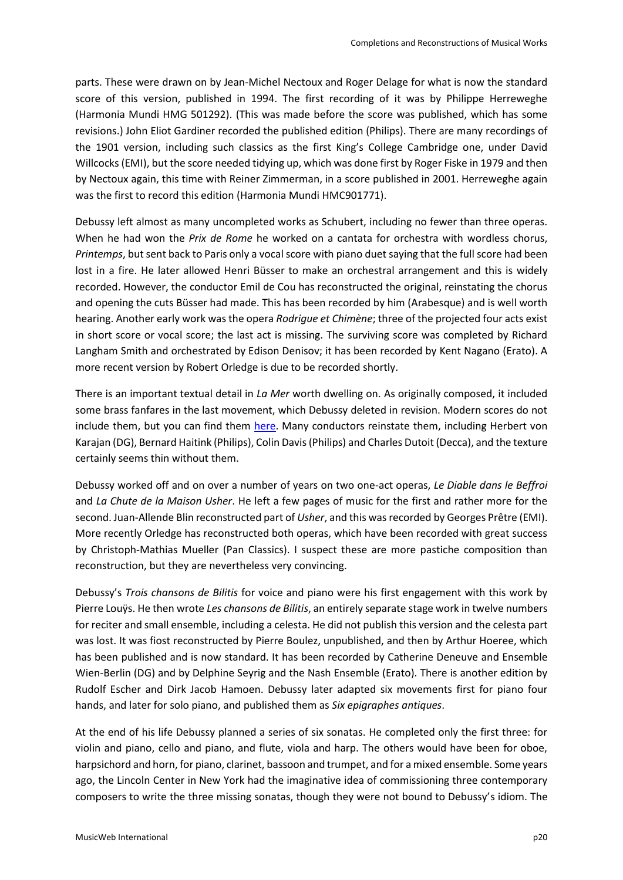parts. These were drawn on by Jean-Michel Nectoux and Roger Delage for what is now the standard score of this version, published in 1994. The first recording of it was by Philippe Herreweghe (Harmonia Mundi HMG 501292). (This was made before the score was published, which has some revisions.) John Eliot Gardiner recorded the published edition (Philips). There are many recordings of the 1901 version, including such classics as the first King's College Cambridge one, under David Willcocks (EMI), but the score needed tidying up, which was done first by Roger Fiske in 1979 and then by Nectoux again, this time with Reiner Zimmerman, in a score published in 2001. Herreweghe again was the first to record this edition (Harmonia Mundi HMC901771).

Debussy left almost as many uncompleted works as Schubert, including no fewer than three operas. When he had won the *Prix de Rome* he worked on a cantata for orchestra with wordless chorus, *Printemps*, but sent back to Paris only a vocal score with piano duet saying that the full score had been lost in a fire. He later allowed Henri Büsser to make an orchestral arrangement and this is widely recorded. However, the conductor Emil de Cou has reconstructed the original, reinstating the chorus and opening the cuts Büsser had made. This has been recorded by him (Arabesque) and is well worth hearing. Another early work was the opera *Rodrigue et Chimène*; three of the projected four acts exist in short score or vocal score; the last act is missing. The surviving score was completed by Richard Langham Smith and orchestrated by Edison Denisov; it has been recorded by Kent Nagano (Erato). A more recent version by Robert Orledge is due to be recorded shortly.

There is an important textual detail in *La Mer* worth dwelling on. As originally composed, it included some brass fanfares in the last movement, which Debussy deleted in revision. Modern scores do not include them, but you can find them here. Many conductors reinstate them, including Herbert von Karajan (DG), Bernard Haitink (Philips), Colin Davis (Philips) and Charles Dutoit (Decca), and the texture certainly seems thin without them.

Debussy worked off and on over a number of years on two one-act operas, *Le Diable dans le Beffroi* and *La Chute de la Maison Usher*. He left a few pages of music for the first and rather more for the second. Juan-Allende Blin reconstructed part of *Usher*, and this was recorded by Georges Prêtre (EMI). More recently Orledge has reconstructed both operas, which have been recorded with great success by Christoph-Mathias Mueller (Pan Classics). I suspect these are more pastiche composition than reconstruction, but they are nevertheless very convincing.

Debussy's *Trois chansons de Bilitis* for voice and piano were his first engagement with this work by Pierre Louÿs. He then wrote *Les chansons de Bilitis*, an entirely separate stage work in twelve numbers for reciter and small ensemble, including a celesta. He did not publish this version and the celesta part was lost. It was fiost reconstructed by Pierre Boulez, unpublished, and then by Arthur Hoeree, which has been published and is now standard. It has been recorded by Catherine Deneuve and Ensemble Wien-Berlin (DG) and by Delphine Seyrig and the Nash Ensemble (Erato). There is another edition by Rudolf Escher and Dirk Jacob Hamoen. Debussy later adapted six movements first for piano four hands, and later for solo piano, and published them as *Six epigraphes antiques*.

At the end of his life Debussy planned a series of six sonatas. He completed only the first three: for violin and piano, cello and piano, and flute, viola and harp. The others would have been for oboe, harpsichord and horn, for piano, clarinet, bassoon and trumpet, and for a mixed ensemble. Some years ago, the Lincoln Center in New York had the imaginative idea of commissioning three contemporary composers to write the three missing sonatas, though they were not bound to Debussy's idiom. The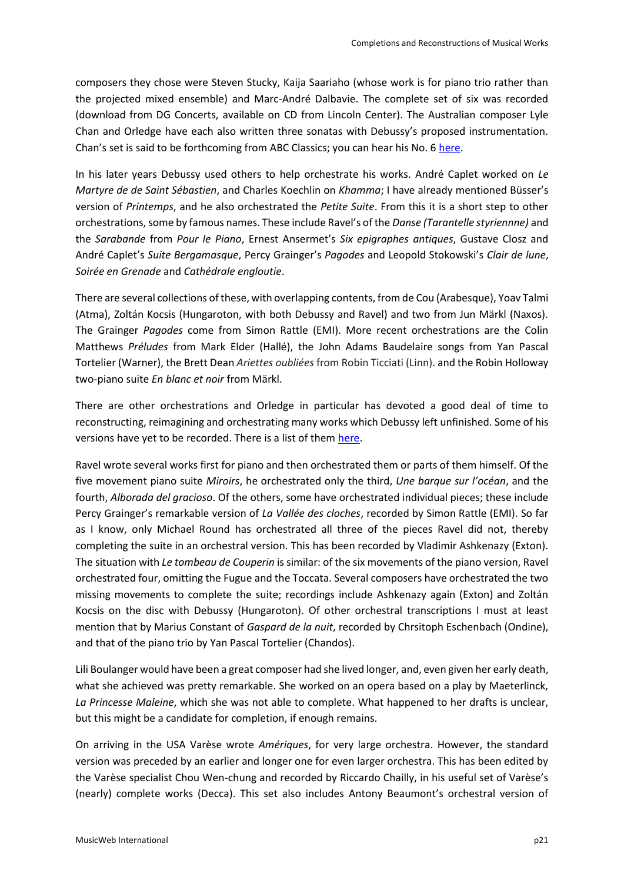composers they chose were Steven Stucky, Kaija Saariaho (whose work is for piano trio rather than the projected mixed ensemble) and Marc-André Dalbavie. The complete set of six was recorded (download from DG Concerts, available on CD from Lincoln Center). The Australian composer Lyle Chan and Orledge have each also written three sonatas with Debussy's proposed instrumentation. Chan's set is said to be forthcoming from ABC Classics; you can hear his No. 6 here.

In his later years Debussy used others to help orchestrate his works. André Caplet worked on *Le Martyre de de Saint Sébastien*, and Charles Koechlin on *Khamma*; I have already mentioned Büsser's version of *Printemps*, and he also orchestrated the *Petite Suite*. From this it is a short step to other orchestrations, some by famous names. These include Ravel's of the *Danse (Tarantelle styriennne)* and the *Sarabande* from *Pour le Piano*, Ernest Ansermet's *Six epigraphes antiques*, Gustave Closz and André Caplet's *Suite Bergamasque*, Percy Grainger's *Pagodes* and Leopold Stokowski's *Clair de lune*, *Soirée en Grenade* and *Cathédrale engloutie*.

There are several collections of these, with overlapping contents, from de Cou (Arabesque), Yoav Talmi (Atma), Zoltán Kocsis (Hungaroton, with both Debussy and Ravel) and two from Jun Märkl (Naxos). The Grainger *Pagodes* come from Simon Rattle (EMI). More recent orchestrations are the Colin Matthews *Préludes* from Mark Elder (Hallé), the John Adams Baudelaire songs from Yan Pascal Tortelier (Warner), the Brett Dean *Ariettes oubliées* from Robin Ticciati (Linn). and the Robin Holloway two-piano suite *En blanc et noir* from Märkl.

There are other orchestrations and Orledge in particular has devoted a good deal of time to reconstructing, reimagining and orchestrating many works which Debussy left unfinished. Some of his versions have yet to be recorded. There is a list of them here.

Ravel wrote several works first for piano and then orchestrated them or parts of them himself. Of the five movement piano suite *Miroirs*, he orchestrated only the third, *Une barque sur l'océan*, and the fourth, *Alborada del gracioso*. Of the others, some have orchestrated individual pieces; these include Percy Grainger's remarkable version of *La Vallée des cloches*, recorded by Simon Rattle (EMI). So far as I know, only Michael Round has orchestrated all three of the pieces Ravel did not, thereby completing the suite in an orchestral version. This has been recorded by Vladimir Ashkenazy (Exton). The situation with *Le tombeau de Couperin* is similar: of the six movements of the piano version, Ravel orchestrated four, omitting the Fugue and the Toccata. Several composers have orchestrated the two missing movements to complete the suite; recordings include Ashkenazy again (Exton) and Zoltán Kocsis on the disc with Debussy (Hungaroton). Of other orchestral transcriptions I must at least mention that by Marius Constant of *Gaspard de la nuit*, recorded by Chrsitoph Eschenbach (Ondine), and that of the piano trio by Yan Pascal Tortelier (Chandos).

Lili Boulanger would have been a great composer had she lived longer, and, even given her early death, what she achieved was pretty remarkable. She worked on an opera based on a play by Maeterlinck, *La Princesse Maleine*, which she was not able to complete. What happened to her drafts is unclear, but this might be a candidate for completion, if enough remains.

On arriving in the USA Varèse wrote *Amériques*, for very large orchestra. However, the standard version was preceded by an earlier and longer one for even larger orchestra. This has been edited by the Varèse specialist Chou Wen-chung and recorded by Riccardo Chailly, in his useful set of Varèse's (nearly) complete works (Decca). This set also includes Antony Beaumont's orchestral version of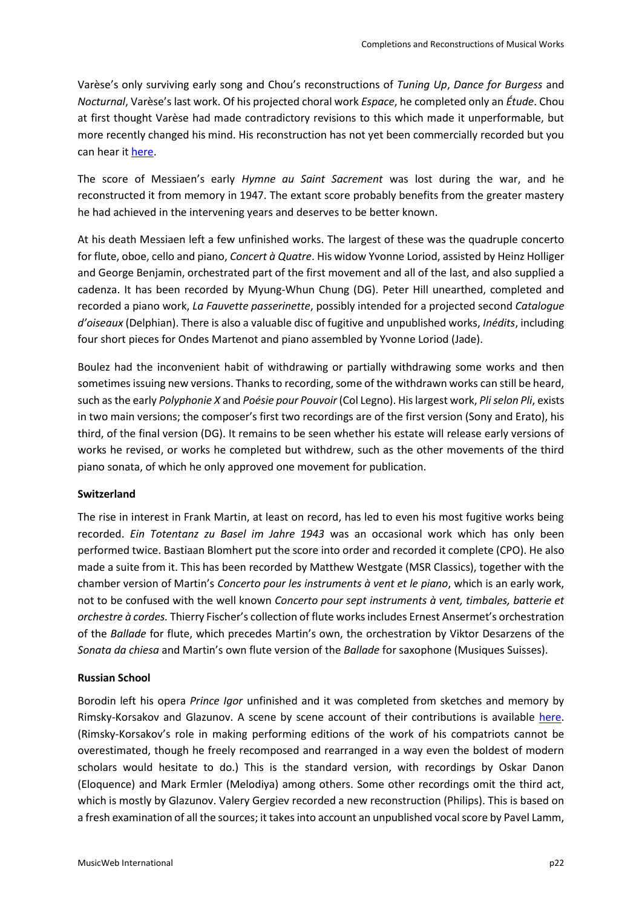Varèse's only surviving early song and Chou's reconstructions of *Tuning Up*, *Dance for Burgess* and *Nocturnal*, Varèse's last work. Of his projected choral work *Espace*, he completed only an *Étude*. Chou at first thought Varèse had made contradictory revisions to this which made it unperformable, but more recently changed his mind. His reconstruction has not yet been commercially recorded but you can hear it here.

The score of Messiaen's early *Hymne au Saint Sacrement* was lost during the war, and he reconstructed it from memory in 1947. The extant score probably benefits from the greater mastery he had achieved in the intervening years and deserves to be better known.

At his death Messiaen left a few unfinished works. The largest of these was the quadruple concerto for flute, oboe, cello and piano, *Concert à Quatre*. His widow Yvonne Loriod, assisted by Heinz Holliger and George Benjamin, orchestrated part of the first movement and all of the last, and also supplied a cadenza. It has been recorded by Myung-Whun Chung (DG). Peter Hill unearthed, completed and recorded a piano work, *La Fauvette passerinette*, possibly intended for a projected second *Catalogue d'oiseaux* (Delphian). There is also a valuable disc of fugitive and unpublished works, *Inédits*, including four short pieces for Ondes Martenot and piano assembled by Yvonne Loriod (Jade).

Boulez had the inconvenient habit of withdrawing or partially withdrawing some works and then sometimes issuing new versions. Thanks to recording, some of the withdrawn works can still be heard, such as the early *Polyphonie X* and *Poésie pour Pouvoir* (Col Legno). His largest work, *Pli selon Pli*, exists in two main versions; the composer's first two recordings are of the first version (Sony and Erato), his third, of the final version (DG). It remains to be seen whether his estate will release early versions of works he revised, or works he completed but withdrew, such as the other movements of the third piano sonata, of which he only approved one movement for publication.

**Switzerland**

The rise in interest in Frank Martin, at least on record, has led to even his most fugitive works being recorded. *Ein Totentanz zu Basel im Jahre 1943* was an occasional work which has only been performed twice. Bastiaan Blomhert put the score into order and recorded it complete (CPO). He also made a suite from it. This has been recorded by Matthew Westgate (MSR Classics), together with the chamber version of Martin's *Concerto pour les instruments à vent et le piano*, which is an early work, not to be confused with the well known *Concerto pour sept instruments à vent, timbales, batterie et orchestre à cordes.* Thierry Fischer's collection of flute works includes Ernest Ansermet's orchestration of the *Ballade* for flute, which precedes Martin's own, the orchestration by Viktor Desarzens of the *Sonata da chiesa* and Martin's own flute version of the *Ballade* for saxophone (Musiques Suisses).

**Russian School**

Borodin left his opera *Prince Igor* unfinished and it was completed from sketches and memory by Rimsky-Korsakov and Glazunov. A scene by scene account of their contributions is available here. (Rimsky-Korsakov's role in making performing editions of the work of his compatriots cannot be overestimated, though he freely recomposed and rearranged in a way even the boldest of modern scholars would hesitate to do.) This is the standard version, with recordings by Oskar Danon (Eloquence) and Mark Ermler (Melodiya) among others. Some other recordings omit the third act, which is mostly by Glazunov. Valery Gergiev recorded a new reconstruction (Philips). This is based on a fresh examination of all the sources; it takes into account an unpublished vocal score by Pavel Lamm,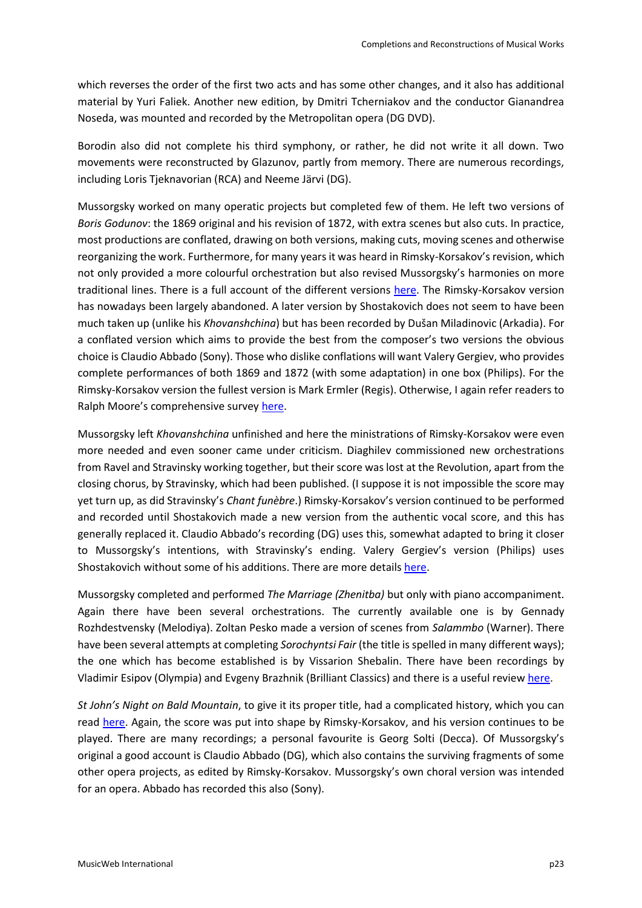which reverses the order of the first two acts and has some other changes, and it also has additional material by Yuri Faliek. Another new edition, by Dmitri Tcherniakov and the conductor Gianandrea Noseda, was mounted and recorded by the Metropolitan opera (DG DVD).

Borodin also did not complete his third symphony, or rather, he did not write it all down. Two movements were reconstructed by Glazunov, partly from memory. There are numerous recordings, including Loris Tjeknavorian (RCA) and Neeme Järvi (DG).

Mussorgsky worked on many operatic projects but completed few of them. He left two versions of *Boris Godunov*: the 1869 original and his revision of 1872, with extra scenes but also cuts. In practice, most productions are conflated, drawing on both versions, making cuts, moving scenes and otherwise reorganizing the work. Furthermore, for many years it was heard in Rimsky-Korsakov's revision, which not only provided a more colourful orchestration but also revised Mussorgsky's harmonies on more traditional lines. There is a full account of the different versions here. The Rimsky-Korsakov version has nowadays been largely abandoned. A later version by Shostakovich does not seem to have been much taken up (unlike his *Khovanshchina*) but has been recorded by Dušan Miladinovic (Arkadia). For a conflated version which aims to provide the best from the composer's two versions the obvious choice is Claudio Abbado (Sony). Those who dislike conflations will want Valery Gergiev, who provides complete performances of both 1869 and 1872 (with some adaptation) in one box (Philips). For the Rimsky-Korsakov version the fullest version is Mark Ermler (Regis). Otherwise, I again refer readers to Ralph Moore's comprehensive survey here.

Mussorgsky left *Khovanshchina* unfinished and here the ministrations of Rimsky-Korsakov were even more needed and even sooner came under criticism. Diaghilev commissioned new orchestrations from Ravel and Stravinsky working together, but their score was lost at the Revolution, apart from the closing chorus, by Stravinsky, which had been published. (I suppose it is not impossible the score may yet turn up, as did Stravinsky's *Chant funèbre*.) Rimsky-Korsakov's version continued to be performed and recorded until Shostakovich made a new version from the authentic vocal score, and this has generally replaced it. Claudio Abbado's recording (DG) uses this, somewhat adapted to bring it closer to Mussorgsky's intentions, with Stravinsky's ending. Valery Gergiev's version (Philips) uses Shostakovich without some of his additions. There are more details here.

Mussorgsky completed and performed *The Marriage (Zhenitba)* but only with piano accompaniment. Again there have been several orchestrations. The currently available one is by Gennady Rozhdestvensky (Melodiya). Zoltan Pesko made a version of scenes from *Salammbo* (Warner). There have been several attempts at completing *Sorochyntsi Fair* (the title is spelled in many different ways); the one which has become established is by Vissarion Shebalin. There have been recordings by Vladimir Esipov (Olympia) and Evgeny Brazhnik (Brilliant Classics) and there is a useful review here.

*St John's Night on Bald Mountain*, to give it its proper title, had a complicated history, which you can read here. Again, the score was put into shape by Rimsky-Korsakov, and his version continues to be played. There are many recordings; a personal favourite is Georg Solti (Decca). Of Mussorgsky's original a good account is Claudio Abbado (DG), which also contains the surviving fragments of some other opera projects, as edited by Rimsky-Korsakov. Mussorgsky's own choral version was intended for an opera. Abbado has recorded this also (Sony).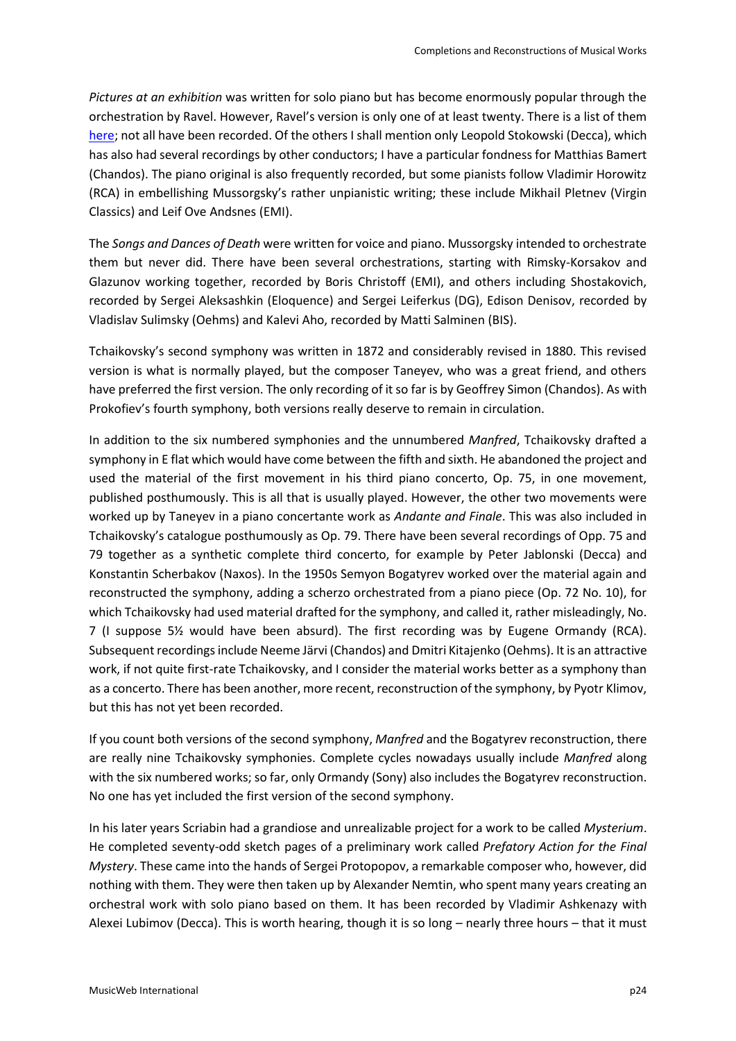*Pictures at an exhibition* was written for solo piano but has become enormously popular through the orchestration by Ravel. However, Ravel's version is only one of at least twenty. There is a list of them here; not all have been recorded. Of the others I shall mention only Leopold Stokowski (Decca), which has also had several recordings by other conductors; I have a particular fondness for Matthias Bamert (Chandos). The piano original is also frequently recorded, but some pianists follow Vladimir Horowitz (RCA) in embellishing Mussorgsky's rather unpianistic writing; these include Mikhail Pletnev (Virgin Classics) and Leif Ove Andsnes (EMI).

The *Songs and Dances of Death* were written for voice and piano. Mussorgsky intended to orchestrate them but never did. There have been several orchestrations, starting with Rimsky-Korsakov and Glazunov working together, recorded by Boris Christoff (EMI), and others including Shostakovich, recorded by Sergei Aleksashkin (Eloquence) and Sergei Leiferkus (DG), Edison Denisov, recorded by Vladislav Sulimsky (Oehms) and Kalevi Aho, recorded by Matti Salminen (BIS).

Tchaikovsky's second symphony was written in 1872 and considerably revised in 1880. This revised version is what is normally played, but the composer Taneyev, who was a great friend, and others have preferred the first version. The only recording of it so far is by Geoffrey Simon (Chandos). As with Prokofiev's fourth symphony, both versions really deserve to remain in circulation.

In addition to the six numbered symphonies and the unnumbered *Manfred*, Tchaikovsky drafted a symphony in E flat which would have come between the fifth and sixth. He abandoned the project and used the material of the first movement in his third piano concerto, Op. 75, in one movement, published posthumously. This is all that is usually played. However, the other two movements were worked up by Taneyev in a piano concertante work as *Andante and Finale*. This was also included in Tchaikovsky's catalogue posthumously as Op. 79. There have been several recordings of Opp. 75 and 79 together as a synthetic complete third concerto, for example by Peter Jablonski (Decca) and Konstantin Scherbakov (Naxos). In the 1950s Semyon Bogatyrev worked over the material again and reconstructed the symphony, adding a scherzo orchestrated from a piano piece (Op. 72 No. 10), for which Tchaikovsky had used material drafted for the symphony, and called it, rather misleadingly, No. 7 (I suppose 5½ would have been absurd). The first recording was by Eugene Ormandy (RCA). Subsequent recordings include Neeme Järvi (Chandos) and Dmitri Kitajenko (Oehms). It is an attractive work, if not quite first-rate Tchaikovsky, and I consider the material works better as a symphony than as a concerto. There has been another, more recent, reconstruction of the symphony, by Pyotr Klimov, but this has not yet been recorded.

If you count both versions of the second symphony, *Manfred* and the Bogatyrev reconstruction, there are really nine Tchaikovsky symphonies. Complete cycles nowadays usually include *Manfred* along with the six numbered works; so far, only Ormandy (Sony) also includes the Bogatyrev reconstruction. No one has yet included the first version of the second symphony.

In his later years Scriabin had a grandiose and unrealizable project for a work to be called *Mysterium*. He completed seventy-odd sketch pages of a preliminary work called *Prefatory Action for the Final Mystery*. These came into the hands of Sergei Protopopov, a remarkable composer who, however, did nothing with them. They were then taken up by Alexander Nemtin, who spent many years creating an orchestral work with solo piano based on them. It has been recorded by Vladimir Ashkenazy with Alexei Lubimov (Decca). This is worth hearing, though it is so long – nearly three hours – that it must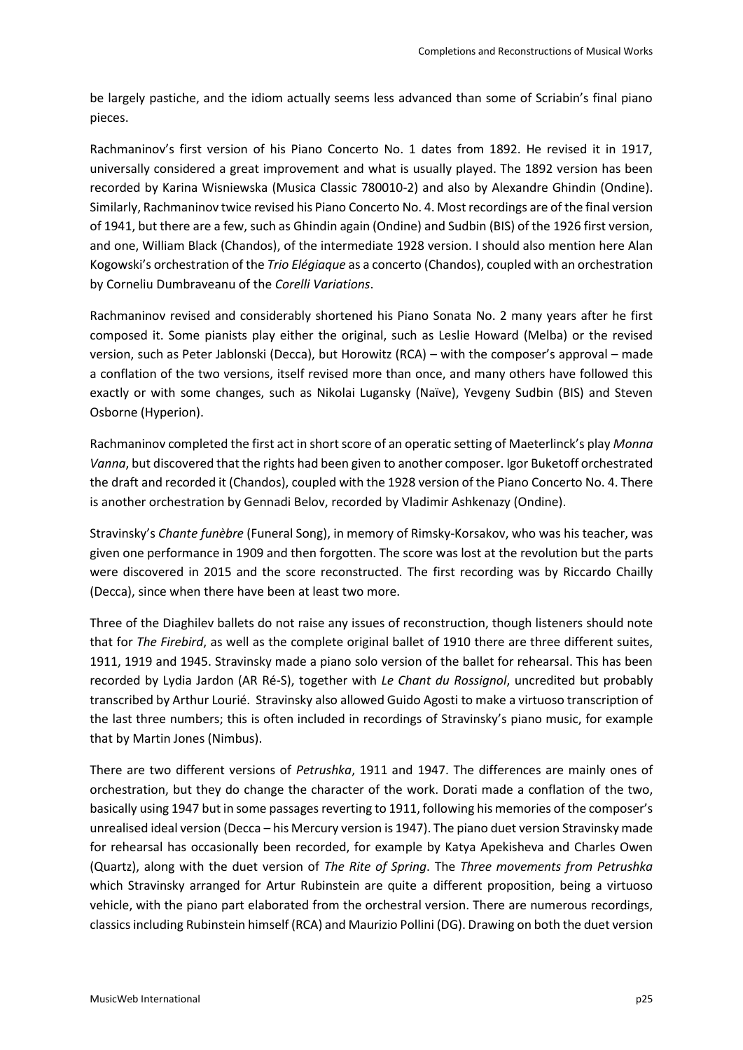be largely pastiche, and the idiom actually seems less advanced than some of Scriabin's final piano pieces.

Rachmaninov's first version of his Piano Concerto No. 1 dates from 1892. He revised it in 1917, universally considered a great improvement and what is usually played. The 1892 version has been recorded by Karina Wisniewska (Musica Classic 780010-2) and also by Alexandre Ghindin (Ondine). Similarly, Rachmaninov twice revised his Piano Concerto No. 4. Most recordings are of the final version of 1941, but there are a few, such as Ghindin again (Ondine) and Sudbin (BIS) of the 1926 first version, and one, William Black (Chandos), of the intermediate 1928 version. I should also mention here Alan Kogowski's orchestration of the *Trio Elégiaque* as a concerto (Chandos), coupled with an orchestration by Corneliu Dumbraveanu of the *Corelli Variations*.

Rachmaninov revised and considerably shortened his Piano Sonata No. 2 many years after he first composed it. Some pianists play either the original, such as Leslie Howard (Melba) or the revised version, such as Peter Jablonski (Decca), but Horowitz (RCA) – with the composer's approval – made a conflation of the two versions, itself revised more than once, and many others have followed this exactly or with some changes, such as Nikolai Lugansky (Naïve), Yevgeny Sudbin (BIS) and Steven Osborne (Hyperion).

Rachmaninov completed the first act in short score of an operatic setting of Maeterlinck's play *Monna Vanna*, but discovered that the rights had been given to another composer. Igor Buketoff orchestrated the draft and recorded it (Chandos), coupled with the 1928 version of the Piano Concerto No. 4. There is another orchestration by Gennadi Belov, recorded by Vladimir Ashkenazy (Ondine).

Stravinsky's *Chante funèbre* (Funeral Song), in memory of Rimsky-Korsakov, who was his teacher, was given one performance in 1909 and then forgotten. The score was lost at the revolution but the parts were discovered in 2015 and the score reconstructed. The first recording was by Riccardo Chailly (Decca), since when there have been at least two more.

Three of the Diaghilev ballets do not raise any issues of reconstruction, though listeners should note that for *The Firebird*, as well as the complete original ballet of 1910 there are three different suites, 1911, 1919 and 1945. Stravinsky made a piano solo version of the ballet for rehearsal. This has been recorded by Lydia Jardon (AR Ré-S), together with *Le Chant du Rossignol*, uncredited but probably transcribed by Arthur Lourié. Stravinsky also allowed Guido Agosti to make a virtuoso transcription of the last three numbers; this is often included in recordings of Stravinsky's piano music, for example that by Martin Jones (Nimbus).

There are two different versions of *Petrushka*, 1911 and 1947. The differences are mainly ones of orchestration, but they do change the character of the work. Dorati made a conflation of the two, basically using 1947 but in some passages reverting to 1911, following his memories of the composer's unrealised ideal version (Decca – his Mercury version is 1947). The piano duet version Stravinsky made for rehearsal has occasionally been recorded, for example by Katya Apekisheva and Charles Owen (Quartz), along with the duet version of *The Rite of Spring*. The *Three movements from Petrushka* which Stravinsky arranged for Artur Rubinstein are quite a different proposition, being a virtuoso vehicle, with the piano part elaborated from the orchestral version. There are numerous recordings, classics including Rubinstein himself (RCA) and Maurizio Pollini (DG). Drawing on both the duet version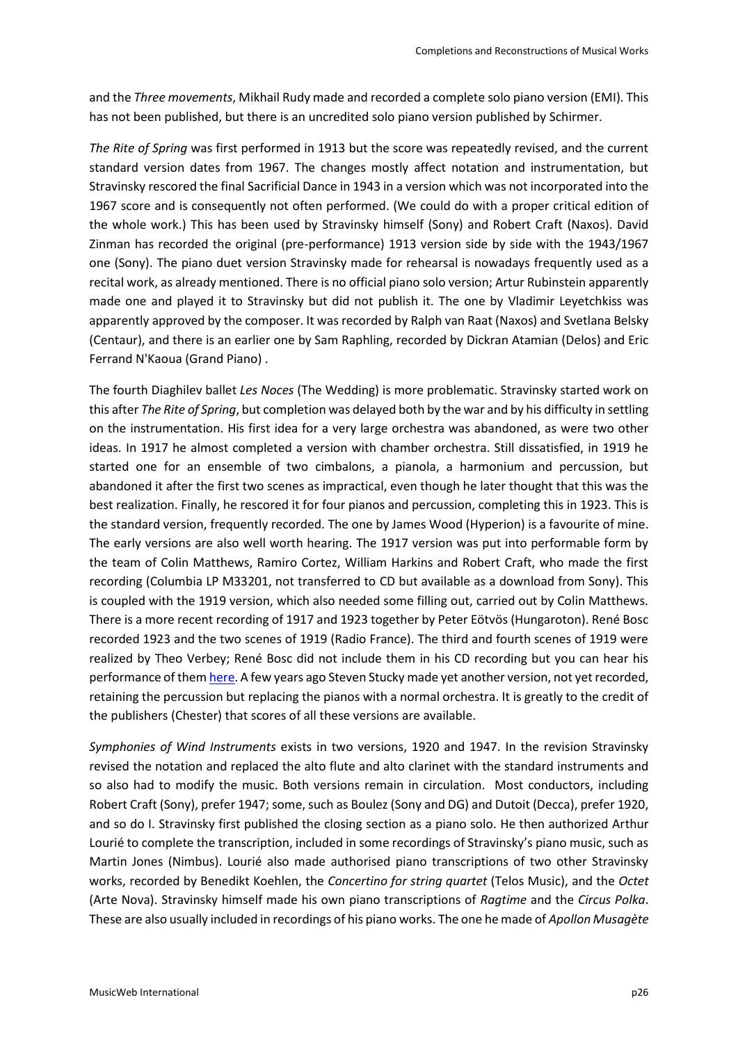and the *Three movements*, Mikhail Rudy made and recorded a complete solo piano version (EMI). This has not been published, but there is an uncredited solo piano version published by Schirmer.

*The Rite of Spring* was first performed in 1913 but the score was repeatedly revised, and the current standard version dates from 1967. The changes mostly affect notation and instrumentation, but Stravinsky rescored the final Sacrificial Dance in 1943 in a version which was not incorporated into the 1967 score and is consequently not often performed. (We could do with a proper critical edition of the whole work.) This has been used by Stravinsky himself (Sony) and Robert Craft (Naxos). David Zinman has recorded the original (pre-performance) 1913 version side by side with the 1943/1967 one (Sony). The piano duet version Stravinsky made for rehearsal is nowadays frequently used as a recital work, as already mentioned. There is no official piano solo version; Artur Rubinstein apparently made one and played it to Stravinsky but did not publish it. The one by Vladimir Leyetchkiss was apparently approved by the composer. It was recorded by Ralph van Raat (Naxos) and Svetlana Belsky (Centaur), and there is an earlier one by Sam Raphling, recorded by Dickran Atamian (Delos) and Eric Ferrand N'Kaoua (Grand Piano) .

The fourth Diaghilev ballet *Les Noces* (The Wedding) is more problematic. Stravinsky started work on this after *The Rite of Spring*, but completion was delayed both by the war and by his difficulty in settling on the instrumentation. His first idea for a very large orchestra was abandoned, as were two other ideas. In 1917 he almost completed a version with chamber orchestra. Still dissatisfied, in 1919 he started one for an ensemble of two cimbalons, a pianola, a harmonium and percussion, but abandoned it after the first two scenes as impractical, even though he later thought that this was the best realization. Finally, he rescored it for four pianos and percussion, completing this in 1923. This is the standard version, frequently recorded. The one by James Wood (Hyperion) is a favourite of mine. The early versions are also well worth hearing. The 1917 version was put into performable form by the team of Colin Matthews, Ramiro Cortez, William Harkins and Robert Craft, who made the first recording (Columbia LP M33201, not transferred to CD but available as a download from Sony). This is coupled with the 1919 version, which also needed some filling out, carried out by Colin Matthews. There is a more recent recording of 1917 and 1923 together by Peter Eötvös (Hungaroton). René Bosc recorded 1923 and the two scenes of 1919 (Radio France). The third and fourth scenes of 1919 were realized by Theo Verbey; René Bosc did not include them in his CD recording but you can hear his performance of them here. A few years ago Steven Stucky made yet another version, not yet recorded, retaining the percussion but replacing the pianos with a normal orchestra. It is greatly to the credit of the publishers (Chester) that scores of all these versions are available.

*Symphonies of Wind Instruments* exists in two versions, 1920 and 1947. In the revision Stravinsky revised the notation and replaced the alto flute and alto clarinet with the standard instruments and so also had to modify the music. Both versions remain in circulation. Most conductors, including Robert Craft (Sony), prefer 1947; some, such as Boulez (Sony and DG) and Dutoit (Decca), prefer 1920, and so do I. Stravinsky first published the closing section as a piano solo. He then authorized Arthur Lourié to complete the transcription, included in some recordings of Stravinsky's piano music, such as Martin Jones (Nimbus). Lourié also made authorised piano transcriptions of two other Stravinsky works, recorded by Benedikt Koehlen, the *Concertino for string quartet* (Telos Music), and the *Octet* (Arte Nova). Stravinsky himself made his own piano transcriptions of *Ragtime* and the *Circus Polka*. These are also usually included in recordings of his piano works. The one he made of *Apollon Musagète*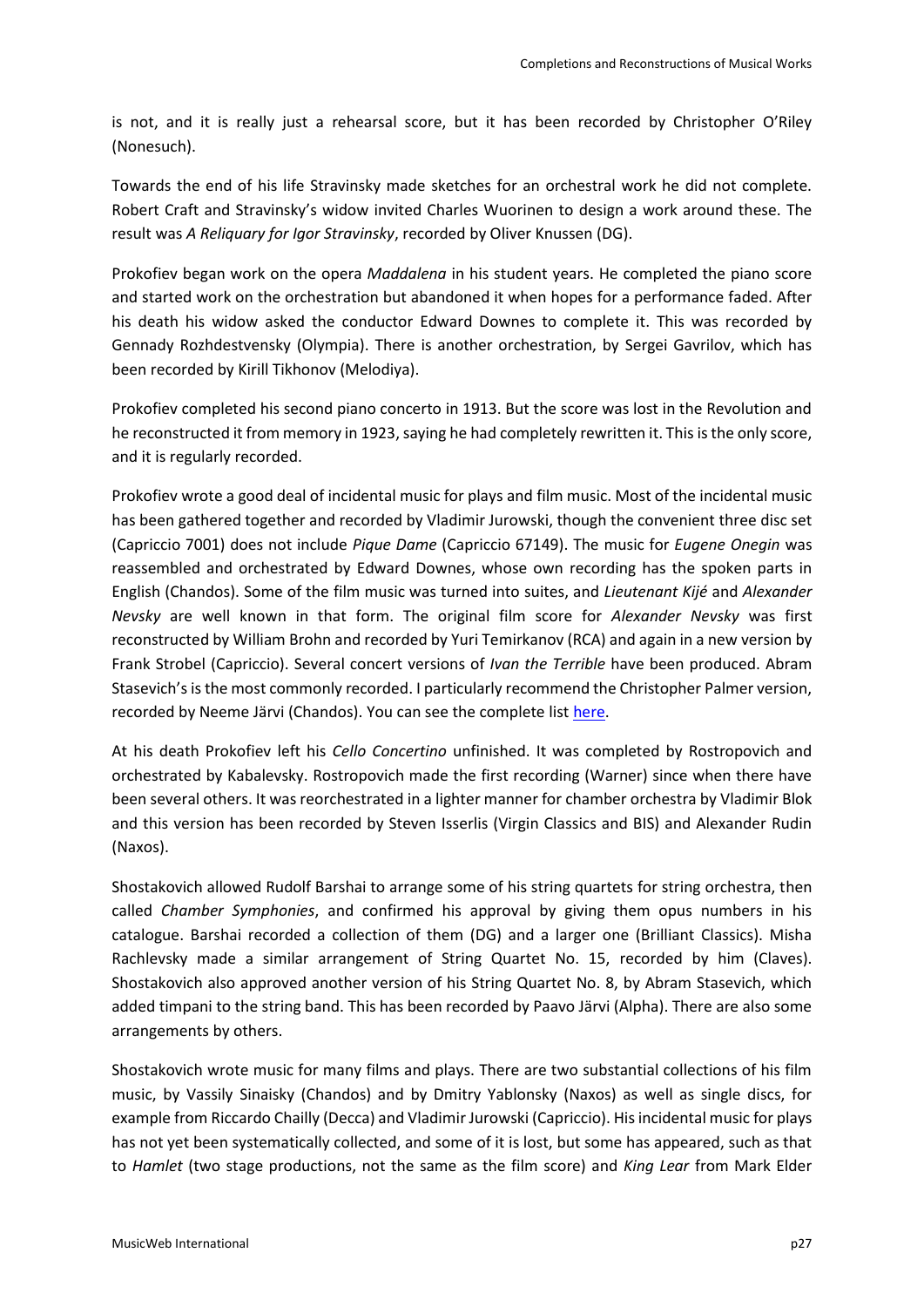is not, and it is really just a rehearsal score, but it has been recorded by Christopher O'Riley (Nonesuch).

Towards the end of his life Stravinsky made sketches for an orchestral work he did not complete. Robert Craft and Stravinsky's widow invited Charles Wuorinen to design a work around these. The result was *A Reliquary for Igor Stravinsky*, recorded by Oliver Knussen (DG).

Prokofiev began work on the opera *Maddalena* in his student years. He completed the piano score and started work on the orchestration but abandoned it when hopes for a performance faded. After his death his widow asked the conductor Edward Downes to complete it. This was recorded by Gennady Rozhdestvensky (Olympia). There is another orchestration, by Sergei Gavrilov, which has been recorded by Kirill Tikhonov (Melodiya).

Prokofiev completed his second piano concerto in 1913. But the score was lost in the Revolution and he reconstructed it from memory in 1923, saying he had completely rewritten it. This is the only score, and it is regularly recorded.

Prokofiev wrote a good deal of incidental music for plays and film music. Most of the incidental music has been gathered together and recorded by Vladimir Jurowski, though the convenient three disc set (Capriccio 7001) does not include *Pique Dame* (Capriccio 67149). The music for *Eugene Onegin* was reassembled and orchestrated by Edward Downes, whose own recording has the spoken parts in English (Chandos). Some of the film music was turned into suites, and *Lieutenant Kijé* and *Alexander Nevsky* are well known in that form. The original film score for *Alexander Nevsky* was first reconstructed by William Brohn and recorded by Yuri Temirkanov (RCA) and again in a new version by Frank Strobel (Capriccio). Several concert versions of *Ivan the Terrible* have been produced. Abram Stasevich's is the most commonly recorded. I particularly recommend the Christopher Palmer version, recorded by Neeme Järvi (Chandos). You can see the complete list here.

At his death Prokofiev left his *Cello Concertino* unfinished. It was completed by Rostropovich and orchestrated by Kabalevsky. Rostropovich made the first recording (Warner) since when there have been several others. It was reorchestrated in a lighter manner for chamber orchestra by Vladimir Blok and this version has been recorded by Steven Isserlis (Virgin Classics and BIS) and Alexander Rudin (Naxos).

Shostakovich allowed Rudolf Barshai to arrange some of his string quartets for string orchestra, then called *Chamber Symphonies*, and confirmed his approval by giving them opus numbers in his catalogue. Barshai recorded a collection of them (DG) and a larger one (Brilliant Classics). Misha Rachlevsky made a similar arrangement of String Quartet No. 15, recorded by him (Claves). Shostakovich also approved another version of his String Quartet No. 8, by Abram Stasevich, which added timpani to the string band. This has been recorded by Paavo Järvi (Alpha). There are also some arrangements by others.

Shostakovich wrote music for many films and plays. There are two substantial collections of his film music, by Vassily Sinaisky (Chandos) and by Dmitry Yablonsky (Naxos) as well as single discs, for example from Riccardo Chailly (Decca) and Vladimir Jurowski (Capriccio). His incidental music for plays has not yet been systematically collected, and some of it is lost, but some has appeared, such as that to *Hamlet* (two stage productions, not the same as the film score) and *King Lear* from Mark Elder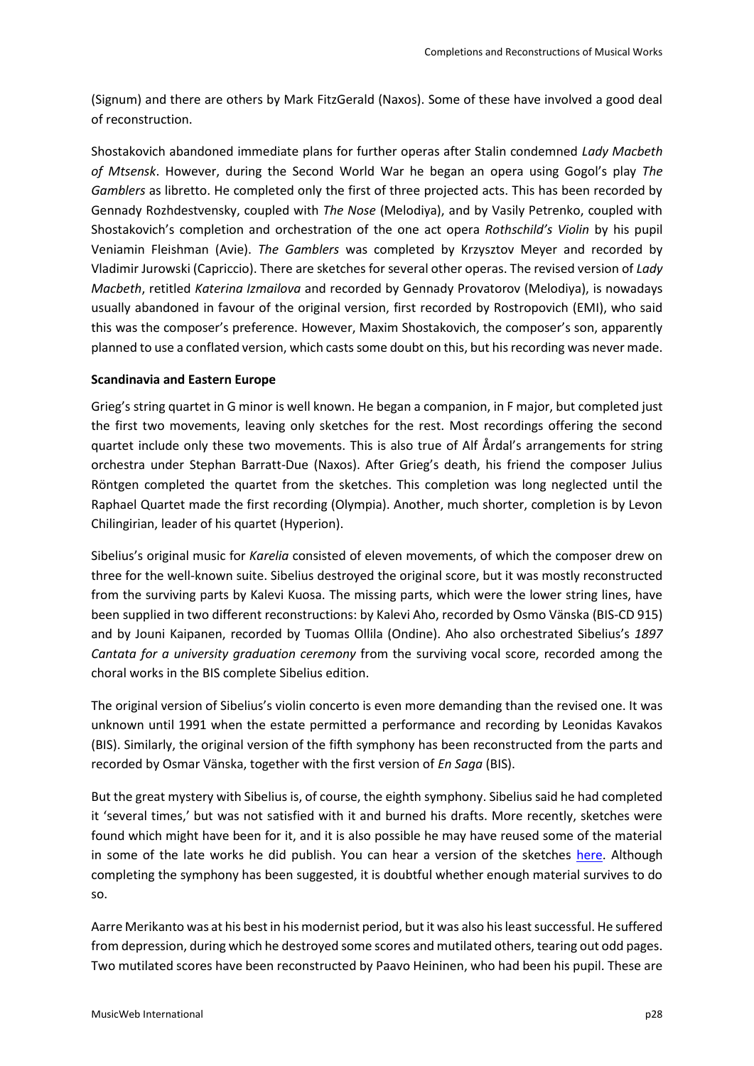(Signum) and there are others by Mark FitzGerald (Naxos). Some of these have involved a good deal of reconstruction.

Shostakovich abandoned immediate plans for further operas after Stalin condemned *Lady Macbeth of Mtsensk*. However, during the Second World War he began an opera using Gogol's play *The Gamblers* as libretto. He completed only the first of three projected acts. This has been recorded by Gennady Rozhdestvensky, coupled with *The Nose* (Melodiya), and by Vasily Petrenko, coupled with Shostakovich's completion and orchestration of the one act opera *Rothschild's Violin* by his pupil Veniamin Fleishman (Avie). *The Gamblers* was completed by Krzysztov Meyer and recorded by Vladimir Jurowski (Capriccio). There are sketches for several other operas. The revised version of *Lady Macbeth*, retitled *Katerina Izmailova* and recorded by Gennady Provatorov (Melodiya), is nowadays usually abandoned in favour of the original version, first recorded by Rostropovich (EMI), who said this was the composer's preference. However, Maxim Shostakovich, the composer's son, apparently planned to use a conflated version, which casts some doubt on this, but his recording was never made.

**Scandinavia and Eastern Europe**

Grieg's string quartet in G minor is well known. He began a companion, in F major, but completed just the first two movements, leaving only sketches for the rest. Most recordings offering the second quartet include only these two movements. This is also true of Alf Årdal's arrangements for string orchestra under Stephan Barratt-Due (Naxos). After Grieg's death, his friend the composer Julius Röntgen completed the quartet from the sketches. This completion was long neglected until the Raphael Quartet made the first recording (Olympia). Another, much shorter, completion is by Levon Chilingirian, leader of his quartet (Hyperion).

Sibelius's original music for *Karelia* consisted of eleven movements, of which the composer drew on three for the well-known suite. Sibelius destroyed the original score, but it was mostly reconstructed from the surviving parts by Kalevi Kuosa. The missing parts, which were the lower string lines, have been supplied in two different reconstructions: by Kalevi Aho, recorded by Osmo Vänska (BIS-CD 915) and by Jouni Kaipanen, recorded by Tuomas Ollila (Ondine). Aho also orchestrated Sibelius's *1897 Cantata for a university graduation ceremony* from the surviving vocal score, recorded among the choral works in the BIS complete Sibelius edition.

The original version of Sibelius's violin concerto is even more demanding than the revised one. It was unknown until 1991 when the estate permitted a performance and recording by Leonidas Kavakos (BIS). Similarly, the original version of the fifth symphony has been reconstructed from the parts and recorded by Osmar Vänska, together with the first version of *En Saga* (BIS).

But the great mystery with Sibelius is, of course, the eighth symphony. Sibelius said he had completed it 'several times,' but was not satisfied with it and burned his drafts. More recently, sketches were found which might have been for it, and it is also possible he may have reused some of the material in some of the late works he did publish. You can hear a version of the sketches here. Although completing the symphony has been suggested, it is doubtful whether enough material survives to do so.

Aarre Merikanto was at his best in his modernist period, but it was also his least successful. He suffered from depression, during which he destroyed some scores and mutilated others, tearing out odd pages. Two mutilated scores have been reconstructed by Paavo Heininen, who had been his pupil. These are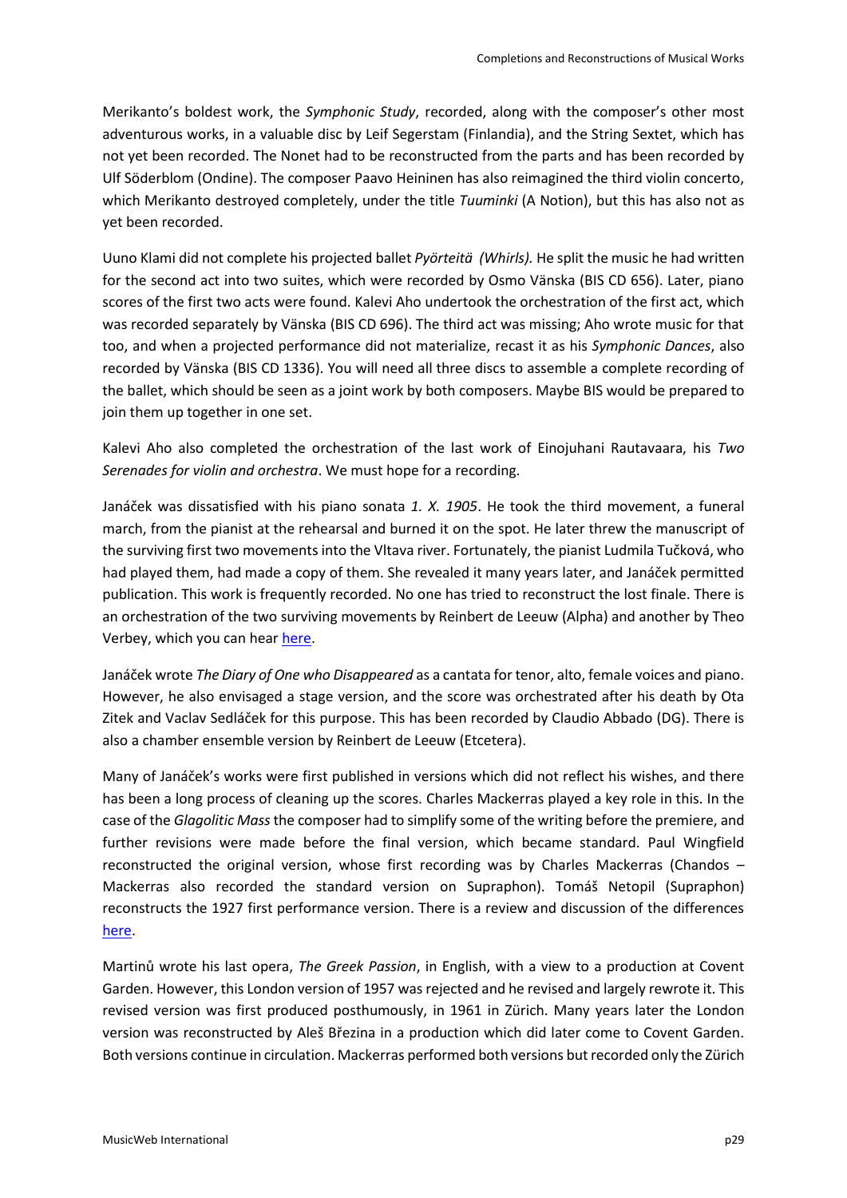Merikanto's boldest work, the *Symphonic Study*, recorded, along with the composer's other most adventurous works, in a valuable disc by Leif Segerstam (Finlandia), and the String Sextet, which has not yet been recorded. The Nonet had to be reconstructed from the parts and has been recorded by Ulf Söderblom (Ondine). The composer Paavo Heininen has also reimagined the third violin concerto, which Merikanto destroyed completely, under the title *Tuuminki* (A Notion), but this has also not as yet been recorded.

Uuno Klami did not complete his projected ballet *Pyörteitä (Whirls).* He split the music he had written for the second act into two suites, which were recorded by Osmo Vänska (BIS CD 656). Later, piano scores of the first two acts were found. Kalevi Aho undertook the orchestration of the first act, which was recorded separately by Vänska (BIS CD 696). The third act was missing; Aho wrote music for that too, and when a projected performance did not materialize, recast it as his *Symphonic Dances*, also recorded by Vänska (BIS CD 1336). You will need all three discs to assemble a complete recording of the ballet, which should be seen as a joint work by both composers. Maybe BIS would be prepared to join them up together in one set.

Kalevi Aho also completed the orchestration of the last work of Einojuhani Rautavaara, his *Two Serenades for violin and orchestra*. We must hope for a recording.

Janáček was dissatisfied with his piano sonata *1. X. 1905*. He took the third movement, a funeral march, from the pianist at the rehearsal and burned it on the spot. He later threw the manuscript of the surviving first two movements into the Vltava river. Fortunately, the pianist Ludmila Tučková, who had played them, had made a copy of them. She revealed it many years later, and Janáček permitted publication. This work is frequently recorded. No one has tried to reconstruct the lost finale. There is an orchestration of the two surviving movements by Reinbert de Leeuw (Alpha) and another by Theo Verbey, which you can hear here.

Janáček wrote *The Diary of One who Disappeared* as a cantata for tenor, alto, female voices and piano. However, he also envisaged a stage version, and the score was orchestrated after his death by Ota Zitek and Vaclav Sedláček for this purpose. This has been recorded by Claudio Abbado (DG). There is also a chamber ensemble version by Reinbert de Leeuw (Etcetera).

Many of Janáček's works were first published in versions which did not reflect his wishes, and there has been a long process of cleaning up the scores. Charles Mackerras played a key role in this. In the case of the *Glagolitic Mass* the composer had to simplify some of the writing before the premiere, and further revisions were made before the final version, which became standard. Paul Wingfield reconstructed the original version, whose first recording was by Charles Mackerras (Chandos – Mackerras also recorded the standard version on Supraphon). Tomáš Netopil (Supraphon) reconstructs the 1927 first performance version. There is a review and discussion of the differences here.

Martinů wrote his last opera, *The Greek Passion*, in English, with a view to a production at Covent Garden. However, this London version of 1957 was rejected and he revised and largely rewrote it. This revised version was first produced posthumously, in 1961 in Zürich. Many years later the London version was reconstructed by Aleš Březina in a production which did later come to Covent Garden. Both versions continue in circulation. Mackerras performed both versions but recorded only the Zürich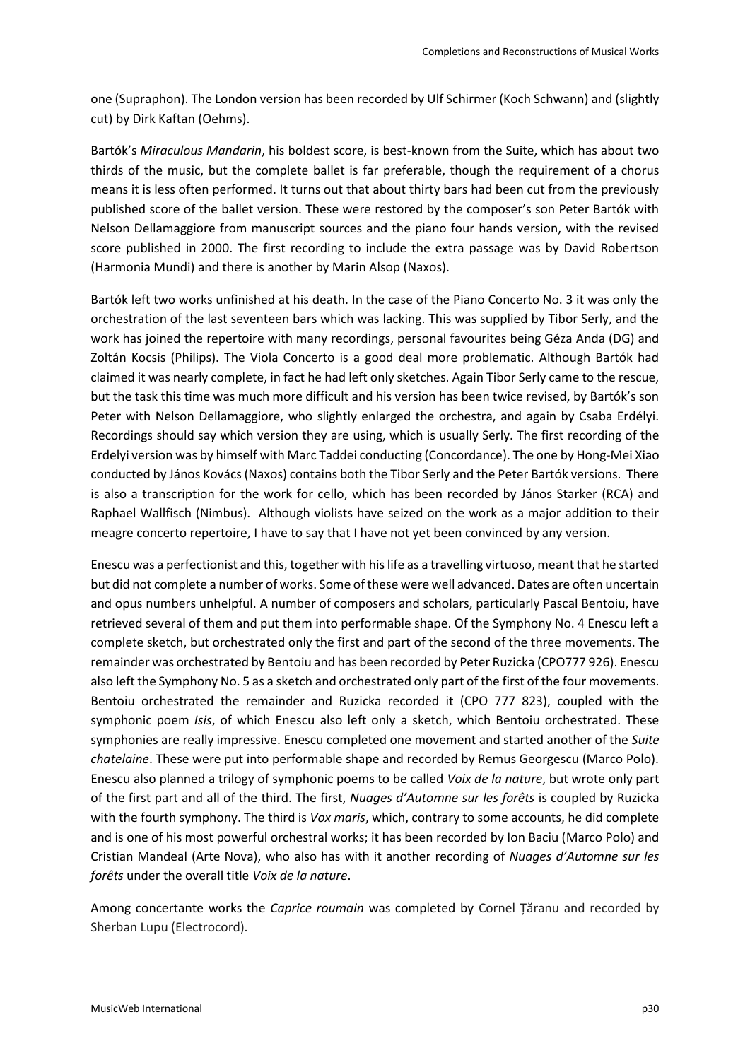one (Supraphon). The London version has been recorded by Ulf Schirmer (Koch Schwann) and (slightly cut) by Dirk Kaftan (Oehms).

Bartók's *Miraculous Mandarin*, his boldest score, is best-known from the Suite, which has about two thirds of the music, but the complete ballet is far preferable, though the requirement of a chorus means it is less often performed. It turns out that about thirty bars had been cut from the previously published score of the ballet version. These were restored by the composer's son Peter Bartók with Nelson Dellamaggiore from manuscript sources and the piano four hands version, with the revised score published in 2000. The first recording to include the extra passage was by David Robertson (Harmonia Mundi) and there is another by Marin Alsop (Naxos).

Bartók left two works unfinished at his death. In the case of the Piano Concerto No. 3 it was only the orchestration of the last seventeen bars which was lacking. This was supplied by Tibor Serly, and the work has joined the repertoire with many recordings, personal favourites being Géza Anda (DG) and Zoltán Kocsis (Philips). The Viola Concerto is a good deal more problematic. Although Bartók had claimed it was nearly complete, in fact he had left only sketches. Again Tibor Serly came to the rescue, but the task this time was much more difficult and his version has been twice revised, by Bartók's son Peter with Nelson Dellamaggiore, who slightly enlarged the orchestra, and again by Csaba Erdélyi. Recordings should say which version they are using, which is usually Serly. The first recording of the Erdelyi version was by himself with Marc Taddei conducting (Concordance). The one by Hong-Mei Xiao conducted by János Kovács (Naxos) contains both the Tibor Serly and the Peter Bartók versions. There is also a transcription for the work for cello, which has been recorded by János Starker (RCA) and Raphael Wallfisch (Nimbus). Although violists have seized on the work as a major addition to their meagre concerto repertoire, I have to say that I have not yet been convinced by any version.

Enescu was a perfectionist and this, together with his life as a travelling virtuoso, meant that he started but did not complete a number of works. Some of these were well advanced. Dates are often uncertain and opus numbers unhelpful. A number of composers and scholars, particularly Pascal Bentoiu, have retrieved several of them and put them into performable shape. Of the Symphony No. 4 Enescu left a complete sketch, but orchestrated only the first and part of the second of the three movements. The remainder was orchestrated by Bentoiu and has been recorded by Peter Ruzicka (CPO777 926). Enescu also left the Symphony No. 5 as a sketch and orchestrated only part of the first of the four movements. Bentoiu orchestrated the remainder and Ruzicka recorded it (CPO 777 823), coupled with the symphonic poem *Isis*, of which Enescu also left only a sketch, which Bentoiu orchestrated. These symphonies are really impressive. Enescu completed one movement and started another of the *Suite chatelaine*. These were put into performable shape and recorded by Remus Georgescu (Marco Polo). Enescu also planned a trilogy of symphonic poems to be called *Voix de la nature*, but wrote only part of the first part and all of the third. The first, *Nuages d'Automne sur les forêts* is coupled by Ruzicka with the fourth symphony. The third is *Vox maris*, which, contrary to some accounts, he did complete and is one of his most powerful orchestral works; it has been recorded by Ion Baciu (Marco Polo) and Cristian Mandeal (Arte Nova), who also has with it another recording of *Nuages d'Automne sur les forêts* under the overall title *Voix de la nature*.

Among concertante works the *Caprice roumain* was completed by Cornel Țăranu and recorded by Sherban Lupu (Electrocord).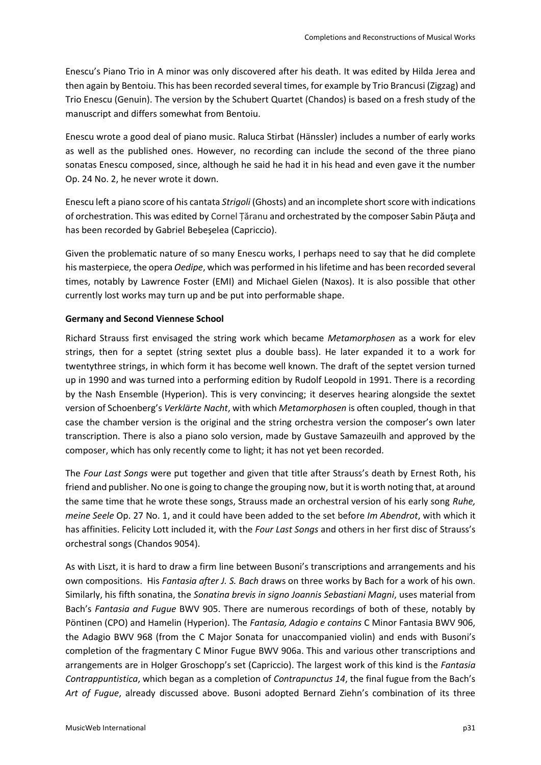Enescu's Piano Trio in A minor was only discovered after his death. It was edited by Hilda Jerea and then again by Bentoiu. This has been recorded several times, for example by Trio Brancusi (Zigzag) and Trio Enescu (Genuin). The version by the Schubert Quartet (Chandos) is based on a fresh study of the manuscript and differs somewhat from Bentoiu.

Enescu wrote a good deal of piano music. Raluca Stirbat (Hänssler) includes a number of early works as well as the published ones. However, no recording can include the second of the three piano sonatas Enescu composed, since, although he said he had it in his head and even gave it the number Op. 24 No. 2, he never wrote it down.

Enescu left a piano score of his cantata *Strigoli* (Ghosts) and an incomplete short score with indications of orchestration. This was edited by Cornel Țăranu and orchestrated by the composer Sabin Păuţa and has been recorded by Gabriel Bebeşelea (Capriccio).

Given the problematic nature of so many Enescu works, I perhaps need to say that he did complete his masterpiece, the opera *Oedipe*, which was performed in his lifetime and has been recorded several times, notably by Lawrence Foster (EMI) and Michael Gielen (Naxos). It is also possible that other currently lost works may turn up and be put into performable shape.

**Germany and Second Viennese School**

Richard Strauss first envisaged the string work which became *Metamorphosen* as a work for elev strings, then for a septet (string sextet plus a double bass). He later expanded it to a work for twentythree strings, in which form it has become well known. The draft of the septet version turned up in 1990 and was turned into a performing edition by Rudolf Leopold in 1991. There is a recording by the Nash Ensemble (Hyperion). This is very convincing; it deserves hearing alongside the sextet version of Schoenberg's *Verklärte Nacht*, with which *Metamorphosen* is often coupled, though in that case the chamber version is the original and the string orchestra version the composer's own later transcription. There is also a piano solo version, made by Gustave Samazeuilh and approved by the composer, which has only recently come to light; it has not yet been recorded.

The *Four Last Songs* were put together and given that title after Strauss's death by Ernest Roth, his friend and publisher. No one is going to change the grouping now, but it is worth noting that, at around the same time that he wrote these songs, Strauss made an orchestral version of his early song *Ruhe, meine Seele* Op. 27 No. 1, and it could have been added to the set before *Im Abendrot*, with which it has affinities. Felicity Lott included it, with the *Four Last Songs* and others in her first disc of Strauss's orchestral songs (Chandos 9054).

As with Liszt, it is hard to draw a firm line between Busoni's transcriptions and arrangements and his own compositions. His *Fantasia after J. S. Bach* draws on three works by Bach for a work of his own. Similarly, his fifth sonatina, the *Sonatina brevis in signo Joannis Sebastiani Magni*, uses material from Bach's *Fantasia and Fugue* BWV 905. There are numerous recordings of both of these, notably by Pöntinen (CPO) and Hamelin (Hyperion). The *Fantasia, Adagio e contains* C Minor Fantasia BWV 906, the Adagio BWV 968 (from the C Major Sonata for unaccompanied violin) and ends with Busoni's completion of the fragmentary C Minor Fugue BWV 906a. This and various other transcriptions and arrangements are in Holger Groschopp's set (Capriccio). The largest work of this kind is the *Fantasia Contrappuntistica*, which began as a completion of *Contrapunctus 14*, the final fugue from the Bach's *Art of Fugue*, already discussed above. Busoni adopted Bernard Ziehn's combination of its three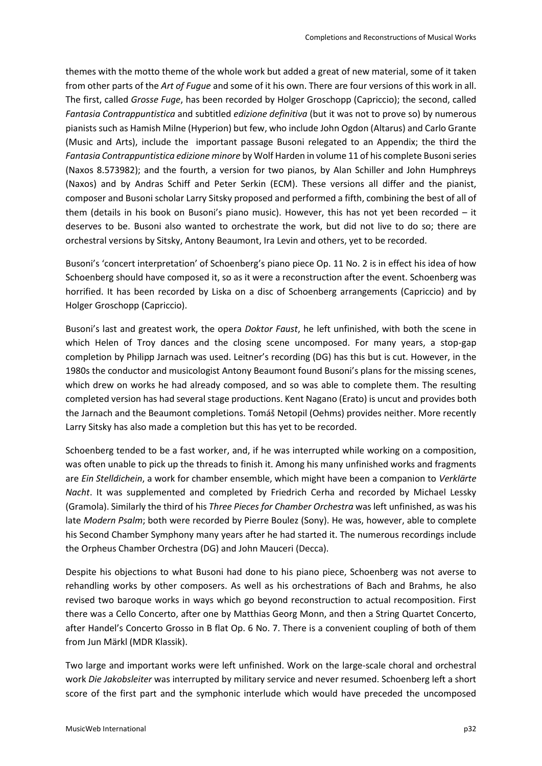themes with the motto theme of the whole work but added a great of new material, some of it taken from other parts of the *Art of Fugue* and some of it his own. There are four versions of this work in all. The first, called *Grosse Fuge*, has been recorded by Holger Groschopp (Capriccio); the second, called *Fantasia Contrappuntistica* and subtitled *edizione definitiva* (but it was not to prove so) by numerous pianists such as Hamish Milne (Hyperion) but few, who include John Ogdon (Altarus) and Carlo Grante (Music and Arts), include the important passage Busoni relegated to an Appendix; the third the *Fantasia Contrappuntistica edizione minore* by Wolf Harden in volume 11 of his complete Busoni series (Naxos 8.573982); and the fourth, a version for two pianos, by Alan Schiller and John Humphreys (Naxos) and by Andras Schiff and Peter Serkin (ECM). These versions all differ and the pianist, composer and Busoni scholar Larry Sitsky proposed and performed a fifth, combining the best of all of them (details in his book on Busoni's piano music). However, this has not yet been recorded – it deserves to be. Busoni also wanted to orchestrate the work, but did not live to do so; there are orchestral versions by Sitsky, Antony Beaumont, Ira Levin and others, yet to be recorded.

Busoni's 'concert interpretation' of Schoenberg's piano piece Op. 11 No. 2 is in effect his idea of how Schoenberg should have composed it, so as it were a reconstruction after the event. Schoenberg was horrified. It has been recorded by Liska on a disc of Schoenberg arrangements (Capriccio) and by Holger Groschopp (Capriccio).

Busoni's last and greatest work, the opera *Doktor Faust*, he left unfinished, with both the scene in which Helen of Troy dances and the closing scene uncomposed. For many years, a stop-gap completion by Philipp Jarnach was used. Leitner's recording (DG) has this but is cut. However, in the 1980s the conductor and musicologist Antony Beaumont found Busoni's plans for the missing scenes, which drew on works he had already composed, and so was able to complete them. The resulting completed version has had several stage productions. Kent Nagano (Erato) is uncut and provides both the Jarnach and the Beaumont completions. Tomáš Netopil (Oehms) provides neither. More recently Larry Sitsky has also made a completion but this has yet to be recorded.

Schoenberg tended to be a fast worker, and, if he was interrupted while working on a composition, was often unable to pick up the threads to finish it. Among his many unfinished works and fragments are *Ein Stelldichein*, a work for chamber ensemble, which might have been a companion to *Verklärte Nacht*. It was supplemented and completed by Friedrich Cerha and recorded by Michael Lessky (Gramola). Similarly the third of his *Three Pieces for Chamber Orchestra* was left unfinished, as was his late *Modern Psalm*; both were recorded by Pierre Boulez (Sony). He was, however, able to complete his Second Chamber Symphony many years after he had started it. The numerous recordings include the Orpheus Chamber Orchestra (DG) and John Mauceri (Decca).

Despite his objections to what Busoni had done to his piano piece, Schoenberg was not averse to rehandling works by other composers. As well as his orchestrations of Bach and Brahms, he also revised two baroque works in ways which go beyond reconstruction to actual recomposition. First there was a Cello Concerto, after one by Matthias Georg Monn, and then a String Quartet Concerto, after Handel's Concerto Grosso in B flat Op. 6 No. 7. There is a convenient coupling of both of them from Jun Märkl (MDR Klassik).

Two large and important works were left unfinished. Work on the large-scale choral and orchestral work *Die Jakobsleiter* was interrupted by military service and never resumed. Schoenberg left a short score of the first part and the symphonic interlude which would have preceded the uncomposed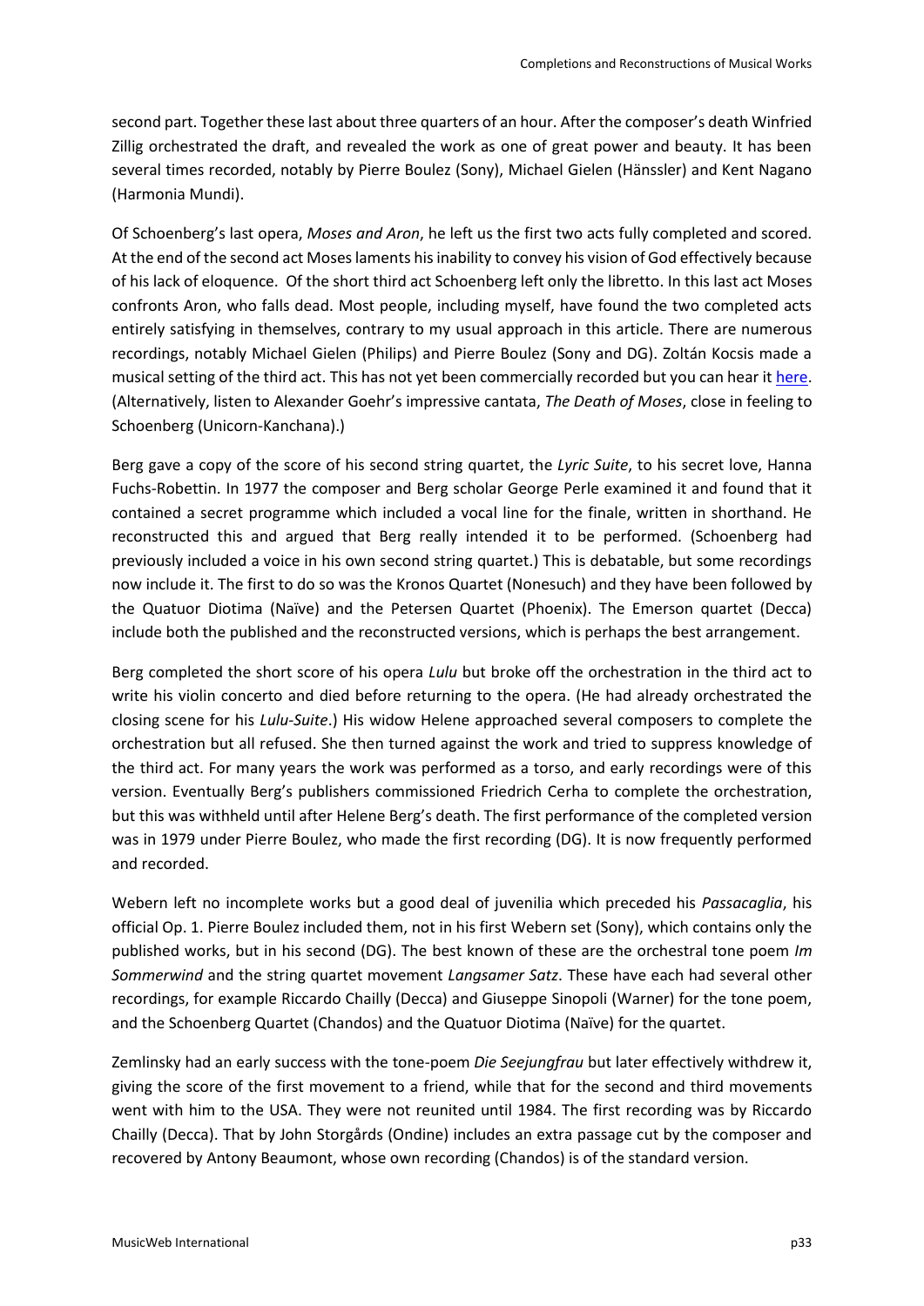second part. Together these last about three quarters of an hour. After the composer's death Winfried Zillig orchestrated the draft, and revealed the work as one of great power and beauty. It has been several times recorded, notably by Pierre Boulez (Sony), Michael Gielen (Hänssler) and Kent Nagano (Harmonia Mundi).

Of Schoenberg's last opera, *Moses and Aron*, he left us the first two acts fully completed and scored. At the end of the second act Moses laments his inability to convey his vision of God effectively because of his lack of eloquence. Of the short third act Schoenberg left only the libretto. In this last act Moses confronts Aron, who falls dead. Most people, including myself, have found the two completed acts entirely satisfying in themselves, contrary to my usual approach in this article. There are numerous recordings, notably Michael Gielen (Philips) and Pierre Boulez (Sony and DG). Zoltán Kocsis made a musical setting of the third act. This has not yet been commercially recorded but you can hear it here. (Alternatively, listen to Alexander Goehr's impressive cantata, *The Death of Moses*, close in feeling to Schoenberg (Unicorn-Kanchana).)

Berg gave a copy of the score of his second string quartet, the *Lyric Suite*, to his secret love, Hanna Fuchs-Robettin. In 1977 the composer and Berg scholar George Perle examined it and found that it contained a secret programme which included a vocal line for the finale, written in shorthand. He reconstructed this and argued that Berg really intended it to be performed. (Schoenberg had previously included a voice in his own second string quartet.) This is debatable, but some recordings now include it. The first to do so was the Kronos Quartet (Nonesuch) and they have been followed by the Quatuor Diotima (Naïve) and the Petersen Quartet (Phoenix). The Emerson quartet (Decca) include both the published and the reconstructed versions, which is perhaps the best arrangement.

Berg completed the short score of his opera *Lulu* but broke off the orchestration in the third act to write his violin concerto and died before returning to the opera. (He had already orchestrated the closing scene for his *Lulu-Suite*.) His widow Helene approached several composers to complete the orchestration but all refused. She then turned against the work and tried to suppress knowledge of the third act. For many years the work was performed as a torso, and early recordings were of this version. Eventually Berg's publishers commissioned Friedrich Cerha to complete the orchestration, but this was withheld until after Helene Berg's death. The first performance of the completed version was in 1979 under Pierre Boulez, who made the first recording (DG). It is now frequently performed and recorded.

Webern left no incomplete works but a good deal of juvenilia which preceded his *Passacaglia*, his official Op. 1. Pierre Boulez included them, not in his first Webern set (Sony), which contains only the published works, but in his second (DG). The best known of these are the orchestral tone poem *Im Sommerwind* and the string quartet movement *Langsamer Satz*. These have each had several other recordings, for example Riccardo Chailly (Decca) and Giuseppe Sinopoli (Warner) for the tone poem, and the Schoenberg Quartet (Chandos) and the Quatuor Diotima (Naïve) for the quartet.

Zemlinsky had an early success with the tone-poem *Die Seejungfrau* but later effectively withdrew it, giving the score of the first movement to a friend, while that for the second and third movements went with him to the USA. They were not reunited until 1984. The first recording was by Riccardo Chailly (Decca). That by John Storgårds (Ondine) includes an extra passage cut by the composer and recovered by Antony Beaumont, whose own recording (Chandos) is of the standard version.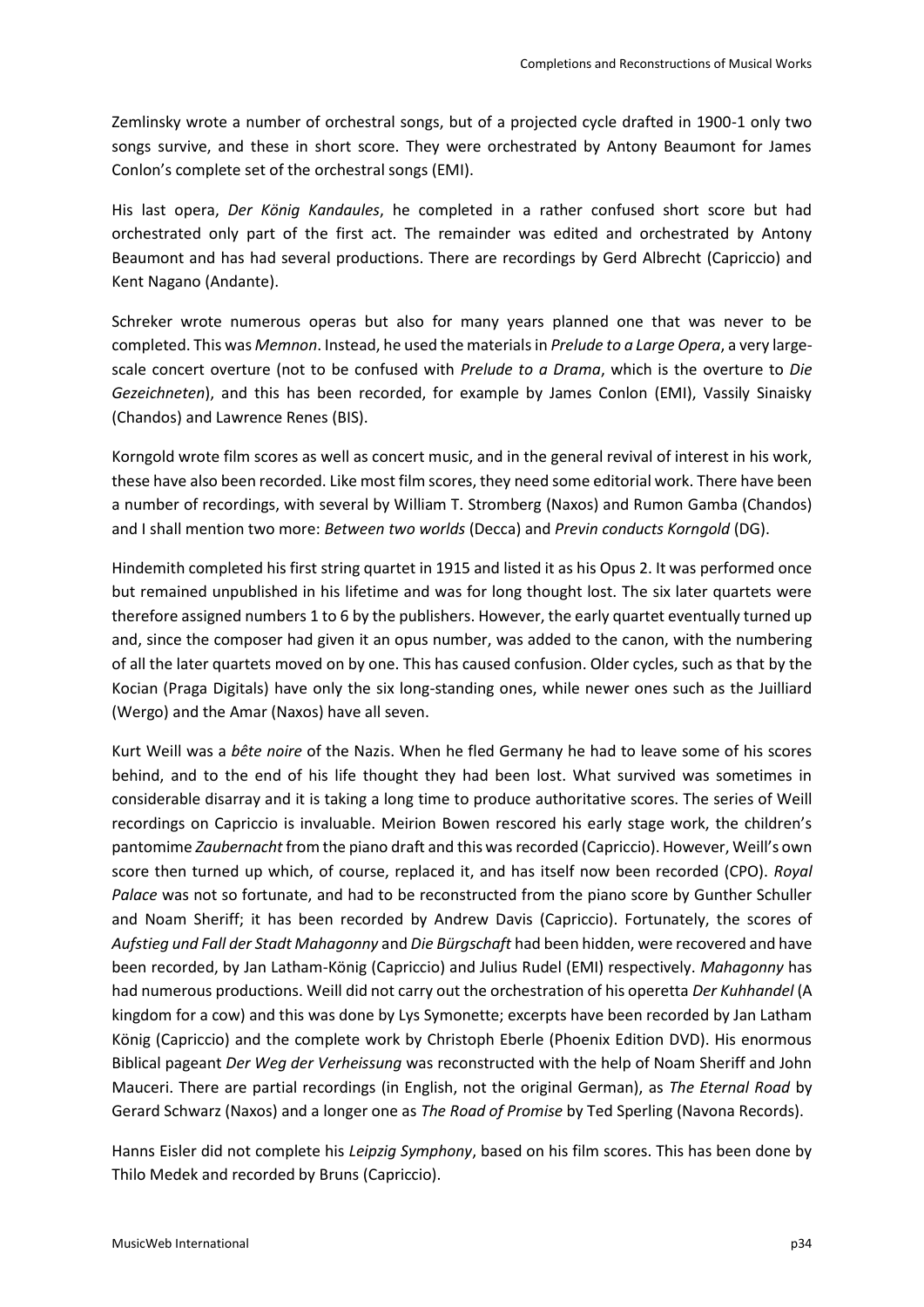Zemlinsky wrote a number of orchestral songs, but of a projected cycle drafted in 1900-1 only two songs survive, and these in short score. They were orchestrated by Antony Beaumont for James Conlon's complete set of the orchestral songs (EMI).

His last opera, *Der König Kandaules*, he completed in a rather confused short score but had orchestrated only part of the first act. The remainder was edited and orchestrated by Antony Beaumont and has had several productions. There are recordings by Gerd Albrecht (Capriccio) and Kent Nagano (Andante).

Schreker wrote numerous operas but also for many years planned one that was never to be completed. This was *Memnon*. Instead, he used the materials in *Prelude to a Large Opera*, a very large-scale concert overture (not to be confused with *Prelude to a Drama*, which is the overture to *Die Gezeichneten*), and this has been recorded, for example by James Conlon (EMI), Vassily Sinaisky (Chandos) and Lawrence Renes (BIS).

Korngold wrote film scores as well as concert music, and in the general revival of interest in his work, these have also been recorded. Like most film scores, they need some editorial work. There have been a number of recordings, with several by William T. Stromberg (Naxos) and Rumon Gamba (Chandos) and I shall mention two more: *Between two worlds* (Decca) and *Previn conducts Korngold* (DG).

Hindemith completed his first string quartet in 1915 and listed it as his Opus 2. It was performed once but remained unpublished in his lifetime and was for long thought lost. The six later quartets were therefore assigned numbers 1 to 6 by the publishers. However, the early quartet eventually turned up and, since the composer had given it an opus number, was added to the canon, with the numbering of all the later quartets moved on by one. This has caused confusion. Older cycles, such as that by the Kocian (Praga Digitals) have only the six long-standing ones, while newer ones such as the Juilliard (Wergo) and the Amar (Naxos) have all seven.

Kurt Weill was a *bête noire* of the Nazis. When he fled Germany he had to leave some of his scores behind, and to the end of his life thought they had been lost. What survived was sometimes in considerable disarray and it is taking a long time to produce authoritative scores. The series of Weill recordings on Capriccio is invaluable. Meirion Bowen rescored his early stage work, the children's pantomime *Zaubernacht* from the piano draft and this was recorded (Capriccio). However, Weill's own score then turned up which, of course, replaced it, and has itself now been recorded (CPO). *Royal Palace* was not so fortunate, and had to be reconstructed from the piano score by Gunther Schuller and Noam Sheriff; it has been recorded by Andrew Davis (Capriccio). Fortunately, the scores of *Aufstieg und Fall der Stadt Mahagonny* and *Die Bürgschaft* had been hidden, were recovered and have been recorded, by Jan Latham-König (Capriccio) and Julius Rudel (EMI) respectively. *Mahagonny* has had numerous productions. Weill did not carry out the orchestration of his operetta *Der Kuhhandel* (A kingdom for a cow) and this was done by Lys Symonette; excerpts have been recorded by Jan Latham König (Capriccio) and the complete work by Christoph Eberle (Phoenix Edition DVD). His enormous Biblical pageant *Der Weg der Verheissung* was reconstructed with the help of Noam Sheriff and John Mauceri. There are partial recordings (in English, not the original German), as *The Eternal Road* by Gerard Schwarz (Naxos) and a longer one as *The Road of Promise* by Ted Sperling (Navona Records).

Hanns Eisler did not complete his *Leipzig Symphony*, based on his film scores. This has been done by Thilo Medek and recorded by Bruns (Capriccio).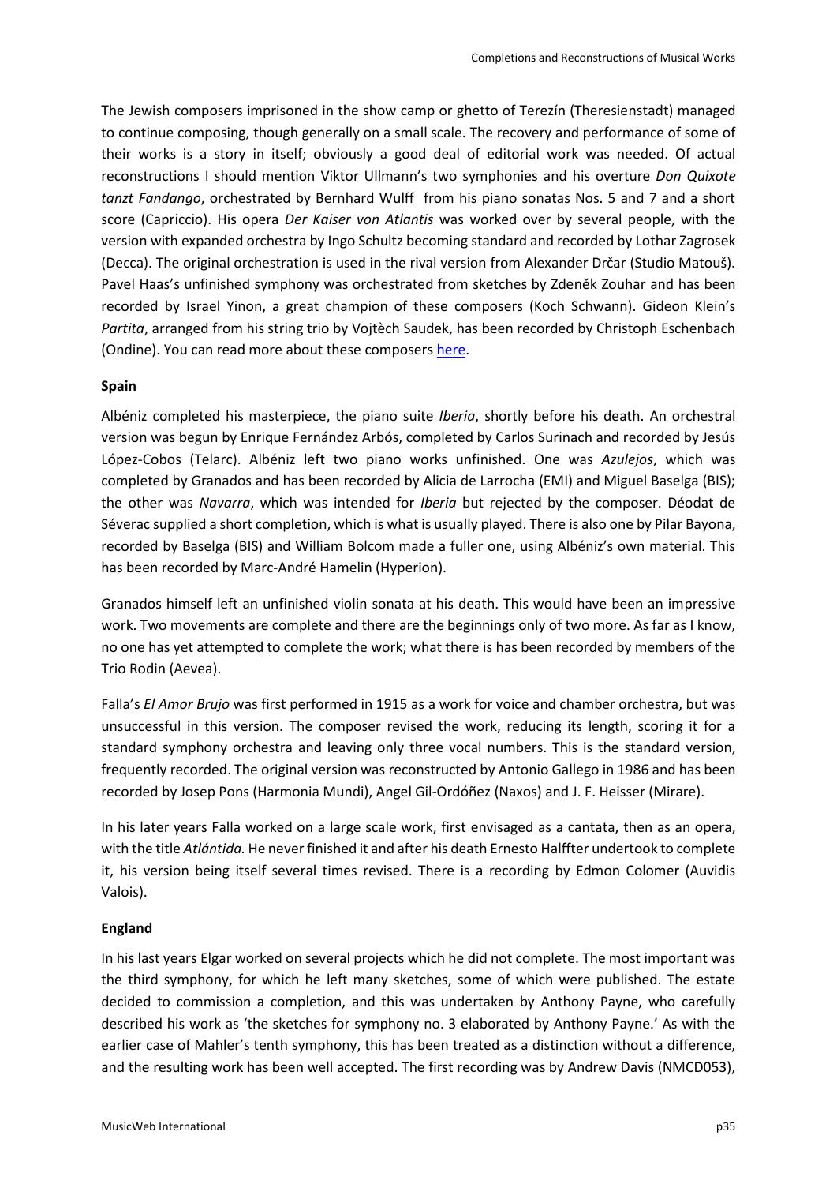The Jewish composers imprisoned in the show camp or ghetto of Terezín (Theresienstadt) managed to continue composing, though generally on a small scale. The recovery and performance of some of their works is a story in itself; obviously a good deal of editorial work was needed. Of actual reconstructions I should mention Viktor Ullmann's two symphonies and his overture *Don Quixote tanzt Fandango*, orchestrated by Bernhard Wulff from his piano sonatas Nos. 5 and 7 and a short score (Capriccio). His opera *Der Kaiser von Atlantis* was worked over by several people, with the version with expanded orchestra by Ingo Schultz becoming standard and recorded by Lothar Zagrosek (Decca). The original orchestration is used in the rival version from Alexander Drčar (Studio Matouš). Pavel Haas's unfinished symphony was orchestrated from sketches by Zdeněk Zouhar and has been recorded by Israel Yinon, a great champion of these composers (Koch Schwann). Gideon Klein's *Partita*, arranged from his string trio by Vojtèch Saudek, has been recorded by Christoph Eschenbach (Ondine). You can read more about these composers here.

**Spain**

Albéniz completed his masterpiece, the piano suite *Iberia*, shortly before his death. An orchestral version was begun by Enrique Fernández Arbós, completed by Carlos Surinach and recorded by Jesús López-Cobos (Telarc). Albéniz left two piano works unfinished. One was *Azulejos*, which was completed by Granados and has been recorded by Alicia de Larrocha (EMI) and Miguel Baselga (BIS); the other was *Navarra*, which was intended for *Iberia* but rejected by the composer. Déodat de Séverac supplied a short completion, which is what is usually played. There is also one by Pilar Bayona, recorded by Baselga (BIS) and William Bolcom made a fuller one, using Albéniz's own material. This has been recorded by Marc-André Hamelin (Hyperion).

Granados himself left an unfinished violin sonata at his death. This would have been an impressive work. Two movements are complete and there are the beginnings only of two more. As far as I know, no one has yet attempted to complete the work; what there is has been recorded by members of the Trio Rodin (Aevea).

Falla's *El Amor Brujo* was first performed in 1915 as a work for voice and chamber orchestra, but was unsuccessful in this version. The composer revised the work, reducing its length, scoring it for a standard symphony orchestra and leaving only three vocal numbers. This is the standard version, frequently recorded. The original version was reconstructed by Antonio Gallego in 1986 and has been recorded by Josep Pons (Harmonia Mundi), Angel Gil-Ordóñez (Naxos) and J. F. Heisser (Mirare).

In his later years Falla worked on a large scale work, first envisaged as a cantata, then as an opera, with the title *Atlántida.* He never finished it and after his death Ernesto Halffter undertook to complete it, his version being itself several times revised. There is a recording by Edmon Colomer (Auvidis Valois).

**England**

In his last years Elgar worked on several projects which he did not complete. The most important was the third symphony, for which he left many sketches, some of which were published. The estate decided to commission a completion, and this was undertaken by Anthony Payne, who carefully described his work as 'the sketches for symphony no. 3 elaborated by Anthony Payne.' As with the earlier case of Mahler's tenth symphony, this has been treated as a distinction without a difference, and the resulting work has been well accepted. The first recording was by Andrew Davis (NMCD053),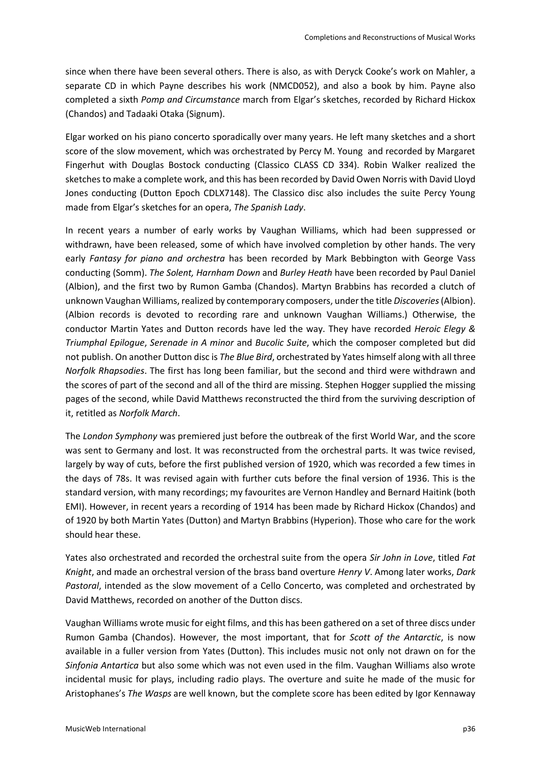since when there have been several others. There is also, as with Deryck Cooke's work on Mahler, a separate CD in which Payne describes his work (NMCD052), and also a book by him. Payne also completed a sixth *Pomp and Circumstance* march from Elgar's sketches, recorded by Richard Hickox (Chandos) and Tadaaki Otaka (Signum).

Elgar worked on his piano concerto sporadically over many years. He left many sketches and a short score of the slow movement, which was orchestrated by Percy M. Young and recorded by Margaret Fingerhut with Douglas Bostock conducting (Classico CLASS CD 334). Robin Walker realized the sketches to make a complete work, and this has been recorded by David Owen Norris with David Lloyd Jones conducting (Dutton Epoch CDLX7148). The Classico disc also includes the suite Percy Young made from Elgar's sketches for an opera, *The Spanish Lady*.

In recent years a number of early works by Vaughan Williams, which had been suppressed or withdrawn, have been released, some of which have involved completion by other hands. The very early *Fantasy for piano and orchestra* has been recorded by Mark Bebbington with George Vass conducting (Somm). *The Solent, Harnham Down* and *Burley Heath* have been recorded by Paul Daniel (Albion), and the first two by Rumon Gamba (Chandos). Martyn Brabbins has recorded a clutch of unknown Vaughan Williams, realized by contemporary composers, under the title *Discoveries* (Albion). (Albion records is devoted to recording rare and unknown Vaughan Williams.) Otherwise, the conductor Martin Yates and Dutton records have led the way. They have recorded *Heroic Elegy & Triumphal Epilogue*, *Serenade in A minor* and *Bucolic Suite*, which the composer completed but did not publish. On another Dutton disc is *The Blue Bird*, orchestrated by Yates himself along with all three *Norfolk Rhapsodies*. The first has long been familiar, but the second and third were withdrawn and the scores of part of the second and all of the third are missing. Stephen Hogger supplied the missing pages of the second, while David Matthews reconstructed the third from the surviving description of it, retitled as *Norfolk March*.

The *London Symphony* was premiered just before the outbreak of the first World War, and the score was sent to Germany and lost. It was reconstructed from the orchestral parts. It was twice revised, largely by way of cuts, before the first published version of 1920, which was recorded a few times in the days of 78s. It was revised again with further cuts before the final version of 1936. This is the standard version, with many recordings; my favourites are Vernon Handley and Bernard Haitink (both EMI). However, in recent years a recording of 1914 has been made by Richard Hickox (Chandos) and of 1920 by both Martin Yates (Dutton) and Martyn Brabbins (Hyperion). Those who care for the work should hear these.

Yates also orchestrated and recorded the orchestral suite from the opera *Sir John in Love*, titled *Fat Knight*, and made an orchestral version of the brass band overture *Henry V*. Among later works, *Dark Pastoral*, intended as the slow movement of a Cello Concerto, was completed and orchestrated by David Matthews, recorded on another of the Dutton discs.

Vaughan Williams wrote music for eight films, and this has been gathered on a set of three discs under Rumon Gamba (Chandos). However, the most important, that for *Scott of the Antarctic*, is now available in a fuller version from Yates (Dutton). This includes music not only not drawn on for the *Sinfonia Antartica* but also some which was not even used in the film. Vaughan Williams also wrote incidental music for plays, including radio plays. The overture and suite he made of the music for Aristophanes's *The Wasps* are well known, but the complete score has been edited by Igor Kennaway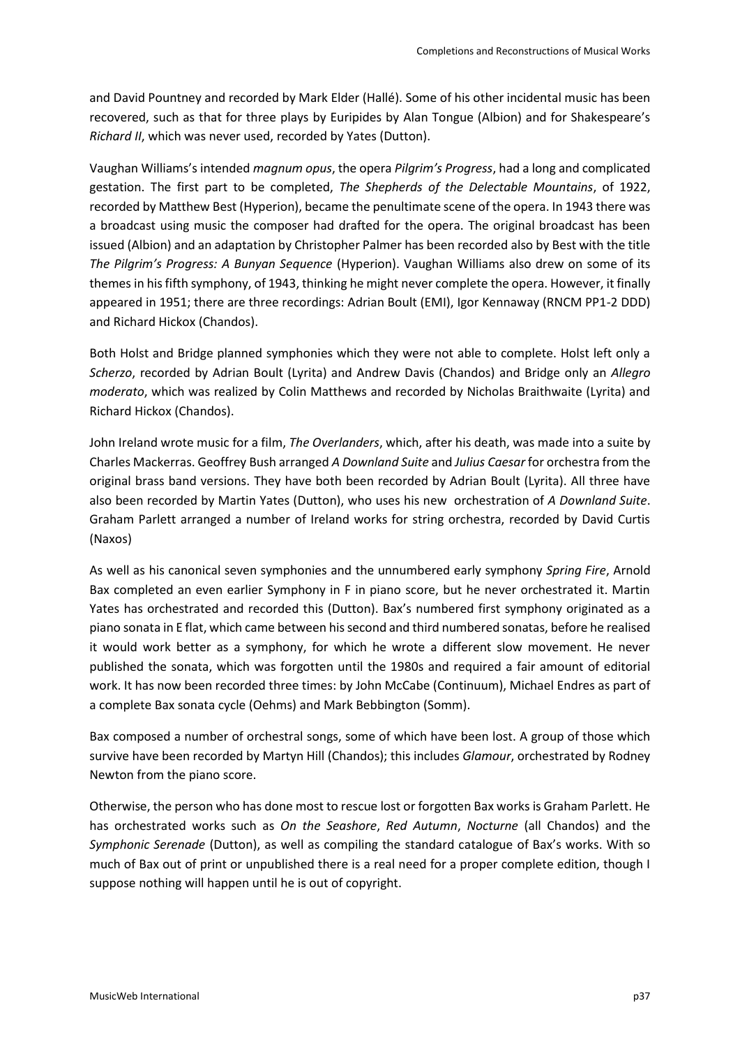and David Pountney and recorded by Mark Elder (Hallé). Some of his other incidental music has been recovered, such as that for three plays by Euripides by Alan Tongue (Albion) and for Shakespeare's *Richard II*, which was never used, recorded by Yates (Dutton).

Vaughan Williams's intended *magnum opus*, the opera *Pilgrim's Progress*, had a long and complicated gestation. The first part to be completed, *The Shepherds of the Delectable Mountains*, of 1922, recorded by Matthew Best (Hyperion), became the penultimate scene of the opera. In 1943 there was a broadcast using music the composer had drafted for the opera. The original broadcast has been issued (Albion) and an adaptation by Christopher Palmer has been recorded also by Best with the title *The Pilgrim's Progress: A Bunyan Sequence* (Hyperion). Vaughan Williams also drew on some of its themes in his fifth symphony, of 1943, thinking he might never complete the opera. However, it finally appeared in 1951; there are three recordings: Adrian Boult (EMI), Igor Kennaway (RNCM PP1-2 DDD) and Richard Hickox (Chandos).

Both Holst and Bridge planned symphonies which they were not able to complete. Holst left only a *Scherzo*, recorded by Adrian Boult (Lyrita) and Andrew Davis (Chandos) and Bridge only an *Allegro moderato*, which was realized by Colin Matthews and recorded by Nicholas Braithwaite (Lyrita) and Richard Hickox (Chandos).

John Ireland wrote music for a film, *The Overlanders*, which, after his death, was made into a suite by Charles Mackerras. Geoffrey Bush arranged *A Downland Suite* and *Julius Caesar* for orchestra from the original brass band versions. They have both been recorded by Adrian Boult (Lyrita). All three have also been recorded by Martin Yates (Dutton), who uses his new orchestration of *A Downland Suite*. Graham Parlett arranged a number of Ireland works for string orchestra, recorded by David Curtis (Naxos)

As well as his canonical seven symphonies and the unnumbered early symphony *Spring Fire*, Arnold Bax completed an even earlier Symphony in F in piano score, but he never orchestrated it. Martin Yates has orchestrated and recorded this (Dutton). Bax's numbered first symphony originated as a piano sonata in E flat, which came between his second and third numbered sonatas, before he realised it would work better as a symphony, for which he wrote a different slow movement. He never published the sonata, which was forgotten until the 1980s and required a fair amount of editorial work. It has now been recorded three times: by John McCabe (Continuum), Michael Endres as part of a complete Bax sonata cycle (Oehms) and Mark Bebbington (Somm).

Bax composed a number of orchestral songs, some of which have been lost. A group of those which survive have been recorded by Martyn Hill (Chandos); this includes *Glamour*, orchestrated by Rodney Newton from the piano score.

Otherwise, the person who has done most to rescue lost or forgotten Bax works is Graham Parlett. He has orchestrated works such as *On the Seashore*, *Red Autumn*, *Nocturne* (all Chandos) and the *Symphonic Serenade* (Dutton), as well as compiling the standard catalogue of Bax's works. With so much of Bax out of print or unpublished there is a real need for a proper complete edition, though I suppose nothing will happen until he is out of copyright.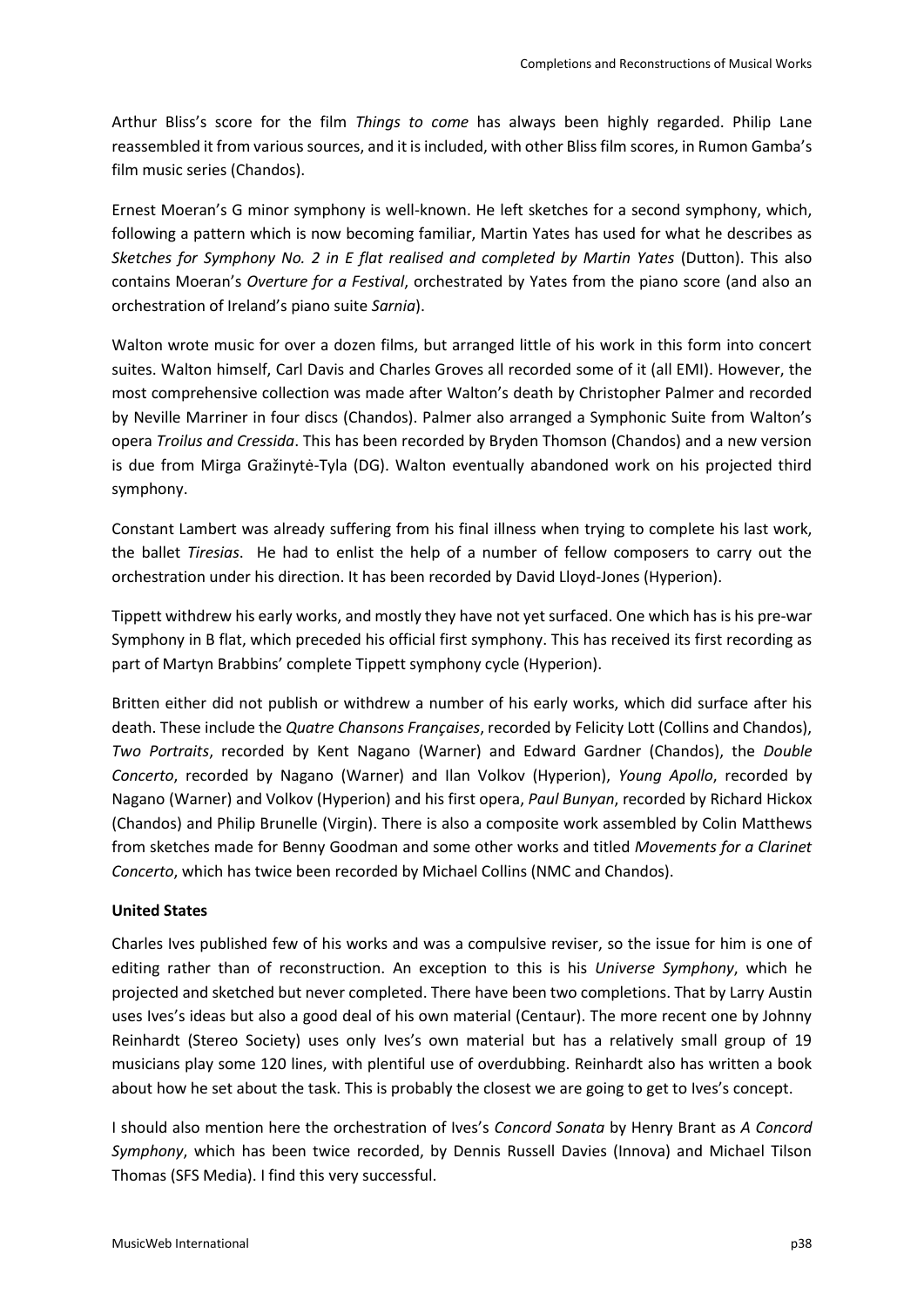Arthur Bliss's score for the film *Things to come* has always been highly regarded. Philip Lane reassembled it from various sources, and it is included, with other Bliss film scores, in Rumon Gamba's film music series (Chandos).

Ernest Moeran's G minor symphony is well-known. He left sketches for a second symphony, which, following a pattern which is now becoming familiar, Martin Yates has used for what he describes as *Sketches for Symphony No. 2 in E flat realised and completed by Martin Yates* (Dutton). This also contains Moeran's *Overture for a Festival*, orchestrated by Yates from the piano score (and also an orchestration of Ireland's piano suite *Sarnia*).

Walton wrote music for over a dozen films, but arranged little of his work in this form into concert suites. Walton himself, Carl Davis and Charles Groves all recorded some of it (all EMI). However, the most comprehensive collection was made after Walton's death by Christopher Palmer and recorded by Neville Marriner in four discs (Chandos). Palmer also arranged a Symphonic Suite from Walton's opera *Troilus and Cressida*. This has been recorded by Bryden Thomson (Chandos) and a new version is due from Mirga Gražinytė-Tyla (DG). Walton eventually abandoned work on his projected third symphony.

Constant Lambert was already suffering from his final illness when trying to complete his last work, the ballet *Tiresias*. He had to enlist the help of a number of fellow composers to carry out the orchestration under his direction. It has been recorded by David Lloyd-Jones (Hyperion).

Tippett withdrew his early works, and mostly they have not yet surfaced. One which has is his pre-war Symphony in B flat, which preceded his official first symphony. This has received its first recording as part of Martyn Brabbins' complete Tippett symphony cycle (Hyperion).

Britten either did not publish or withdrew a number of his early works, which did surface after his death. These include the *Quatre Chansons Françaises*, recorded by Felicity Lott (Collins and Chandos), *Two Portraits*, recorded by Kent Nagano (Warner) and Edward Gardner (Chandos), the *Double Concerto*, recorded by Nagano (Warner) and Ilan Volkov (Hyperion), *Young Apollo*, recorded by Nagano (Warner) and Volkov (Hyperion) and his first opera, *Paul Bunyan*, recorded by Richard Hickox (Chandos) and Philip Brunelle (Virgin). There is also a composite work assembled by Colin Matthews from sketches made for Benny Goodman and some other works and titled *Movements for a Clarinet Concerto*, which has twice been recorded by Michael Collins (NMC and Chandos).

**United States**

Charles Ives published few of his works and was a compulsive reviser, so the issue for him is one of editing rather than of reconstruction. An exception to this is his *Universe Symphony*, which he projected and sketched but never completed. There have been two completions. That by Larry Austin uses Ives's ideas but also a good deal of his own material (Centaur). The more recent one by Johnny Reinhardt (Stereo Society) uses only Ives's own material but has a relatively small group of 19 musicians play some 120 lines, with plentiful use of overdubbing. Reinhardt also has written a book about how he set about the task. This is probably the closest we are going to get to Ives's concept.

I should also mention here the orchestration of Ives's *Concord Sonata* by Henry Brant as *A Concord Symphony*, which has been twice recorded, by Dennis Russell Davies (Innova) and Michael Tilson Thomas (SFS Media). I find this very successful.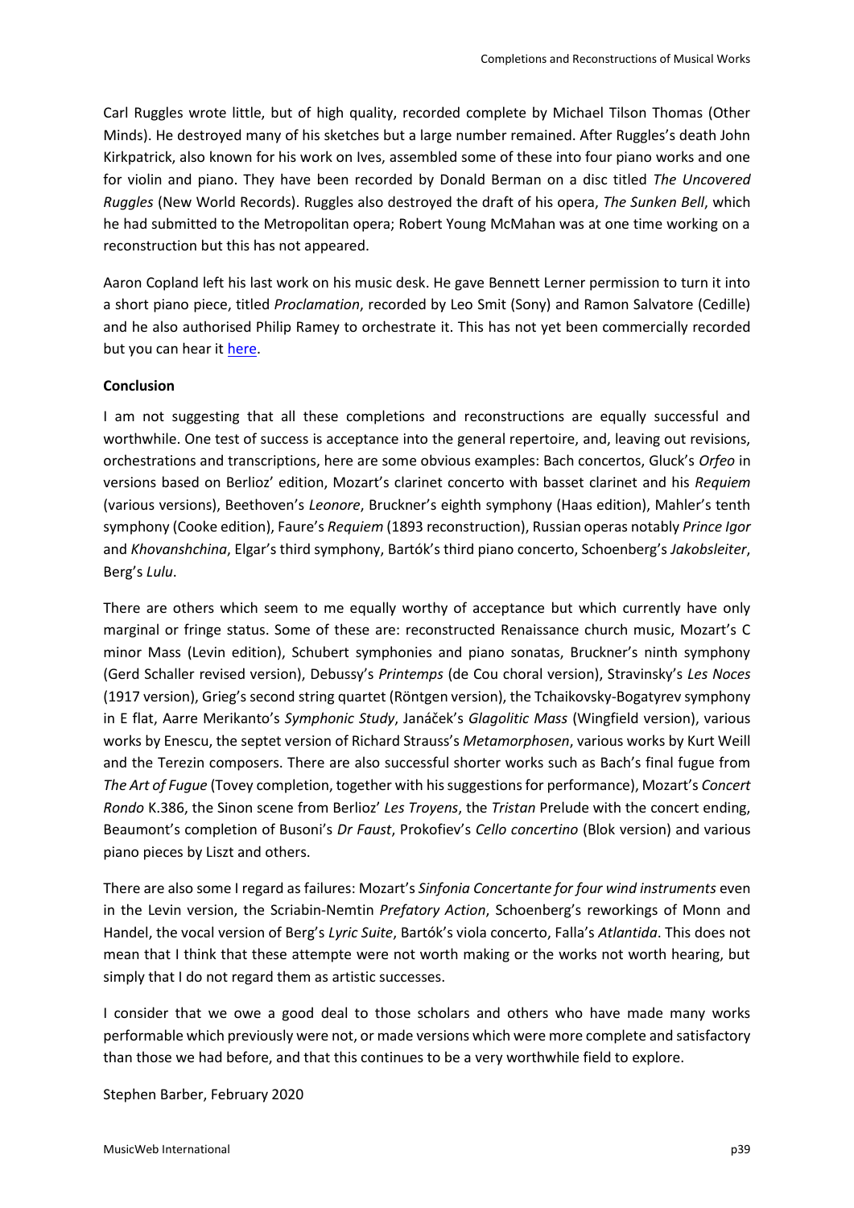Carl Ruggles wrote little, but of high quality, recorded complete by Michael Tilson Thomas (Other Minds). He destroyed many of his sketches but a large number remained. After Ruggles's death John Kirkpatrick, also known for his work on Ives, assembled some of these into four piano works and one for violin and piano. They have been recorded by Donald Berman on a disc titled *The Uncovered Ruggles* (New World Records). Ruggles also destroyed the draft of his opera, *The Sunken Bell*, which he had submitted to the Metropolitan opera; Robert Young McMahan was at one time working on a reconstruction but this has not appeared.

Aaron Copland left his last work on his music desk. He gave Bennett Lerner permission to turn it into a short piano piece, titled *Proclamation*, recorded by Leo Smit (Sony) and Ramon Salvatore (Cedille) and he also authorised Philip Ramey to orchestrate it. This has not yet been commercially recorded but you can hear it here.

**Conclusion**

I am not suggesting that all these completions and reconstructions are equally successful and worthwhile. One test of success is acceptance into the general repertoire, and, leaving out revisions, orchestrations and transcriptions, here are some obvious examples: Bach concertos, Gluck's *Orfeo* in versions based on Berlioz' edition, Mozart's clarinet concerto with basset clarinet and his *Requiem* (various versions), Beethoven's *Leonore*, Bruckner's eighth symphony (Haas edition), Mahler's tenth symphony (Cooke edition), Faure's *Requiem* (1893 reconstruction), Russian operas notably *Prince Igor* and *Khovanshchina*, Elgar's third symphony, Bartók's third piano concerto, Schoenberg's *Jakobsleiter*, Berg's *Lulu*.

There are others which seem to me equally worthy of acceptance but which currently have only marginal or fringe status. Some of these are: reconstructed Renaissance church music, Mozart's C minor Mass (Levin edition), Schubert symphonies and piano sonatas, Bruckner's ninth symphony (Gerd Schaller revised version), Debussy's *Printemps* (de Cou choral version), Stravinsky's *Les Noces* (1917 version), Grieg's second string quartet (Röntgen version), the Tchaikovsky-Bogatyrev symphony in E flat, Aarre Merikanto's *Symphonic Study*, Janáček's *Glagolitic Mass* (Wingfield version), various works by Enescu, the septet version of Richard Strauss's *Metamorphosen*, various works by Kurt Weill and the Terezin composers. There are also successful shorter works such as Bach's final fugue from *The Art of Fugue* (Tovey completion, together with his suggestions for performance), Mozart's *Concert Rondo* K.386, the Sinon scene from Berlioz' *Les Troyens*, the *Tristan* Prelude with the concert ending, Beaumont's completion of Busoni's *Dr Faust*, Prokofiev's *Cello concertino* (Blok version) and various piano pieces by Liszt and others.

There are also some I regard as failures: Mozart's *Sinfonia Concertante for four wind instruments* even in the Levin version, the Scriabin-Nemtin *Prefatory Action*, Schoenberg's reworkings of Monn and Handel, the vocal version of Berg's *Lyric Suite*, Bartók's viola concerto, Falla's *Atlantida*. This does not mean that I think that these attempte were not worth making or the works not worth hearing, but simply that I do not regard them as artistic successes.

I consider that we owe a good deal to those scholars and others who have made many works performable which previously were not, or made versions which were more complete and satisfactory than those we had before, and that this continues to be a very worthwhile field to explore.

Stephen Barber, February 2020